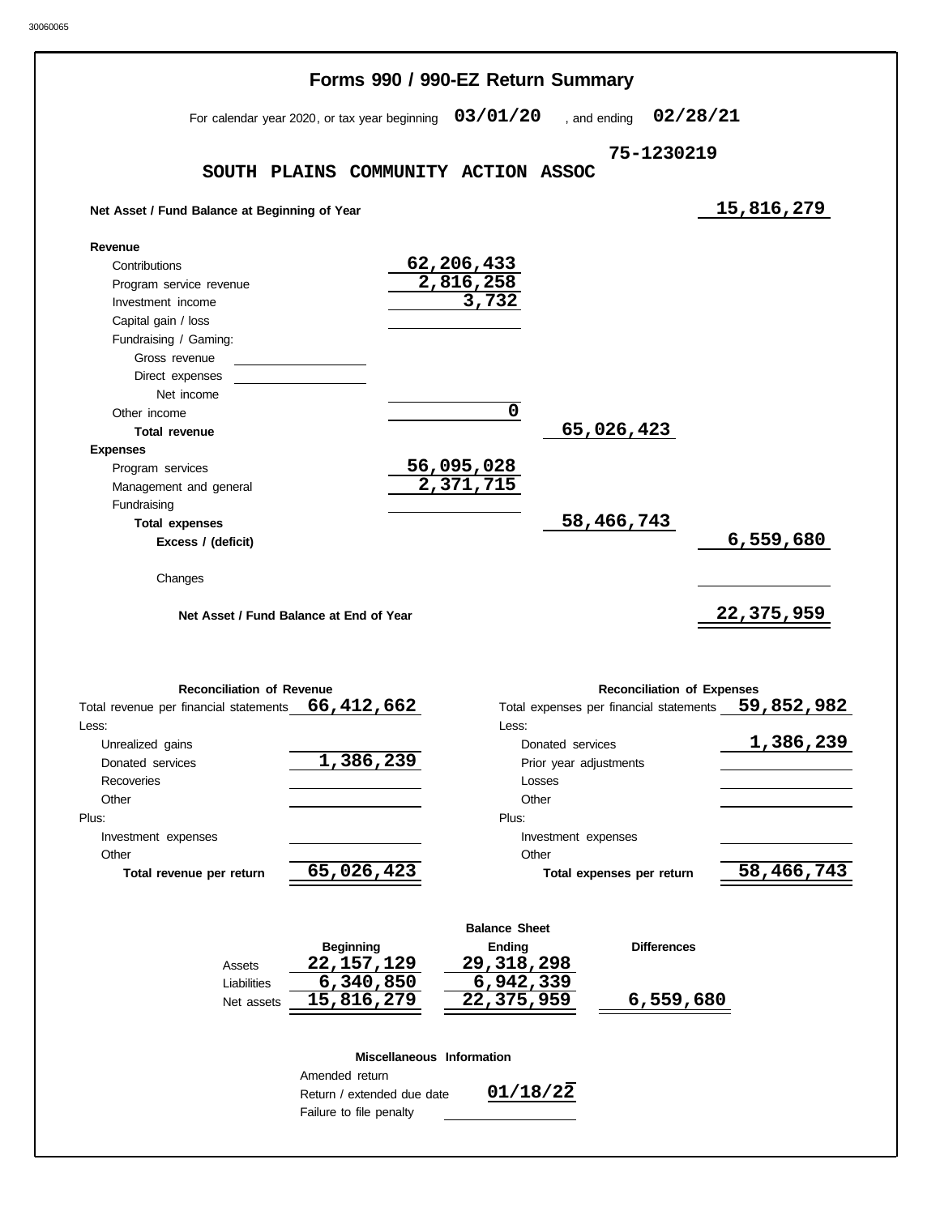30060065

# Forms 990 / 990-EZ Return Summary

For calendar year 2020, or tax year beginning **03/01/20** , and ending **02/28/21**

**SOUTH PLAINS COMMUNITY ACTION ASSOC** **75-1230219**

| | | | |
|---|---|---|---|
| **Net Asset / Fund Balance at Beginning of Year** | | | 15,816,279 |
| **Revenue** | | | |
| Contributions | 62,206,433 | | |
| Program service revenue | 2,816,258 | | |
| Investment income | 3,732 | | |
| Capital gain / loss | | | |
| Fundraising / Gaming: | | | |
| Gross revenue | | | |
| Direct expenses | | | |
| Net income | | | |
| Other income | 0 | | |
| **Total revenue** | | 65,026,423 | |
| **Expenses** | | | |
| Program services | 56,095,028 | | |
| Management and general | 2,371,715 | | |
| Fundraising | | | |
| **Total expenses** | | 58,466,743 | |
| **Excess / (deficit)** | | | 6,559,680 |
| Changes | | | |
| **Net Asset / Fund Balance at End of Year** | | | 22,375,959 |

| **Reconciliation of Revenue** | | **Reconciliation of Expenses** | |
|---|---|---|---|
| Total revenue per financial statements | 66,412,662 | Total expenses per financial statements | 59,852,982 |
| Less: | | Less: | |
| Unrealized gains | | Donated services | 1,386,239 |
| Donated services | 1,386,239 | Prior year adjustments | |
| Recoveries | | Losses | |
| Other | | Other | |
| Plus: | | Plus: | |
| Investment expenses | | Investment expenses | |
| Other | | Other | |
| **Total revenue per return** | 65,026,423 | **Total expenses per return** | 58,466,743 |

**Balance Sheet**

| | Beginning | Ending | Differences |
|---|---|---|---|
| Assets | 22,157,129 | 29,318,298 | |
| Liabilities | 6,340,850 | 6,942,339 | |
| Net assets | 15,816,279 | 22,375,959 | 6,559,680 |

**Miscellaneous Information**

| | |
|---|---|
| Amended return | |
| Return / extended due date | 01/18/22 |
| Failure to file penalty | |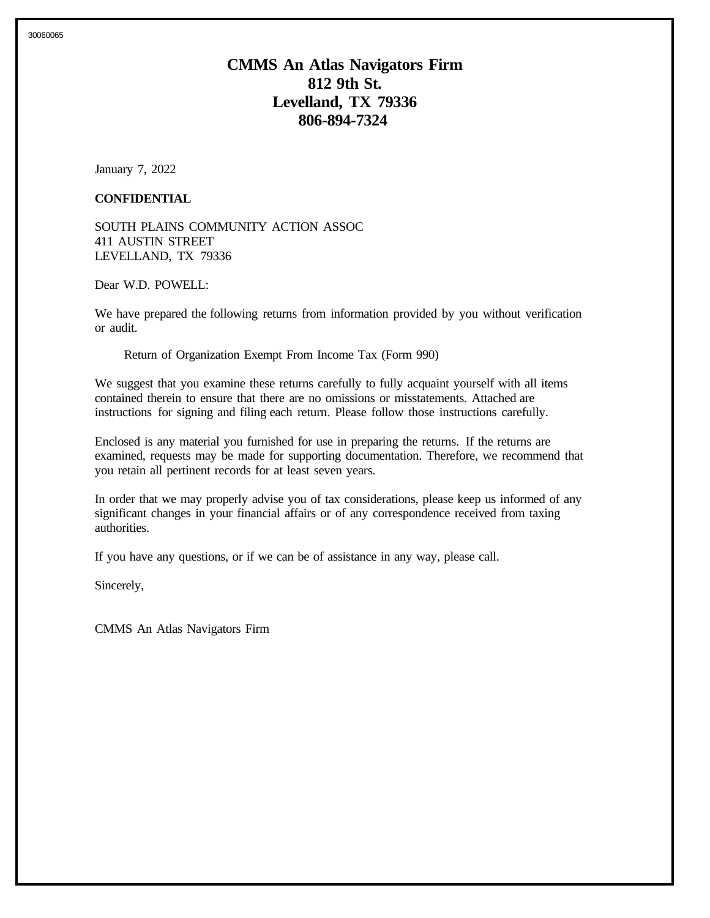# CMMS An Atlas Navigators Firm
## 812 9th St.
## Levelland, TX 79336
## 806-894-7324

January 7, 2022

**CONFIDENTIAL**

SOUTH PLAINS COMMUNITY ACTION ASSOC
411 AUSTIN STREET
LEVELLAND, TX 79336

Dear W.D. POWELL:

We have prepared the following returns from information provided by you without verification or audit.

Return of Organization Exempt From Income Tax (Form 990)

We suggest that you examine these returns carefully to fully acquaint yourself with all items contained therein to ensure that there are no omissions or misstatements. Attached are instructions for signing and filing each return. Please follow those instructions carefully.

Enclosed is any material you furnished for use in preparing the returns. If the returns are examined, requests may be made for supporting documentation. Therefore, we recommend that you retain all pertinent records for at least seven years.

In order that we may properly advise you of tax considerations, please keep us informed of any significant changes in your financial affairs or of any correspondence received from taxing authorities.

If you have any questions, or if we can be of assistance in any way, please call.

Sincerely,

CMMS An Atlas Navigators Firm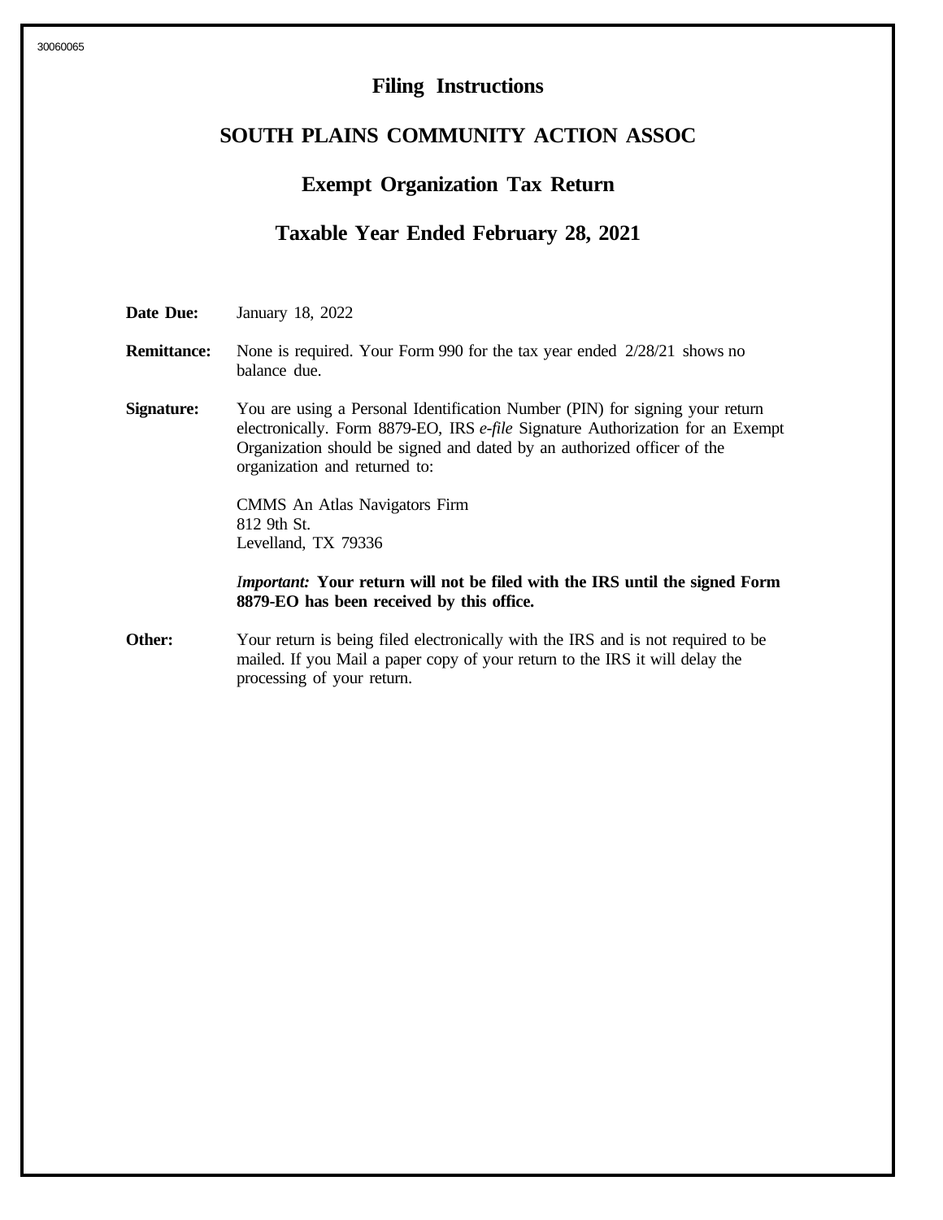# Filing Instructions

## SOUTH PLAINS COMMUNITY ACTION ASSOC

## Exempt Organization Tax Return

## Taxable Year Ended February 28, 2021

**Date Due:** January 18, 2022

**Remittance:** None is required. Your Form 990 for the tax year ended 2/28/21 shows no balance due.

**Signature:** You are using a Personal Identification Number (PIN) for signing your return electronically. Form 8879-EO, IRS *e-file* Signature Authorization for an Exempt Organization should be signed and dated by an authorized officer of the organization and returned to:

CMMS An Atlas Navigators Firm
812 9th St.
Levelland, TX 79336

***Important:*** **Your return will not be filed with the IRS until the signed Form 8879-EO has been received by this office.**

**Other:** Your return is being filed electronically with the IRS and is not required to be mailed. If you Mail a paper copy of your return to the IRS it will delay the processing of your return.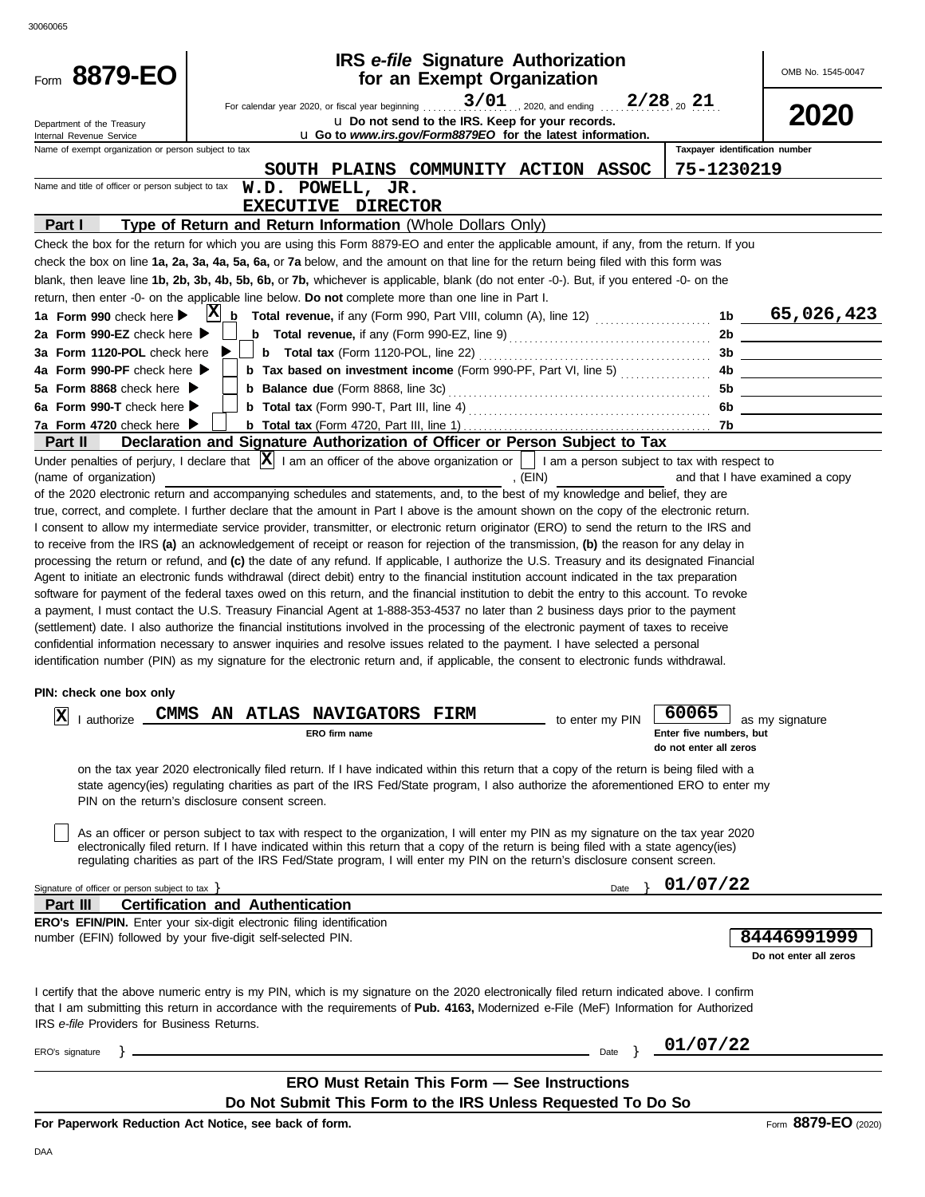30060065

# Form 8879-EO

**IRS *e-file* Signature Authorization for an Exempt Organization**

OMB No. 1545-0047

For calendar year 2020, or fiscal year beginning 3/01, 2020, and ending 2/28, 20 21

u Do not send to the IRS. Keep for your records.

u Go to *www.irs.gov/Form8879EO* for the latest information.

**2020**

Department of the Treasury
Internal Revenue Service

Name of exempt organization or person subject to tax: SOUTH PLAINS COMMUNITY ACTION ASSOC

Taxpayer identification number: 75-1230219

Name and title of officer or person subject to tax: W.D. POWELL, JR.
EXECUTIVE DIRECTOR

## Part I — Type of Return and Return Information (Whole Dollars Only)

Check the box for the return for which you are using this Form 8879-EO and enter the applicable amount, if any, from the return. If you check the box on line **1a, 2a, 3a, 4a, 5a, 6a,** or **7a** below, and the amount on that line for the return being filed with this form was blank, then leave line **1b, 2b, 3b, 4b, 5b, 6b,** or **7b,** whichever is applicable, blank (do not enter -0-). But, if you entered -0- on the return, then enter -0- on the applicable line below. **Do not** complete more than one line in Part I.

| | | | |
|---|---|---|---|
| **1a Form 990** check here ▶ [X] | **b Total revenue,** if any (Form 990, Part VIII, column (A), line 12) | 1b | 65,026,423 |
| **2a Form 990-EZ** check here ▶ [ ] | **b Total revenue,** if any (Form 990-EZ, line 9) | 2b | |
| **3a Form 1120-POL** check here ▶ [ ] | **b Total tax** (Form 1120-POL, line 22) | 3b | |
| **4a Form 990-PF** check here ▶ [ ] | **b Tax based on investment income** (Form 990-PF, Part VI, line 5) | 4b | |
| **5a Form 8868** check here ▶ [ ] | **b Balance due** (Form 8868, line 3c) | 5b | |
| **6a Form 990-T** check here ▶ [ ] | **b Total tax** (Form 990-T, Part III, line 4) | 6b | |
| **7a Form 4720** check here ▶ [ ] | **b Total tax** (Form 4720, Part III, line 1) | 7b | |

## Part II — Declaration and Signature Authorization of Officer or Person Subject to Tax

Under penalties of perjury, I declare that [X] I am an officer of the above organization or [ ] I am a person subject to tax with respect to (name of organization) ______, (EIN) ______ and that I have examined a copy of the 2020 electronic return and accompanying schedules and statements, and, to the best of my knowledge and belief, they are true, correct, and complete. I further declare that the amount in Part I above is the amount shown on the copy of the electronic return. I consent to allow my intermediate service provider, transmitter, or electronic return originator (ERO) to send the return to the IRS and to receive from the IRS **(a)** an acknowledgement of receipt or reason for rejection of the transmission, **(b)** the reason for any delay in processing the return or refund, and **(c)** the date of any refund. If applicable, I authorize the U.S. Treasury and its designated Financial Agent to initiate an electronic funds withdrawal (direct debit) entry to the financial institution account indicated in the tax preparation software for payment of the federal taxes owed on this return, and the financial institution to debit the entry to this account. To revoke a payment, I must contact the U.S. Treasury Financial Agent at 1-888-353-4537 no later than 2 business days prior to the payment (settlement) date. I also authorize the financial institutions involved in the processing of the electronic payment of taxes to receive confidential information necessary to answer inquiries and resolve issues related to the payment. I have selected a personal identification number (PIN) as my signature for the electronic return and, if applicable, the consent to electronic funds withdrawal.

**PIN: check one box only**

[X] I authorize CMMS AN ATLAS NAVIGATORS FIRM (ERO firm name) to enter my PIN 60065 (Enter five numbers, but do not enter all zeros) as my signature on the tax year 2020 electronically filed return. If I have indicated within this return that a copy of the return is being filed with a state agency(ies) regulating charities as part of the IRS Fed/State program, I also authorize the aforementioned ERO to enter my PIN on the return's disclosure consent screen.

[ ] As an officer or person subject to tax with respect to the organization, I will enter my PIN as my signature on the tax year 2020 electronically filed return. If I have indicated within this return that a copy of the return is being filed with a state agency(ies) regulating charities as part of the IRS Fed/State program, I will enter my PIN on the return's disclosure consent screen.

Signature of officer or person subject to tax } ______ Date } 01/07/22

## Part III — Certification and Authentication

**ERO's EFIN/PIN.** Enter your six-digit electronic filing identification number (EFIN) followed by your five-digit self-selected PIN. **84446991999** (Do not enter all zeros)

I certify that the above numeric entry is my PIN, which is my signature on the 2020 electronically filed return indicated above. I confirm that I am submitting this return in accordance with the requirements of **Pub. 4163,** Modernized e-File (MeF) Information for Authorized IRS *e-file* Providers for Business Returns.

ERO's signature } ______ Date } 01/07/22

**ERO Must Retain This Form — See Instructions**

**Do Not Submit This Form to the IRS Unless Requested To Do So**

**For Paperwork Reduction Act Notice, see back of form.** Form **8879-EO** (2020)

DAA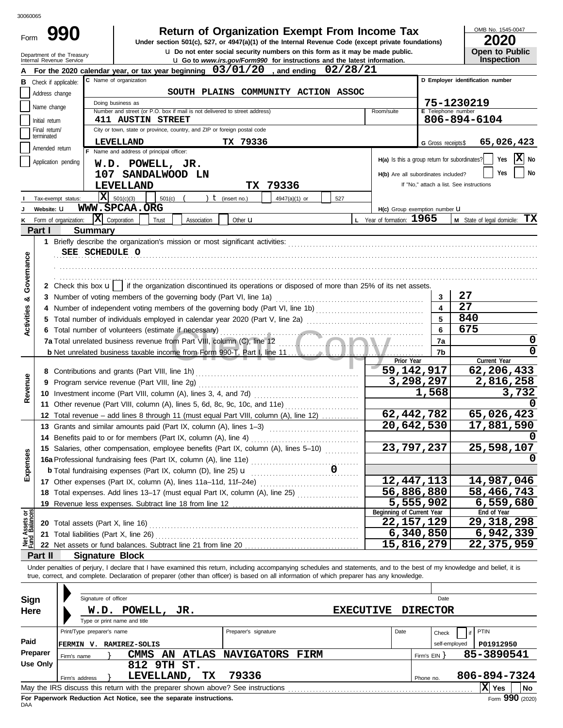30060065

# Form 990 — Return of Organization Exempt From Income Tax

**Under section 501(c), 527, or 4947(a)(1) of the Internal Revenue Code (except private foundations)**

u Do not enter social security numbers on this form as it may be made public.

u Go to *www.irs.gov/Form990* for instructions and the latest information.

Department of the Treasury
Internal Revenue Service

OMB No. 1545-0047

**2020**

**Open to Public Inspection**

**A** For the 2020 calendar year, or tax year beginning **03/01/20** , and ending **02/28/21**

**B** Check if applicable:
- Address change
- Name change
- Initial return
- Final return/terminated
- Amended return
- Application pending

**C** Name of organization: **SOUTH PLAINS COMMUNITY ACTION ASSOC**

Doing business as

Number and street (or P.O. box if mail is not delivered to street address): **411 AUSTIN STREET**　Room/suite

City or town, state or province, country, and ZIP or foreign postal code: **LEVELLAND TX 79336**

**D** Employer identification number: **75-1230219**

**E** Telephone number: **806-894-6104**

**G** Gross receipts $ **65,026,423**

**F** Name and address of principal officer:
**W.D. POWELL, JR.**
**107 SANDALWOOD LN**
**LEVELLAND TX 79336**

**H(a)** Is this a group return for subordinates? Yes [ ] No [X]

**H(b)** Are all subordinates included? Yes [ ] No [ ]
If "No," attach a list. See instructions

**I** Tax-exempt status: [X] 501(c)(3) [ ] 501(c) ( ) t (insert no.) [ ] 4947(a)(1) or [ ] 527

**J** Website: u **WWW.SPCAA.ORG**

**H(c)** Group exemption number u

**K** Form of organization: [X] Corporation [ ] Trust [ ] Association [ ] Other u

**L** Year of formation: **1965**

**M** State of legal domicile: **TX**

## Part I — Summary

**Activities & Governance**

1 Briefly describe the organization's mission or most significant activities:
**SEE SCHEDULE O**

2 Check this box u [ ] if the organization discontinued its operations or disposed of more than 25% of its net assets.

| | | | |
|---|---|---|---|
| 3 | Number of voting members of the governing body (Part VI, line 1a) | 3 | 27 |
| 4 | Number of independent voting members of the governing body (Part VI, line 1b) | 4 | 27 |
| 5 | Total number of individuals employed in calendar year 2020 (Part V, line 2a) | 5 | 840 |
| 6 | Total number of volunteers (estimate if necessary) | 6 | 675 |
| 7a | Total unrelated business revenue from Part VIII, column (C), line 12 | 7a | 0 |
| b | Net unrelated business taxable income from Form 990-T, Part I, line 11 | 7b | 0 |

| | | Prior Year | Current Year |
|---|---|---|---|
| **Revenue** | | | |
| 8 | Contributions and grants (Part VIII, line 1h) | 59,142,917 | 62,206,433 |
| 9 | Program service revenue (Part VIII, line 2g) | 3,298,297 | 2,816,258 |
| 10 | Investment income (Part VIII, column (A), lines 3, 4, and 7d) | 1,568 | 3,732 |
| 11 | Other revenue (Part VIII, column (A), lines 5, 6d, 8c, 9c, 10c, and 11e) | | 0 |
| 12 | Total revenue – add lines 8 through 11 (must equal Part VIII, column (A), line 12) | 62,442,782 | 65,026,423 |
| **Expenses** | | | |
| 13 | Grants and similar amounts paid (Part IX, column (A), lines 1–3) | 20,642,530 | 17,881,590 |
| 14 | Benefits paid to or for members (Part IX, column (A), line 4) | | 0 |
| 15 | Salaries, other compensation, employee benefits (Part IX, column (A), lines 5–10) | 23,797,237 | 25,598,107 |
| 16a | Professional fundraising fees (Part IX, column (A), line 11e) | | 0 |
| b | Total fundraising expenses (Part IX, column (D), line 25) u 0 | | |
| 17 | Other expenses (Part IX, column (A), lines 11a–11d, 11f–24e) | 12,447,113 | 14,987,046 |
| 18 | Total expenses. Add lines 13–17 (must equal Part IX, column (A), line 25) | 56,886,880 | 58,466,743 |
| 19 | Revenue less expenses. Subtract line 18 from line 12 | 5,555,902 | 6,559,680 |
| **Net Assets or Fund Balances** | | **Beginning of Current Year** | **End of Year** |
| 20 | Total assets (Part X, line 16) | 22,157,129 | 29,318,298 |
| 21 | Total liabilities (Part X, line 26) | 6,340,850 | 6,942,339 |
| 22 | Net assets or fund balances. Subtract line 21 from line 20 | 15,816,279 | 22,375,959 |

## Part II — Signature Block

Under penalties of perjury, I declare that I have examined this return, including accompanying schedules and statements, and to the best of my knowledge and belief, it is true, correct, and complete. Declaration of preparer (other than officer) is based on all information of which preparer has any knowledge.

**Sign Here**

Signature of officer　　Date

**W.D. POWELL, JR.　　EXECUTIVE DIRECTOR**

Type or print name and title

**Paid Preparer Use Only**

| Print/Type preparer's name | Preparer's signature | Date | Check [ ] if self-employed | PTIN |
|---|---|---|---|---|
| FERMIN V. RAMIREZ-SOLIS | | | | P01912950 |

Firm's name } **CMMS AN ATLAS NAVIGATORS FIRM**　Firm's EIN } **85-3890541**

Firm's address } **812 9TH ST. LEVELLAND, TX 79336**　Phone no. **806-894-7324**

May the IRS discuss this return with the preparer shown above? See instructions [X] Yes [ ] No

**For Paperwork Reduction Act Notice, see the separate instructions.**

DAA　　Form **990** (2020)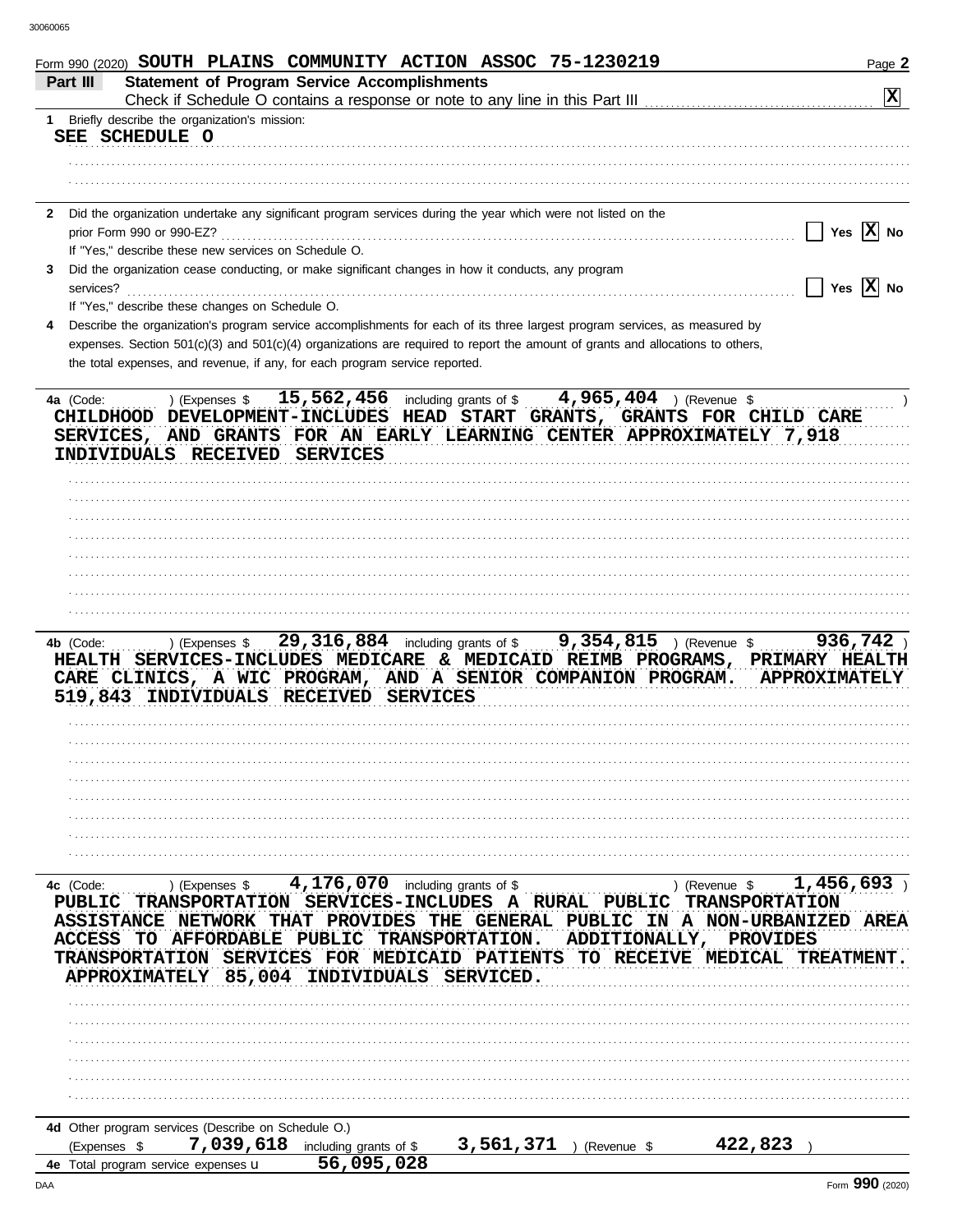Form 990 (2020) SOUTH PLAINS COMMUNITY ACTION ASSOC 75-1230219

## Part III Statement of Program Service Accomplishments

Check if Schedule O contains a response or note to any line in this Part III [X]

1 Briefly describe the organization's mission:

SEE SCHEDULE O

2 Did the organization undertake any significant program services during the year which were not listed on the prior Form 990 or 990-EZ? [ ] Yes [X] No

If "Yes," describe these new services on Schedule O.

3 Did the organization cease conducting, or make significant changes in how it conducts, any program services? [ ] Yes [X] No

If "Yes," describe these changes on Schedule O.

4 Describe the organization's program service accomplishments for each of its three largest program services, as measured by expenses. Section 501(c)(3) and 501(c)(4) organizations are required to report the amount of grants and allocations to others, the total expenses, and revenue, if any, for each program service reported.

4a (Code: ) (Expenses $ 15,562,456 including grants of $ 4,965,404 ) (Revenue $ )

CHILDHOOD DEVELOPMENT-INCLUDES HEAD START GRANTS, GRANTS FOR CHILD CARE SERVICES, AND GRANTS FOR AN EARLY LEARNING CENTER APPROXIMATELY 7,918 INDIVIDUALS RECEIVED SERVICES

4b (Code: ) (Expenses $ 29,316,884 including grants of $ 9,354,815 ) (Revenue $ 936,742 )

HEALTH SERVICES-INCLUDES MEDICARE & MEDICAID REIMB PROGRAMS, PRIMARY HEALTH CARE CLINICS, A WIC PROGRAM, AND A SENIOR COMPANION PROGRAM. APPROXIMATELY 519,843 INDIVIDUALS RECEIVED SERVICES

4c (Code: ) (Expenses $ 4,176,070 including grants of $ ) (Revenue $ 1,456,693 )

PUBLIC TRANSPORTATION SERVICES-INCLUDES A RURAL PUBLIC TRANSPORTATION ASSISTANCE NETWORK THAT PROVIDES THE GENERAL PUBLIC IN A NON-URBANIZED AREA ACCESS TO AFFORDABLE PUBLIC TRANSPORTATION. ADDITIONALLY, PROVIDES TRANSPORTATION SERVICES FOR MEDICAID PATIENTS TO RECEIVE MEDICAL TREATMENT. APPROXIMATELY 85,004 INDIVIDUALS SERVICED.

4d Other program services (Describe on Schedule O.)

(Expenses $ 7,039,618 including grants of $ 3,561,371 ) (Revenue $ 422,823 )

4e Total program service expenses 56,095,028

Form 990 (2020)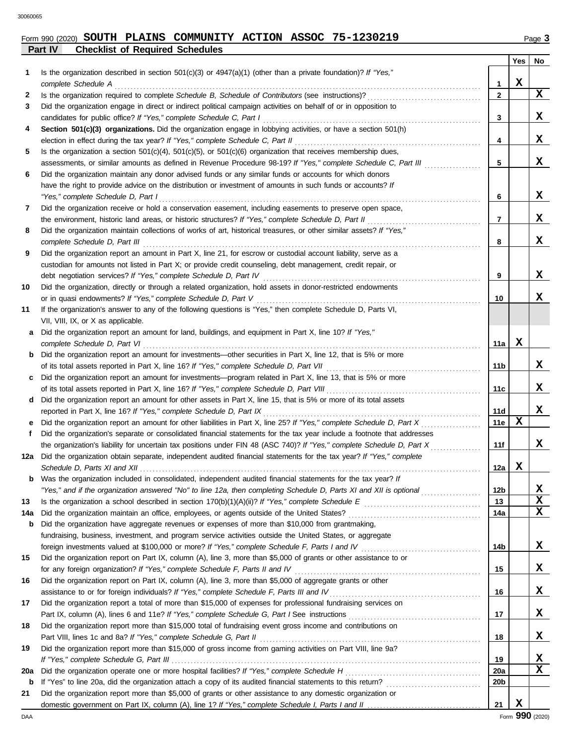Form 990 (2020) **SOUTH PLAINS COMMUNITY ACTION ASSOC 75-1230219** Page **3**

**Part IV Checklist of Required Schedules**

| | | | Yes | No |
|---|---|---|---|---|
| **1** | Is the organization described in section 501(c)(3) or 4947(a)(1) (other than a private foundation)? *If "Yes," complete Schedule A* | **1** | X | |
| **2** | Is the organization required to complete *Schedule B, Schedule of Contributors* (see instructions)? | **2** | | X |
| **3** | Did the organization engage in direct or indirect political campaign activities on behalf of or in opposition to candidates for public office? *If "Yes," complete Schedule C, Part I* | **3** | | X |
| **4** | **Section 501(c)(3) organizations.** Did the organization engage in lobbying activities, or have a section 501(h) election in effect during the tax year? *If "Yes," complete Schedule C, Part II* | **4** | | X |
| **5** | Is the organization a section 501(c)(4), 501(c)(5), or 501(c)(6) organization that receives membership dues, assessments, or similar amounts as defined in Revenue Procedure 98-19? *If "Yes," complete Schedule C, Part III* | **5** | | X |
| **6** | Did the organization maintain any donor advised funds or any similar funds or accounts for which donors have the right to provide advice on the distribution or investment of amounts in such funds or accounts? *If "Yes," complete Schedule D, Part I* | **6** | | X |
| **7** | Did the organization receive or hold a conservation easement, including easements to preserve open space, the environment, historic land areas, or historic structures? *If "Yes," complete Schedule D, Part II* | **7** | | X |
| **8** | Did the organization maintain collections of works of art, historical treasures, or other similar assets? *If "Yes," complete Schedule D, Part III* | **8** | | X |
| **9** | Did the organization report an amount in Part X, line 21, for escrow or custodial account liability, serve as a custodian for amounts not listed in Part X; or provide credit counseling, debt management, credit repair, or debt negotiation services? *If "Yes," complete Schedule D, Part IV* | **9** | | X |
| **10** | Did the organization, directly or through a related organization, hold assets in donor-restricted endowments or in quasi endowments? *If "Yes," complete Schedule D, Part V* | **10** | | X |
| **11** | If the organization's answer to any of the following questions is "Yes," then complete Schedule D, Parts VI, VII, VIII, IX, or X as applicable. | | | |
| **a** | Did the organization report an amount for land, buildings, and equipment in Part X, line 10? *If "Yes," complete Schedule D, Part VI* | **11a** | X | |
| **b** | Did the organization report an amount for investments—other securities in Part X, line 12, that is 5% or more of its total assets reported in Part X, line 16? *If "Yes," complete Schedule D, Part VII* | **11b** | | X |
| **c** | Did the organization report an amount for investments—program related in Part X, line 13, that is 5% or more of its total assets reported in Part X, line 16? *If "Yes," complete Schedule D, Part VIII* | **11c** | | X |
| **d** | Did the organization report an amount for other assets in Part X, line 15, that is 5% or more of its total assets reported in Part X, line 16? *If "Yes," complete Schedule D, Part IX* | **11d** | | X |
| **e** | Did the organization report an amount for other liabilities in Part X, line 25? *If "Yes," complete Schedule D, Part X* | **11e** | X | |
| **f** | Did the organization's separate or consolidated financial statements for the tax year include a footnote that addresses the organization's liability for uncertain tax positions under FIN 48 (ASC 740)? *If "Yes," complete Schedule D, Part X* | **11f** | | X |
| **12a** | Did the organization obtain separate, independent audited financial statements for the tax year? *If "Yes," complete Schedule D, Parts XI and XII* | **12a** | X | |
| **b** | Was the organization included in consolidated, independent audited financial statements for the tax year? *If "Yes," and if the organization answered "No" to line 12a, then completing Schedule D, Parts XI and XII is optional* | **12b** | | X |
| **13** | Is the organization a school described in section 170(b)(1)(A)(ii)? *If "Yes," complete Schedule E* | **13** | | X |
| **14a** | Did the organization maintain an office, employees, or agents outside of the United States? | **14a** | | X |
| **b** | Did the organization have aggregate revenues or expenses of more than $10,000 from grantmaking, fundraising, business, investment, and program service activities outside the United States, or aggregate foreign investments valued at $100,000 or more? *If "Yes," complete Schedule F, Parts I and IV* | **14b** | | X |
| **15** | Did the organization report on Part IX, column (A), line 3, more than $5,000 of grants or other assistance to or for any foreign organization? *If "Yes," complete Schedule F, Parts II and IV* | **15** | | X |
| **16** | Did the organization report on Part IX, column (A), line 3, more than $5,000 of aggregate grants or other assistance to or for foreign individuals? *If "Yes," complete Schedule F, Parts III and IV* | **16** | | X |
| **17** | Did the organization report a total of more than $15,000 of expenses for professional fundraising services on Part IX, column (A), lines 6 and 11e? *If "Yes," complete Schedule G, Part I* See instructions | **17** | | X |
| **18** | Did the organization report more than $15,000 total of fundraising event gross income and contributions on Part VIII, lines 1c and 8a? *If "Yes," complete Schedule G, Part II* | **18** | | X |
| **19** | Did the organization report more than $15,000 of gross income from gaming activities on Part VIII, line 9a? *If "Yes," complete Schedule G, Part III* | **19** | | X |
| **20a** | Did the organization operate one or more hospital facilities? *If "Yes," complete Schedule H* | **20a** | | X |
| **b** | If "Yes" to line 20a, did the organization attach a copy of its audited financial statements to this return? | **20b** | | |
| **21** | Did the organization report more than $5,000 of grants or other assistance to any domestic organization or domestic government on Part IX, column (A), line 1? *If "Yes," complete Schedule I, Parts I and II* | **21** | X | |

DAA Form **990** (2020)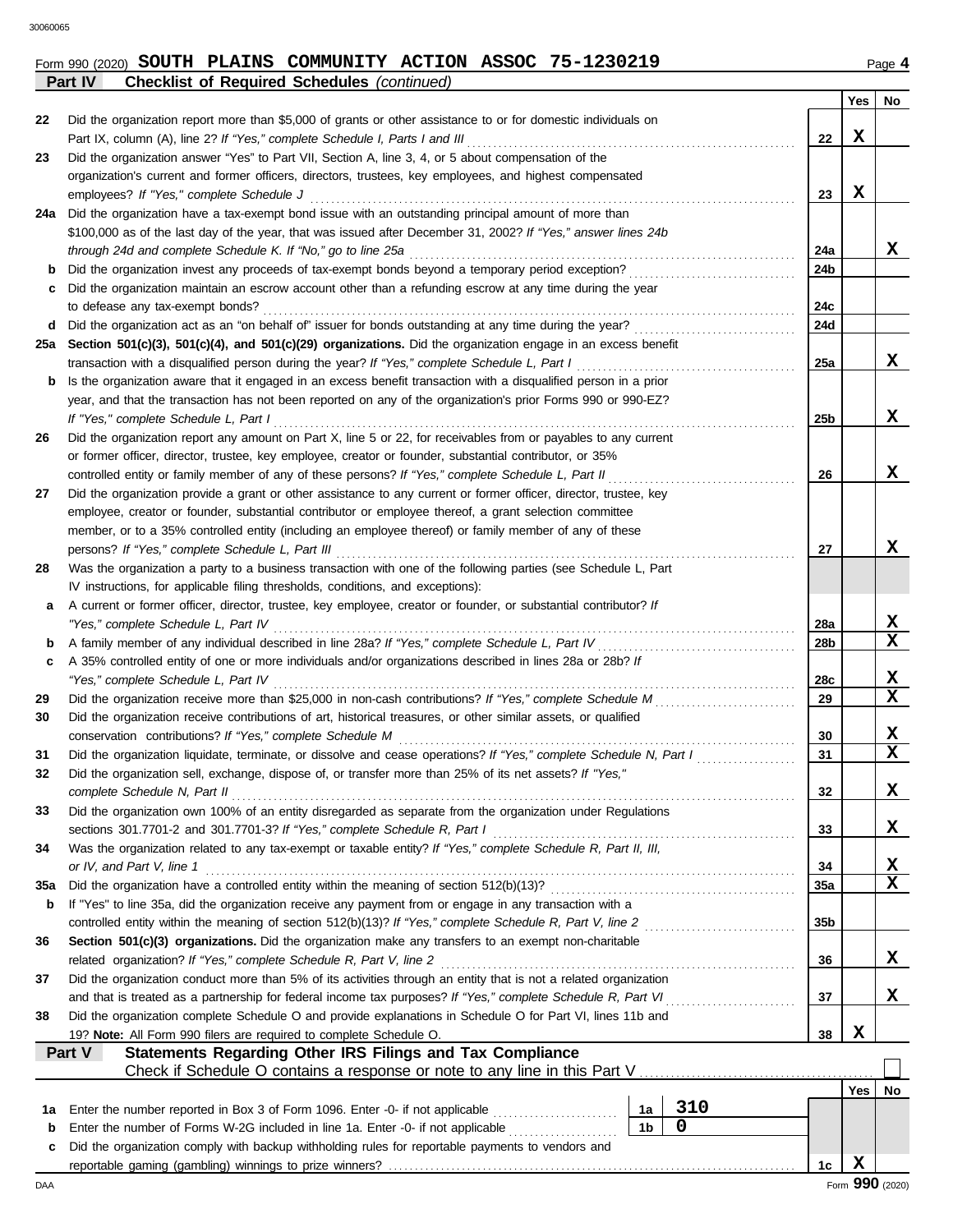Form 990 (2020) **SOUTH PLAINS COMMUNITY ACTION ASSOC 75-1230219** Page **4**

**Part IV Checklist of Required Schedules** *(continued)*

| | | | Yes | No |
|---|---|---|---|---|
| **22** | Did the organization report more than $5,000 of grants or other assistance to or for domestic individuals on Part IX, column (A), line 2? *If "Yes," complete Schedule I, Parts I and III* | **22** | X | |
| **23** | Did the organization answer "Yes" to Part VII, Section A, line 3, 4, or 5 about compensation of the organization's current and former officers, directors, trustees, key employees, and highest compensated employees? *If "Yes," complete Schedule J* | **23** | X | |
| **24a** | Did the organization have a tax-exempt bond issue with an outstanding principal amount of more than $100,000 as of the last day of the year, that was issued after December 31, 2002? *If "Yes," answer lines 24b through 24d and complete Schedule K. If "No," go to line 25a* | **24a** | | X |
| **b** | Did the organization invest any proceeds of tax-exempt bonds beyond a temporary period exception? | **24b** | | |
| **c** | Did the organization maintain an escrow account other than a refunding escrow at any time during the year to defease any tax-exempt bonds? | **24c** | | |
| **d** | Did the organization act as an "on behalf of" issuer for bonds outstanding at any time during the year? | **24d** | | |
| **25a** | **Section 501(c)(3), 501(c)(4), and 501(c)(29) organizations.** Did the organization engage in an excess benefit transaction with a disqualified person during the year? *If "Yes," complete Schedule L, Part I* | **25a** | | X |
| **b** | Is the organization aware that it engaged in an excess benefit transaction with a disqualified person in a prior year, and that the transaction has not been reported on any of the organization's prior Forms 990 or 990-EZ? *If "Yes," complete Schedule L, Part I* | **25b** | | X |
| **26** | Did the organization report any amount on Part X, line 5 or 22, for receivables from or payables to any current or former officer, director, trustee, key employee, creator or founder, substantial contributor, or 35% controlled entity or family member of any of these persons? *If "Yes," complete Schedule L, Part II* | **26** | | X |
| **27** | Did the organization provide a grant or other assistance to any current or former officer, director, trustee, key employee, creator or founder, substantial contributor or employee thereof, a grant selection committee member, or to a 35% controlled entity (including an employee thereof) or family member of any of these persons? *If "Yes," complete Schedule L, Part III* | **27** | | X |
| **28** | Was the organization a party to a business transaction with one of the following parties (see Schedule L, Part IV instructions, for applicable filing thresholds, conditions, and exceptions): | | | |
| **a** | A current or former officer, director, trustee, key employee, creator or founder, or substantial contributor? *If "Yes," complete Schedule L, Part IV* | **28a** | | X |
| **b** | A family member of any individual described in line 28a? *If "Yes," complete Schedule L, Part IV* | **28b** | | X |
| **c** | A 35% controlled entity of one or more individuals and/or organizations described in lines 28a or 28b? *If "Yes," complete Schedule L, Part IV* | **28c** | | X |
| **29** | Did the organization receive more than $25,000 in non-cash contributions? *If "Yes," complete Schedule M* | **29** | | X |
| **30** | Did the organization receive contributions of art, historical treasures, or other similar assets, or qualified conservation contributions? *If "Yes," complete Schedule M* | **30** | | X |
| **31** | Did the organization liquidate, terminate, or dissolve and cease operations? *If "Yes," complete Schedule N, Part I* | **31** | | X |
| **32** | Did the organization sell, exchange, dispose of, or transfer more than 25% of its net assets? *If "Yes," complete Schedule N, Part II* | **32** | | X |
| **33** | Did the organization own 100% of an entity disregarded as separate from the organization under Regulations sections 301.7701-2 and 301.7701-3? *If "Yes," complete Schedule R, Part I* | **33** | | X |
| **34** | Was the organization related to any tax-exempt or taxable entity? *If "Yes," complete Schedule R, Part II, III, or IV, and Part V, line 1* | **34** | | X |
| **35a** | Did the organization have a controlled entity within the meaning of section 512(b)(13)? | **35a** | | X |
| **b** | If "Yes" to line 35a, did the organization receive any payment from or engage in any transaction with a controlled entity within the meaning of section 512(b)(13)? *If "Yes," complete Schedule R, Part V, line 2* | **35b** | | |
| **36** | **Section 501(c)(3) organizations.** Did the organization make any transfers to an exempt non-charitable related organization? *If "Yes," complete Schedule R, Part V, line 2* | **36** | | X |
| **37** | Did the organization conduct more than 5% of its activities through an entity that is not a related organization and that is treated as a partnership for federal income tax purposes? *If "Yes," complete Schedule R, Part VI* | **37** | | X |
| **38** | Did the organization complete Schedule O and provide explanations in Schedule O for Part VI, lines 11b and 19? **Note:** All Form 990 filers are required to complete Schedule O. | **38** | X | |

**Part V Statements Regarding Other IRS Filings and Tax Compliance**

Check if Schedule O contains a response or note to any line in this Part V ☐

| | | | | | Yes | No |
|---|---|---|---|---|---|---|
| **1a** | Enter the number reported in Box 3 of Form 1096. Enter -0- if not applicable | 1a | 310 | | | |
| **b** | Enter the number of Forms W-2G included in line 1a. Enter -0- if not applicable | 1b | 0 | | | |
| **c** | Did the organization comply with backup withholding rules for reportable payments to vendors and reportable gaming (gambling) winnings to prize winners? | | | **1c** | X | |

DAA Form **990** (2020)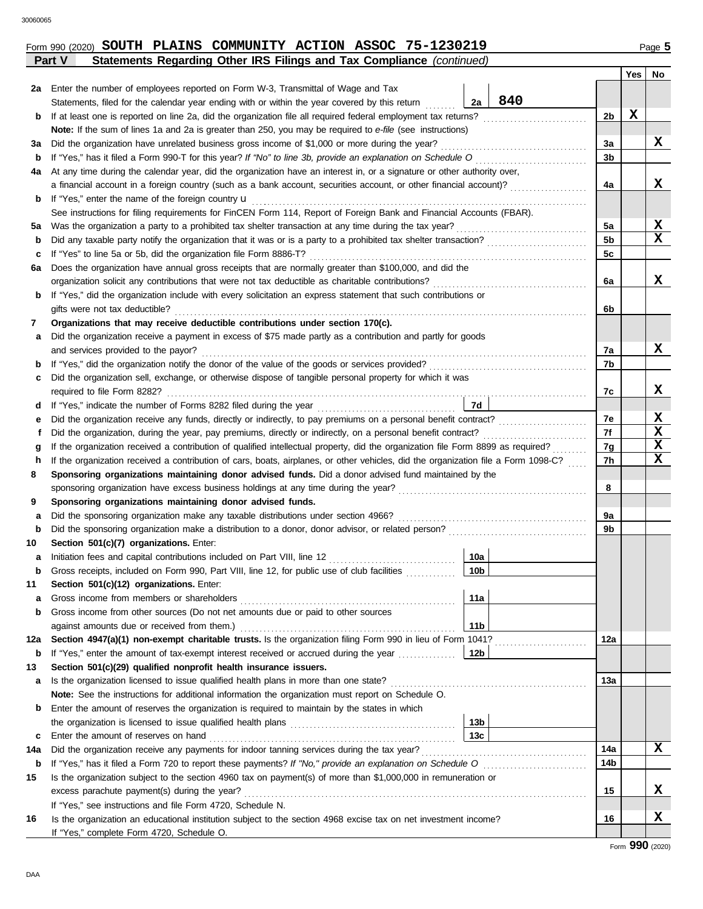Form 990 (2020) **SOUTH PLAINS COMMUNITY ACTION ASSOC 75-1230219**

**Part V Statements Regarding Other IRS Filings and Tax Compliance** *(continued)*

| | | | | | Yes | No |
|---|---|---|---|---|---|---|
| **2a** | Enter the number of employees reported on Form W-3, Transmittal of Wage and Tax Statements, filed for the calendar year ending with or within the year covered by this return | 2a | 840 | | | |
| **b** | If at least one is reported on line 2a, did the organization file all required federal employment tax returns? | | | 2b | X | |
| | **Note:** If the sum of lines 1a and 2a is greater than 250, you may be required to *e-file* (see instructions) | | | | | |
| **3a** | Did the organization have unrelated business gross income of $1,000 or more during the year? | | | 3a | | X |
| **b** | If "Yes," has it filed a Form 990-T for this year? *If "No" to line 3b, provide an explanation on Schedule O* | | | 3b | | |
| **4a** | At any time during the calendar year, did the organization have an interest in, or a signature or other authority over, a financial account in a foreign country (such as a bank account, securities account, or other financial account)? | | | 4a | | X |
| **b** | If "Yes," enter the name of the foreign country u | | | | | |
| | See instructions for filing requirements for FinCEN Form 114, Report of Foreign Bank and Financial Accounts (FBAR). | | | | | |
| **5a** | Was the organization a party to a prohibited tax shelter transaction at any time during the tax year? | | | 5a | | X |
| **b** | Did any taxable party notify the organization that it was or is a party to a prohibited tax shelter transaction? | | | 5b | | X |
| **c** | If "Yes" to line 5a or 5b, did the organization file Form 8886-T? | | | 5c | | |
| **6a** | Does the organization have annual gross receipts that are normally greater than $100,000, and did the organization solicit any contributions that were not tax deductible as charitable contributions? | | | 6a | | X |
| **b** | If "Yes," did the organization include with every solicitation an express statement that such contributions or gifts were not tax deductible? | | | 6b | | |
| **7** | **Organizations that may receive deductible contributions under section 170(c).** | | | | | |
| **a** | Did the organization receive a payment in excess of $75 made partly as a contribution and partly for goods and services provided to the payor? | | | 7a | | X |
| **b** | If "Yes," did the organization notify the donor of the value of the goods or services provided? | | | 7b | | |
| **c** | Did the organization sell, exchange, or otherwise dispose of tangible personal property for which it was required to file Form 8282? | | | 7c | | X |
| **d** | If "Yes," indicate the number of Forms 8282 filed during the year | 7d | | | | |
| **e** | Did the organization receive any funds, directly or indirectly, to pay premiums on a personal benefit contract? | | | 7e | | X |
| **f** | Did the organization, during the year, pay premiums, directly or indirectly, on a personal benefit contract? | | | 7f | | X |
| **g** | If the organization received a contribution of qualified intellectual property, did the organization file Form 8899 as required? | | | 7g | | X |
| **h** | If the organization received a contribution of cars, boats, airplanes, or other vehicles, did the organization file a Form 1098-C? | | | 7h | | X |
| **8** | **Sponsoring organizations maintaining donor advised funds.** Did a donor advised fund maintained by the sponsoring organization have excess business holdings at any time during the year? | | | 8 | | |
| **9** | **Sponsoring organizations maintaining donor advised funds.** | | | | | |
| **a** | Did the sponsoring organization make any taxable distributions under section 4966? | | | 9a | | |
| **b** | Did the sponsoring organization make a distribution to a donor, donor advisor, or related person? | | | 9b | | |
| **10** | **Section 501(c)(7) organizations.** Enter: | | | | | |
| **a** | Initiation fees and capital contributions included on Part VIII, line 12 | 10a | | | | |
| **b** | Gross receipts, included on Form 990, Part VIII, line 12, for public use of club facilities | 10b | | | | |
| **11** | **Section 501(c)(12) organizations.** Enter: | | | | | |
| **a** | Gross income from members or shareholders | 11a | | | | |
| **b** | Gross income from other sources (Do not net amounts due or paid to other sources against amounts due or received from them.) | 11b | | | | |
| **12a** | **Section 4947(a)(1) non-exempt charitable trusts.** Is the organization filing Form 990 in lieu of Form 1041? | | | 12a | | |
| **b** | If "Yes," enter the amount of tax-exempt interest received or accrued during the year | 12b | | | | |
| **13** | **Section 501(c)(29) qualified nonprofit health insurance issuers.** | | | | | |
| **a** | Is the organization licensed to issue qualified health plans in more than one state? | | | 13a | | |
| | **Note:** See the instructions for additional information the organization must report on Schedule O. | | | | | |
| **b** | Enter the amount of reserves the organization is required to maintain by the states in which the organization is licensed to issue qualified health plans | 13b | | | | |
| **c** | Enter the amount of reserves on hand | 13c | | | | |
| **14a** | Did the organization receive any payments for indoor tanning services during the tax year? | | | 14a | | X |
| **b** | If "Yes," has it filed a Form 720 to report these payments? *If "No," provide an explanation on Schedule O* | | | 14b | | |
| **15** | Is the organization subject to the section 4960 tax on payment(s) of more than $1,000,000 in remuneration or excess parachute payment(s) during the year? | | | 15 | | X |
| | If "Yes," see instructions and file Form 4720, Schedule N. | | | | | |
| **16** | Is the organization an educational institution subject to the section 4968 excise tax on net investment income? | | | 16 | | X |
| | If "Yes," complete Form 4720, Schedule O. | | | | | |

Form **990** (2020)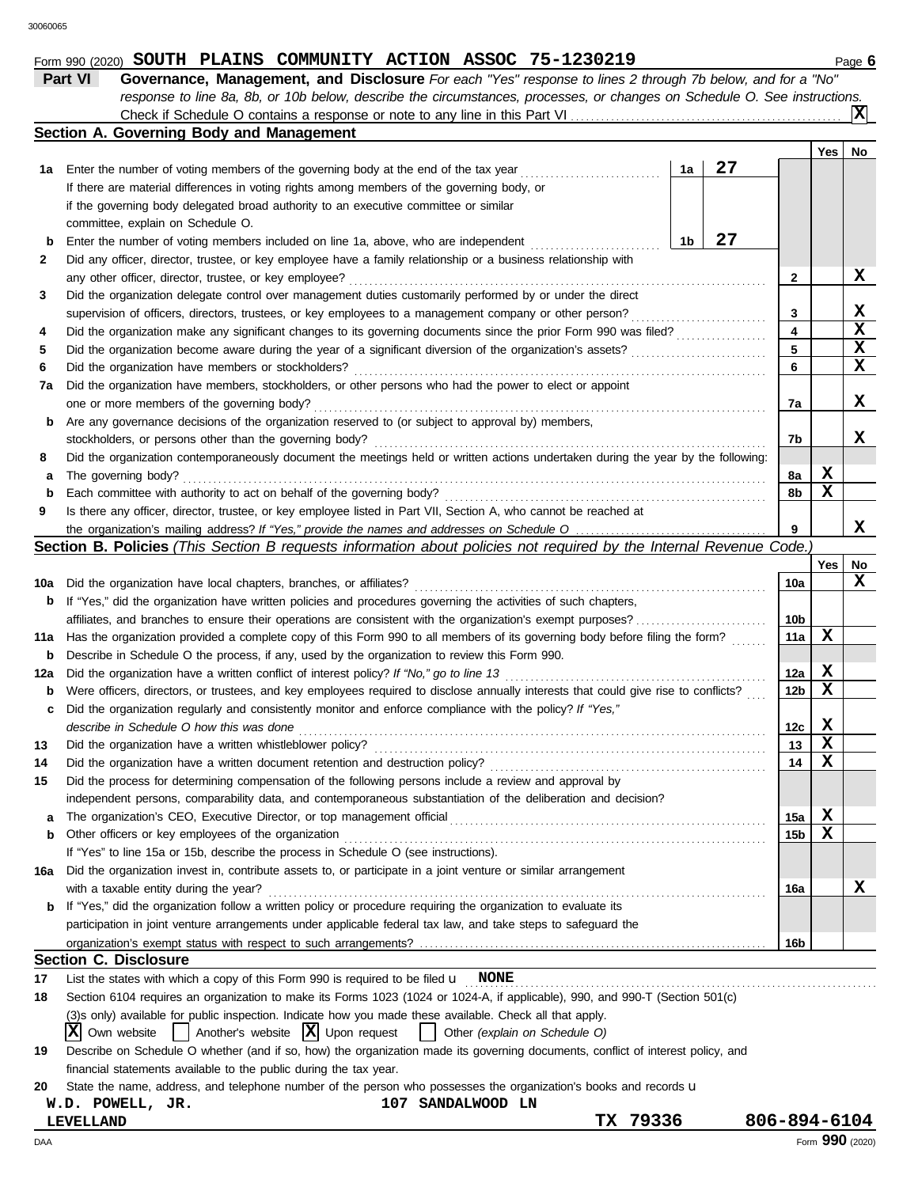Form 990 (2020) **SOUTH PLAINS COMMUNITY ACTION ASSOC 75-1230219** Page **6**

## Part VI Governance, Management, and Disclosure

*For each "Yes" response to lines 2 through 7b below, and for a "No" response to line 8a, 8b, or 10b below, describe the circumstances, processes, or changes on Schedule O. See instructions.*

Check if Schedule O contains a response or note to any line in this Part VI .......... **X**

### Section A. Governing Body and Management

| | | | | Yes | No |
|---|---|---|---|---|---|
| **1a** | Enter the number of voting members of the governing body at the end of the tax year ... If there are material differences in voting rights among members of the governing body, or if the governing body delegated broad authority to an executive committee or similar committee, explain on Schedule O. | **1a** 27 | | | |
| **b** | Enter the number of voting members included on line 1a, above, who are independent ... | **1b** 27 | | | |
| **2** | Did any officer, director, trustee, or key employee have a family relationship or a business relationship with any other officer, director, trustee, or key employee? | | **2** | | X |
| **3** | Did the organization delegate control over management duties customarily performed by or under the direct supervision of officers, directors, trustees, or key employees to a management company or other person? | | **3** | | X |
| **4** | Did the organization make any significant changes to its governing documents since the prior Form 990 was filed? | | **4** | | X |
| **5** | Did the organization become aware during the year of a significant diversion of the organization's assets? | | **5** | | X |
| **6** | Did the organization have members or stockholders? | | **6** | | X |
| **7a** | Did the organization have members, stockholders, or other persons who had the power to elect or appoint one or more members of the governing body? | | **7a** | | X |
| **b** | Are any governance decisions of the organization reserved to (or subject to approval by) members, stockholders, or persons other than the governing body? | | **7b** | | X |
| **8** | Did the organization contemporaneously document the meetings held or written actions undertaken during the year by the following: | | | | |
| **a** | The governing body? | | **8a** | X | |
| **b** | Each committee with authority to act on behalf of the governing body? | | **8b** | X | |
| **9** | Is there any officer, director, trustee, or key employee listed in Part VII, Section A, who cannot be reached at the organization's mailing address? *If "Yes," provide the names and addresses on Schedule O* | | **9** | | X |

### Section B. Policies *(This Section B requests information about policies not required by the Internal Revenue Code.)*

| | | | Yes | No |
|---|---|---|---|---|
| **10a** | Did the organization have local chapters, branches, or affiliates? | **10a** | | X |
| **b** | If "Yes," did the organization have written policies and procedures governing the activities of such chapters, affiliates, and branches to ensure their operations are consistent with the organization's exempt purposes? | **10b** | | |
| **11a** | Has the organization provided a complete copy of this Form 990 to all members of its governing body before filing the form? | **11a** | X | |
| **b** | Describe in Schedule O the process, if any, used by the organization to review this Form 990. | | | |
| **12a** | Did the organization have a written conflict of interest policy? *If "No," go to line 13* | **12a** | X | |
| **b** | Were officers, directors, or trustees, and key employees required to disclose annually interests that could give rise to conflicts? | **12b** | X | |
| **c** | Did the organization regularly and consistently monitor and enforce compliance with the policy? *If "Yes," describe in Schedule O how this was done* | **12c** | X | |
| **13** | Did the organization have a written whistleblower policy? | **13** | X | |
| **14** | Did the organization have a written document retention and destruction policy? | **14** | X | |
| **15** | Did the process for determining compensation of the following persons include a review and approval by independent persons, comparability data, and contemporaneous substantiation of the deliberation and decision? | | | |
| **a** | The organization's CEO, Executive Director, or top management official | **15a** | X | |
| **b** | Other officers or key employees of the organization | **15b** | X | |
| | If "Yes" to line 15a or 15b, describe the process in Schedule O (see instructions). | | | |
| **16a** | Did the organization invest in, contribute assets to, or participate in a joint venture or similar arrangement with a taxable entity during the year? | **16a** | | X |
| **b** | If "Yes," did the organization follow a written policy or procedure requiring the organization to evaluate its participation in joint venture arrangements under applicable federal tax law, and take steps to safeguard the organization's exempt status with respect to such arrangements? | **16b** | | |

### Section C. Disclosure

**17** List the states with which a copy of this Form 990 is required to be filed **NONE**

**18** Section 6104 requires an organization to make its Forms 1023 (1024 or 1024-A, if applicable), 990, and 990-T (Section 501(c)(3)s only) available for public inspection. Indicate how you made these available. Check all that apply.

[X] Own website [ ] Another's website [X] Upon request [ ] Other *(explain on Schedule O)*

**19** Describe on Schedule O whether (and if so, how) the organization made its governing documents, conflict of interest policy, and financial statements available to the public during the tax year.

**20** State the name, address, and telephone number of the person who possesses the organization's books and records

W.D. POWELL, JR. 107 SANDALWOOD LN
LEVELLAND TX 79336 806-894-6104

Form **990** (2020)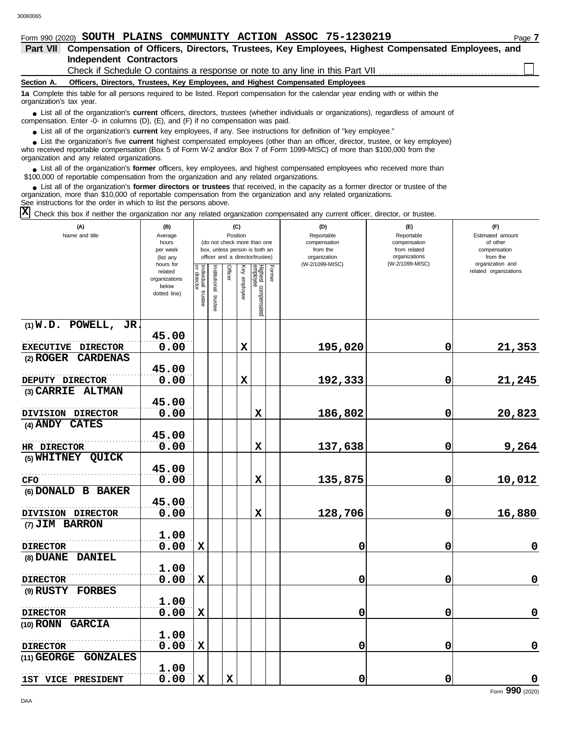Form 990 (2020) **SOUTH PLAINS COMMUNITY ACTION ASSOC 75-1230219** Page **7**

## Part VII Compensation of Officers, Directors, Trustees, Key Employees, Highest Compensated Employees, and Independent Contractors

Check if Schedule O contains a response or note to any line in this Part VII ☐

**Section A. Officers, Directors, Trustees, Key Employees, and Highest Compensated Employees**

**1a** Complete this table for all persons required to be listed. Report compensation for the calendar year ending with or within the organization's tax year.

- List all of the organization's **current** officers, directors, trustees (whether individuals or organizations), regardless of amount of compensation. Enter -0- in columns (D), (E), and (F) if no compensation was paid.
- List all of the organization's **current** key employees, if any. See instructions for definition of "key employee."
- List the organization's five **current** highest compensated employees (other than an officer, director, trustee, or key employee) who received reportable compensation (Box 5 of Form W-2 and/or Box 7 of Form 1099-MISC) of more than $100,000 from the organization and any related organizations.
- List all of the organization's **former** officers, key employees, and highest compensated employees who received more than $100,000 of reportable compensation from the organization and any related organizations.
- List all of the organization's **former directors or trustees** that received, in the capacity as a former director or trustee of the organization, more than $10,000 of reportable compensation from the organization and any related organizations.

See instructions for the order in which to list the persons above.

☒ Check this box if neither the organization nor any related organization compensated any current officer, director, or trustee.

| (A) Name and title | (B) Average hours per week (list any hours for related organizations below dotted line) | (C) Position: Individual trustee or director | Institutional trustee | Officer | Key employee | Highest compensated employee | Former | (D) Reportable compensation from the organization (W-2/1099-MISC) | (E) Reportable compensation from related organizations (W-2/1099-MISC) | (F) Estimated amount of other compensation from the organization and related organizations |
|---|---|---|---|---|---|---|---|---|---|---|
| (1) W.D. POWELL, JR. EXECUTIVE DIRECTOR | 45.00 / 0.00 | | | | X | | | 195,020 | 0 | 21,353 |
| (2) ROGER CARDENAS DEPUTY DIRECTOR | 45.00 / 0.00 | | | | X | | | 192,333 | 0 | 21,245 |
| (3) CARRIE ALTMAN DIVISION DIRECTOR | 45.00 / 0.00 | | | | | X | | 186,802 | 0 | 20,823 |
| (4) ANDY CATES HR DIRECTOR | 45.00 / 0.00 | | | | | X | | 137,638 | 0 | 9,264 |
| (5) WHITNEY QUICK CFO | 45.00 / 0.00 | | | | | X | | 135,875 | 0 | 10,012 |
| (6) DONALD B BAKER DIVISION DIRECTOR | 45.00 / 0.00 | | | | | X | | 128,706 | 0 | 16,880 |
| (7) JIM BARRON DIRECTOR | 1.00 / 0.00 | X | | | | | | 0 | 0 | 0 |
| (8) DUANE DANIEL DIRECTOR | 1.00 / 0.00 | X | | | | | | 0 | 0 | 0 |
| (9) RUSTY FORBES DIRECTOR | 1.00 / 0.00 | X | | | | | | 0 | 0 | 0 |
| (10) RONN GARCIA DIRECTOR | 1.00 / 0.00 | X | | | | | | 0 | 0 | 0 |
| (11) GEORGE GONZALES 1ST VICE PRESIDENT | 1.00 / 0.00 | X | | X | | | | 0 | 0 | 0 |

Form **990** (2020)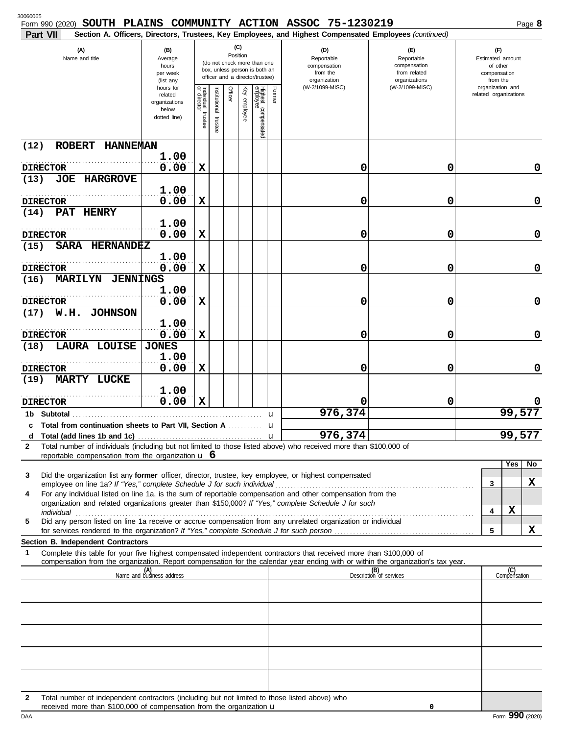Form 990 (2020) **SOUTH PLAINS COMMUNITY ACTION ASSOC 75-1230219**

## Part VII Section A. Officers, Directors, Trustees, Key Employees, and Highest Compensated Employees *(continued)*

| (A) Name and title | (B) Average hours per week (list any hours for related organizations below dotted line) | (C) Individual trustee or director | Institutional trustee | Officer | Key employee | Highest compensated employee | Former | (D) Reportable compensation from the organization (W-2/1099-MISC) | (E) Reportable compensation from related organizations (W-2/1099-MISC) | (F) Estimated amount of other compensation from the organization and related organizations |
|---|---|---|---|---|---|---|---|---|---|---|
| (12) ROBERT HANNEMAN<br>DIRECTOR | 1.00<br>0.00 | X | | | | | | 0 | 0 | 0 |
| (13) JOE HARGROVE<br>DIRECTOR | 1.00<br>0.00 | X | | | | | | 0 | 0 | 0 |
| (14) PAT HENRY<br>DIRECTOR | 1.00<br>0.00 | X | | | | | | 0 | 0 | 0 |
| (15) SARA HERNANDEZ<br>DIRECTOR | 1.00<br>0.00 | X | | | | | | 0 | 0 | 0 |
| (16) MARILYN JENNINGS<br>DIRECTOR | 1.00<br>0.00 | X | | | | | | 0 | 0 | 0 |
| (17) W.H. JOHNSON<br>DIRECTOR | 1.00<br>0.00 | X | | | | | | 0 | 0 | 0 |
| (18) LAURA LOUISE JONES<br>DIRECTOR | 1.00<br>0.00 | X | | | | | | 0 | 0 | 0 |
| (19) MARTY LUCKE<br>DIRECTOR | 1.00<br>0.00 | X | | | | | | 0 | 0 | 0 |
| **1b Subtotal** | | | | | | | | 976,374 | | 99,577 |
| **c Total from continuation sheets to Part VII, Section A** | | | | | | | | | | |
| **d Total (add lines 1b and 1c)** | | | | | | | | 976,374 | | 99,577 |

**2** Total number of individuals (including but not limited to those listed above) who received more than $100,000 of reportable compensation from the organization u **6**

| | | Yes | No |
|---|---|---|---|
| **3** Did the organization list any **former** officer, director, trustee, key employee, or highest compensated employee on line 1a? *If "Yes," complete Schedule J for such individual* | 3 | | X |
| **4** For any individual listed on line 1a, is the sum of reportable compensation and other compensation from the organization and related organizations greater than $150,000? *If "Yes," complete Schedule J for such individual* | 4 | X | |
| **5** Did any person listed on line 1a receive or accrue compensation from any unrelated organization or individual for services rendered to the organization? *If "Yes," complete Schedule J for such person* | 5 | | X |

### Section B. Independent Contractors

**1** Complete this table for your five highest compensated independent contractors that received more than $100,000 of compensation from the organization. Report compensation for the calendar year ending with or within the organization's tax year.

| (A) Name and business address | (B) Description of services | (C) Compensation |
|---|---|---|
| | | |
| | | |
| | | |
| | | |
| | | |

**2** Total number of independent contractors (including but not limited to those listed above) who received more than $100,000 of compensation from the organization u 0

Form **990** (2020)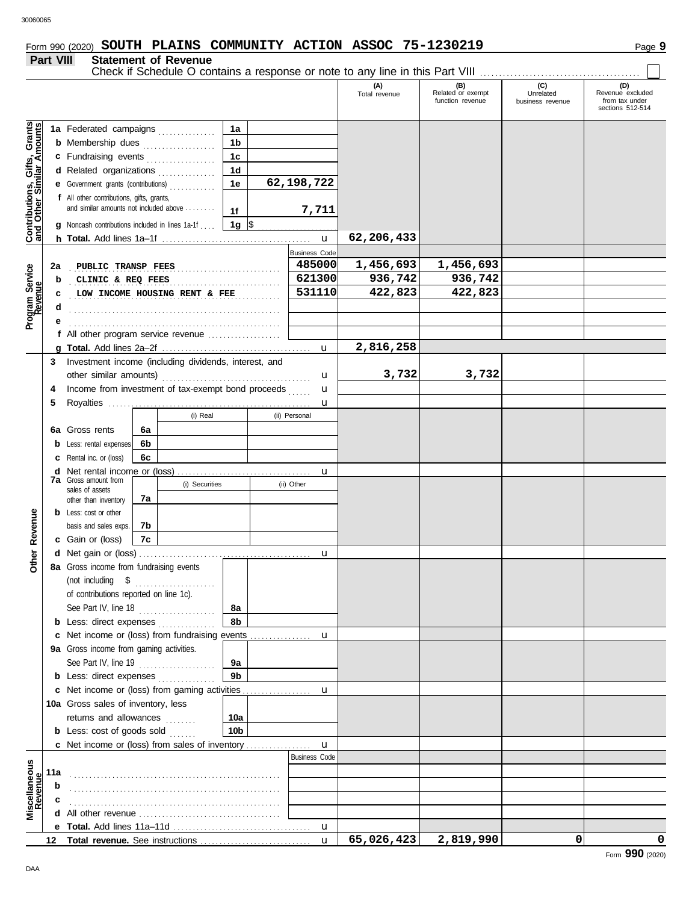Form 990 (2020) **SOUTH PLAINS COMMUNITY ACTION ASSOC 75-1230219**

## Part VIII Statement of Revenue

Check if Schedule O contains a response or note to any line in this Part VIII ☐

| | | | | (A) Total revenue | (B) Related or exempt function revenue | (C) Unrelated business revenue | (D) Revenue excluded from tax under sections 512-514 |
|---|---|---|---|---|---|---|---|
| **Contributions, Gifts, Grants and Other Similar Amounts** | 1a Federated campaigns | 1a | | | | | |
| | b Membership dues | 1b | | | | | |
| | c Fundraising events | 1c | | | | | |
| | d Related organizations | 1d | | | | | |
| | e Government grants (contributions) | 1e | 62,198,722 | | | | |
| | f All other contributions, gifts, grants, and similar amounts not included above | 1f | 7,711 | | | | |
| | g Noncash contributions included in lines 1a-1f | 1g | $ | | | | |
| | h **Total.** Add lines 1a–1f | | | 62,206,433 | | | |
| **Program Service Revenue** | | | Business Code | | | | |
| | 2a PUBLIC TRANSP FEES | | 485000 | 1,456,693 | 1,456,693 | | |
| | b CLINIC & REQ FEES | | 621300 | 936,742 | 936,742 | | |
| | c LOW INCOME HOUSING RENT & FEE | | 531110 | 422,823 | 422,823 | | |
| | d | | | | | | |
| | e | | | | | | |
| | f All other program service revenue | | | | | | |
| | g **Total.** Add lines 2a–2f | | | 2,816,258 | | | |
| **Other Revenue** | 3 Investment income (including dividends, interest, and other similar amounts) | | | 3,732 | 3,732 | | |
| | 4 Income from investment of tax-exempt bond proceeds | | | | | | |
| | 5 Royalties | | | | | | |
| | | (i) Real | (ii) Personal | | | | |
| | 6a Gross rents | 6a | | | | | |
| | b Less: rental expenses | 6b | | | | | |
| | c Rental inc. or (loss) | 6c | | | | | |
| | d Net rental income or (loss) | | | | | | |
| | | (i) Securities | (ii) Other | | | | |
| | 7a Gross amount from sales of assets other than inventory | 7a | | | | | |
| | b Less: cost or other basis and sales exps. | 7b | | | | | |
| | c Gain or (loss) | 7c | | | | | |
| | d Net gain or (loss) | | | | | | |
| | 8a Gross income from fundraising events (not including $ of contributions reported on line 1c). See Part IV, line 18 | 8a | | | | | |
| | b Less: direct expenses | 8b | | | | | |
| | c Net income or (loss) from fundraising events | | | | | | |
| | 9a Gross income from gaming activities. See Part IV, line 19 | 9a | | | | | |
| | b Less: direct expenses | 9b | | | | | |
| | c Net income or (loss) from gaming activities | | | | | | |
| | 10a Gross sales of inventory, less returns and allowances | 10a | | | | | |
| | b Less: cost of goods sold | 10b | | | | | |
| | c Net income or (loss) from sales of inventory | | | | | | |
| **Miscellaneous Revenue** | | | Business Code | | | | |
| | 11a | | | | | | |
| | b | | | | | | |
| | c | | | | | | |
| | d All other revenue | | | | | | |
| | e **Total.** Add lines 11a–11d | | | | | | |
| | 12 **Total revenue.** See instructions | | | 65,026,423 | 2,819,990 | 0 | 0 |

Form **990** (2020)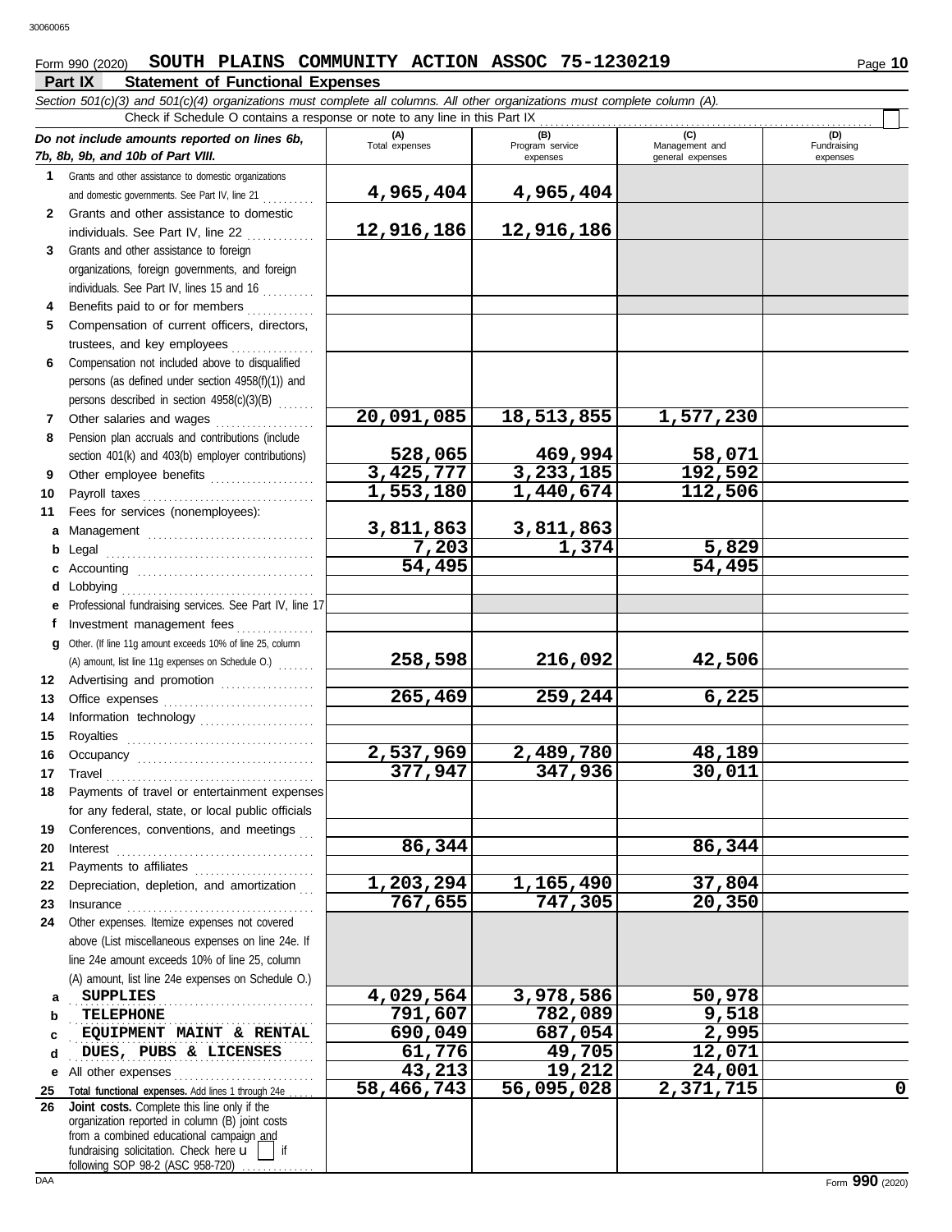Form 990 (2020) **SOUTH PLAINS COMMUNITY ACTION ASSOC 75-1230219**

## Part IX Statement of Functional Expenses

*Section 501(c)(3) and 501(c)(4) organizations must complete all columns. All other organizations must complete column (A).*

Check if Schedule O contains a response or note to any line in this Part IX

| *Do not include amounts reported on lines 6b, 7b, 8b, 9b, and 10b of Part VIII.* | (A) Total expenses | (B) Program service expenses | (C) Management and general expenses | (D) Fundraising expenses |
|---|---|---|---|---|
| **1** Grants and other assistance to domestic organizations and domestic governments. See Part IV, line 21 | 4,965,404 | 4,965,404 | | |
| **2** Grants and other assistance to domestic individuals. See Part IV, line 22 | 12,916,186 | 12,916,186 | | |
| **3** Grants and other assistance to foreign organizations, foreign governments, and foreign individuals. See Part IV, lines 15 and 16 | | | | |
| **4** Benefits paid to or for members | | | | |
| **5** Compensation of current officers, directors, trustees, and key employees | | | | |
| **6** Compensation not included above to disqualified persons (as defined under section 4958(f)(1)) and persons described in section 4958(c)(3)(B) | | | | |
| **7** Other salaries and wages | 20,091,085 | 18,513,855 | 1,577,230 | |
| **8** Pension plan accruals and contributions (include section 401(k) and 403(b) employer contributions) | 528,065 | 469,994 | 58,071 | |
| **9** Other employee benefits | 3,425,777 | 3,233,185 | 192,592 | |
| **10** Payroll taxes | 1,553,180 | 1,440,674 | 112,506 | |
| **11** Fees for services (nonemployees): | | | | |
| **a** Management | 3,811,863 | 3,811,863 | | |
| **b** Legal | 7,203 | 1,374 | 5,829 | |
| **c** Accounting | 54,495 | | 54,495 | |
| **d** Lobbying | | | | |
| **e** Professional fundraising services. See Part IV, line 17 | | | | |
| **f** Investment management fees | | | | |
| **g** Other. (If line 11g amount exceeds 10% of line 25, column (A) amount, list line 11g expenses on Schedule O.) | 258,598 | 216,092 | 42,506 | |
| **12** Advertising and promotion | | | | |
| **13** Office expenses | 265,469 | 259,244 | 6,225 | |
| **14** Information technology | | | | |
| **15** Royalties | | | | |
| **16** Occupancy | 2,537,969 | 2,489,780 | 48,189 | |
| **17** Travel | 377,947 | 347,936 | 30,011 | |
| **18** Payments of travel or entertainment expenses for any federal, state, or local public officials | | | | |
| **19** Conferences, conventions, and meetings | | | | |
| **20** Interest | 86,344 | | 86,344 | |
| **21** Payments to affiliates | | | | |
| **22** Depreciation, depletion, and amortization | 1,203,294 | 1,165,490 | 37,804 | |
| **23** Insurance | 767,655 | 747,305 | 20,350 | |
| **24** Other expenses. Itemize expenses not covered above (List miscellaneous expenses on line 24e. If line 24e amount exceeds 10% of line 25, column (A) amount, list line 24e expenses on Schedule O.) | | | | |
| **a** SUPPLIES | 4,029,564 | 3,978,586 | 50,978 | |
| **b** TELEPHONE | 791,607 | 782,089 | 9,518 | |
| **c** EQUIPMENT MAINT & RENTAL | 690,049 | 687,054 | 2,995 | |
| **d** DUES, PUBS & LICENSES | 61,776 | 49,705 | 12,071 | |
| **e** All other expenses | 43,213 | 19,212 | 24,001 | |
| **25** **Total functional expenses.** Add lines 1 through 24e | 58,466,743 | 56,095,028 | 2,371,715 | 0 |
| **26** **Joint costs.** Complete this line only if the organization reported in column (B) joint costs from a combined educational campaign and fundraising solicitation. Check here ☐ if following SOP 98-2 (ASC 958-720) | | | | |

Form **990** (2020)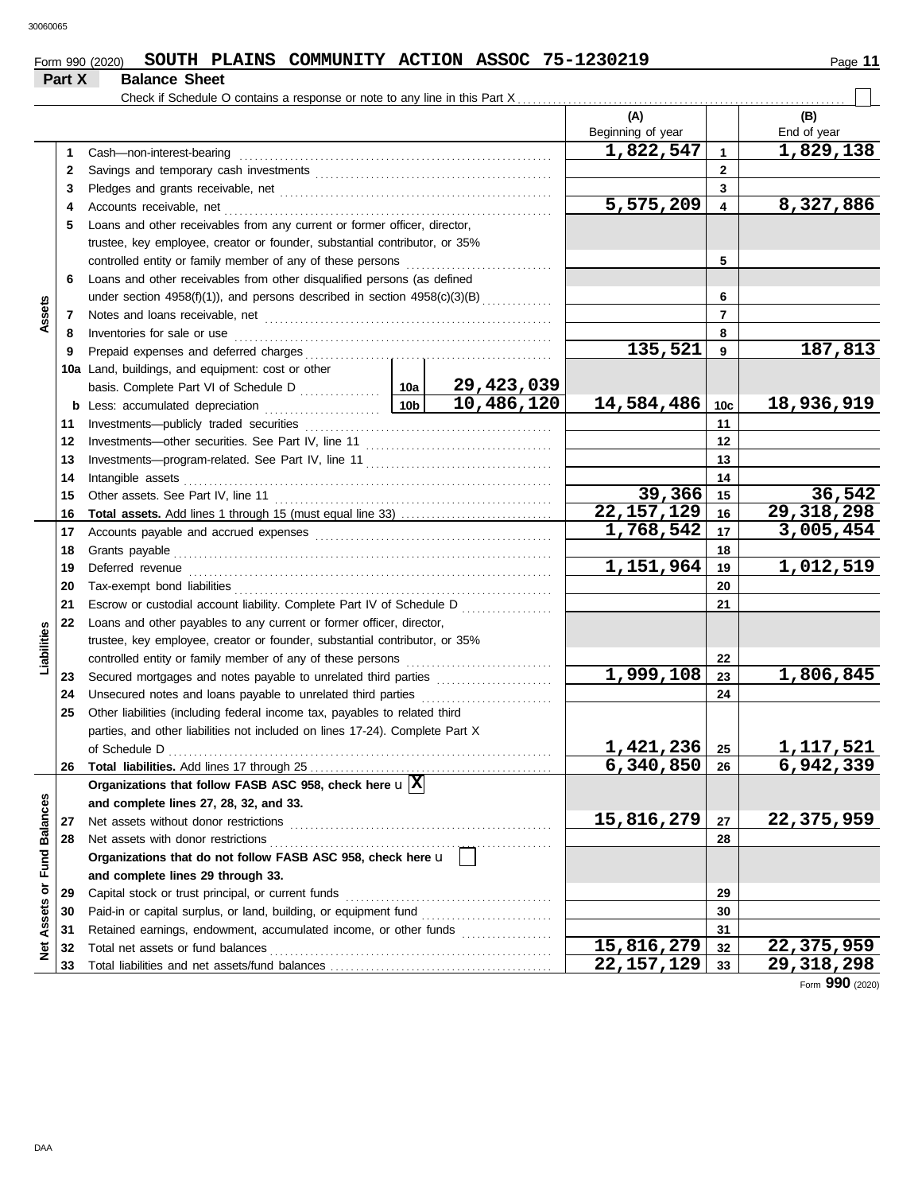Form 990 (2020) **SOUTH PLAINS COMMUNITY ACTION ASSOC 75-1230219** Page 11

## Part X Balance Sheet

Check if Schedule O contains a response or note to any line in this Part X ☐

| Section | Line | Description | | | (A) Beginning of year | | (B) End of year |
|---|---|---|---|---|---|---|---|
| Assets | 1 | Cash—non-interest-bearing | | | 1,822,547 | 1 | 1,829,138 |
| | 2 | Savings and temporary cash investments | | | | 2 | |
| | 3 | Pledges and grants receivable, net | | | | 3 | |
| | 4 | Accounts receivable, net | | | 5,575,209 | 4 | 8,327,886 |
| | 5 | Loans and other receivables from any current or former officer, director, trustee, key employee, creator or founder, substantial contributor, or 35% controlled entity or family member of any of these persons | | | | 5 | |
| | 6 | Loans and other receivables from other disqualified persons (as defined under section 4958(f)(1)), and persons described in section 4958(c)(3)(B) | | | | 6 | |
| | 7 | Notes and loans receivable, net | | | | 7 | |
| | 8 | Inventories for sale or use | | | | 8 | |
| | 9 | Prepaid expenses and deferred charges | | | 135,521 | 9 | 187,813 |
| | 10a | Land, buildings, and equipment: cost or other basis. Complete Part VI of Schedule D | 10a | 29,423,039 | | | |
| | b | Less: accumulated depreciation | 10b | 10,486,120 | 14,584,486 | 10c | 18,936,919 |
| | 11 | Investments—publicly traded securities | | | | 11 | |
| | 12 | Investments—other securities. See Part IV, line 11 | | | | 12 | |
| | 13 | Investments—program-related. See Part IV, line 11 | | | | 13 | |
| | 14 | Intangible assets | | | | 14 | |
| | 15 | Other assets. See Part IV, line 11 | | | 39,366 | 15 | 36,542 |
| | 16 | **Total assets.** Add lines 1 through 15 (must equal line 33) | | | 22,157,129 | 16 | 29,318,298 |
| Liabilities | 17 | Accounts payable and accrued expenses | | | 1,768,542 | 17 | 3,005,454 |
| | 18 | Grants payable | | | | 18 | |
| | 19 | Deferred revenue | | | 1,151,964 | 19 | 1,012,519 |
| | 20 | Tax-exempt bond liabilities | | | | 20 | |
| | 21 | Escrow or custodial account liability. Complete Part IV of Schedule D | | | | 21 | |
| | 22 | Loans and other payables to any current or former officer, director, trustee, key employee, creator or founder, substantial contributor, or 35% controlled entity or family member of any of these persons | | | | 22 | |
| | 23 | Secured mortgages and notes payable to unrelated third parties | | | 1,999,108 | 23 | 1,806,845 |
| | 24 | Unsecured notes and loans payable to unrelated third parties | | | | 24 | |
| | 25 | Other liabilities (including federal income tax, payables to related third parties, and other liabilities not included on lines 17-24). Complete Part X of Schedule D | | | 1,421,236 | 25 | 1,117,521 |
| | 26 | **Total liabilities.** Add lines 17 through 25 | | | 6,340,850 | 26 | 6,942,339 |
| Net Assets or Fund Balances | | **Organizations that follow FASB ASC 958, check here** ☒ **and complete lines 27, 28, 32, and 33.** | | | | | |
| | 27 | Net assets without donor restrictions | | | 15,816,279 | 27 | 22,375,959 |
| | 28 | Net assets with donor restrictions | | | | 28 | |
| | | **Organizations that do not follow FASB ASC 958, check here** ☐ **and complete lines 29 through 33.** | | | | | |
| | 29 | Capital stock or trust principal, or current funds | | | | 29 | |
| | 30 | Paid-in or capital surplus, or land, building, or equipment fund | | | | 30 | |
| | 31 | Retained earnings, endowment, accumulated income, or other funds | | | | 31 | |
| | 32 | Total net assets or fund balances | | | 15,816,279 | 32 | 22,375,959 |
| | 33 | Total liabilities and net assets/fund balances | | | 22,157,129 | 33 | 29,318,298 |

Form **990** (2020)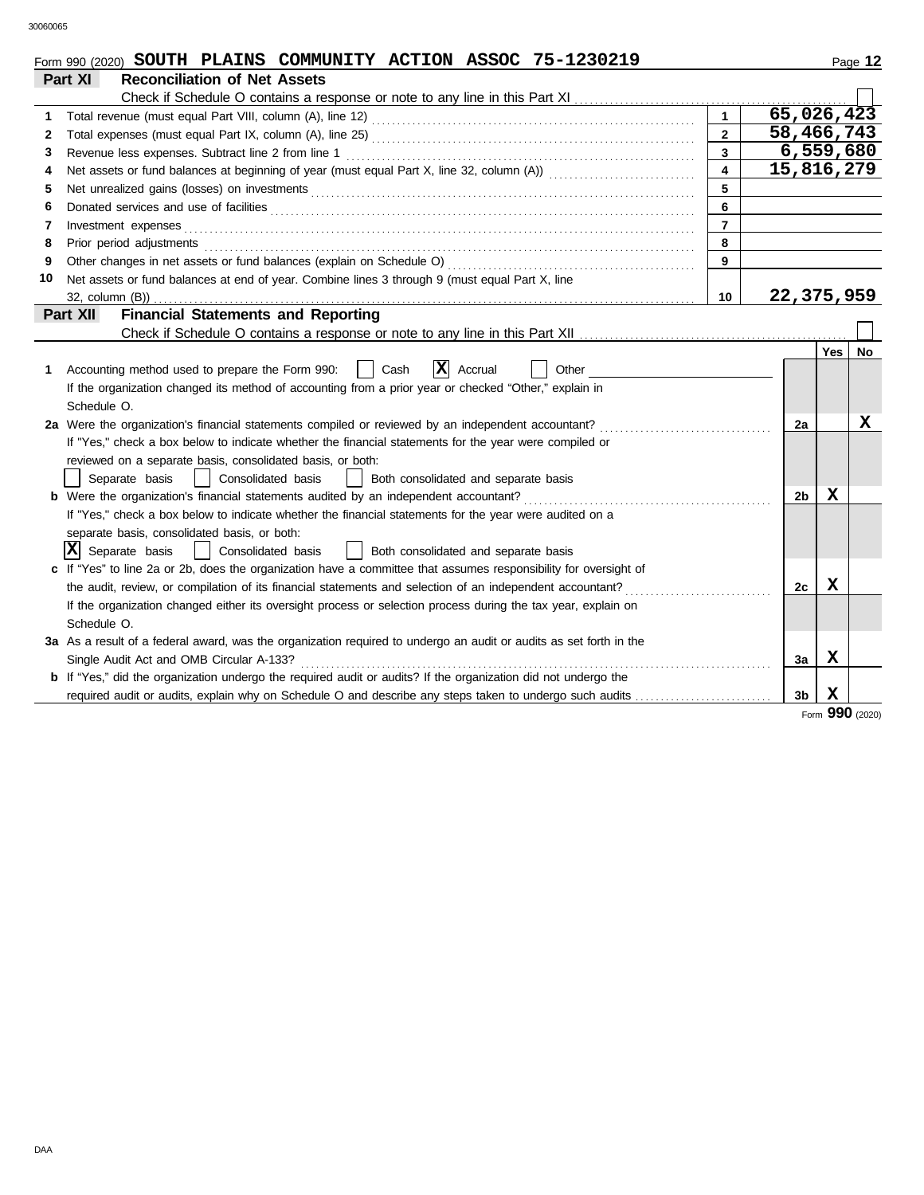Form 990 (2020) **SOUTH PLAINS COMMUNITY ACTION ASSOC 75-1230219**

## Part XI Reconciliation of Net Assets

Check if Schedule O contains a response or note to any line in this Part XI ☐

| | | Line | Amount |
|---|---|---|---|
| 1 | Total revenue (must equal Part VIII, column (A), line 12) | 1 | 65,026,423 |
| 2 | Total expenses (must equal Part IX, column (A), line 25) | 2 | 58,466,743 |
| 3 | Revenue less expenses. Subtract line 2 from line 1 | 3 | 6,559,680 |
| 4 | Net assets or fund balances at beginning of year (must equal Part X, line 32, column (A)) | 4 | 15,816,279 |
| 5 | Net unrealized gains (losses) on investments | 5 | |
| 6 | Donated services and use of facilities | 6 | |
| 7 | Investment expenses | 7 | |
| 8 | Prior period adjustments | 8 | |
| 9 | Other changes in net assets or fund balances (explain on Schedule O) | 9 | |
| 10 | Net assets or fund balances at end of year. Combine lines 3 through 9 (must equal Part X, line 32, column (B)) | 10 | 22,375,959 |

## Part XII Financial Statements and Reporting

Check if Schedule O contains a response or note to any line in this Part XII ☐

| | | | Yes | No |
|---|---|---|---|---|
| 1 | Accounting method used to prepare the Form 990: ☐ Cash ☒ Accrual ☐ Other<br>If the organization changed its method of accounting from a prior year or checked "Other," explain in Schedule O. | | | |
| 2a | Were the organization's financial statements compiled or reviewed by an independent accountant?<br>If "Yes," check a box below to indicate whether the financial statements for the year were compiled or reviewed on a separate basis, consolidated basis, or both:<br>☐ Separate basis ☐ Consolidated basis ☐ Both consolidated and separate basis | 2a | | X |
| b | Were the organization's financial statements audited by an independent accountant?<br>If "Yes," check a box below to indicate whether the financial statements for the year were audited on a separate basis, consolidated basis, or both:<br>☒ Separate basis ☐ Consolidated basis ☐ Both consolidated and separate basis | 2b | X | |
| c | If "Yes" to line 2a or 2b, does the organization have a committee that assumes responsibility for oversight of the audit, review, or compilation of its financial statements and selection of an independent accountant?<br>If the organization changed either its oversight process or selection process during the tax year, explain on Schedule O. | 2c | X | |
| 3a | As a result of a federal award, was the organization required to undergo an audit or audits as set forth in the Single Audit Act and OMB Circular A-133? | 3a | X | |
| b | If "Yes," did the organization undergo the required audit or audits? If the organization did not undergo the required audit or audits, explain why on Schedule O and describe any steps taken to undergo such audits | 3b | X | |

Form **990** (2020)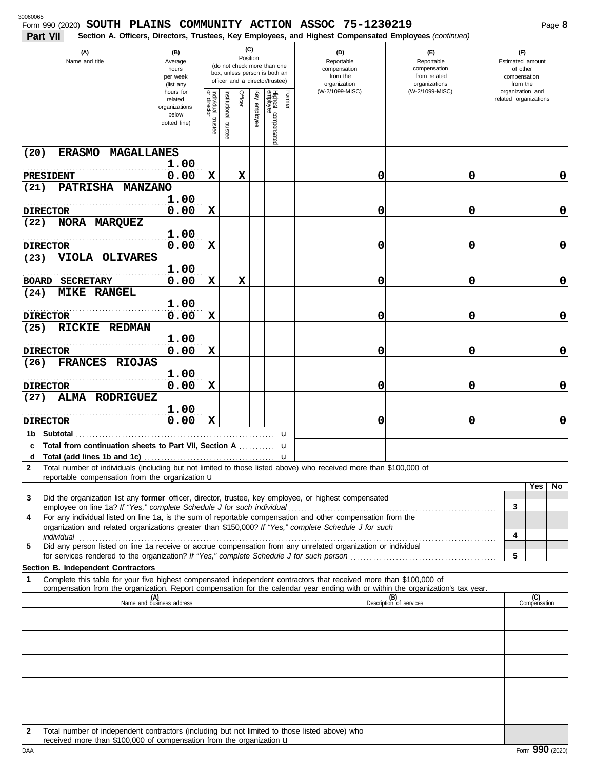Form 990 (2020) **SOUTH PLAINS COMMUNITY ACTION ASSOC 75-1230219** Page **8**

**Part VII** **Section A. Officers, Directors, Trustees, Key Employees, and Highest Compensated Employees** *(continued)*

| (A) Name and title | (B) Average hours per week (list any hours for related organizations below dotted line) | (C) Position: Individual trustee or director | Institutional trustee | Officer | Key employee | Highest compensated employee | Former | (D) Reportable compensation from the organization (W-2/1099-MISC) | (E) Reportable compensation from related organizations (W-2/1099-MISC) | (F) Estimated amount of other compensation from the organization and related organizations |
|---|---|---|---|---|---|---|---|---|---|---|
| (20) ERASMO MAGALLANES<br>PRESIDENT | 1.00<br>0.00 | X | | X | | | | 0 | 0 | 0 |
| (21) PATRISHA MANZANO<br>DIRECTOR | 1.00<br>0.00 | X | | | | | | 0 | 0 | 0 |
| (22) NORA MARQUEZ<br>DIRECTOR | 1.00<br>0.00 | X | | | | | | 0 | 0 | 0 |
| (23) VIOLA OLIVARES<br>BOARD SECRETARY | 1.00<br>0.00 | X | | X | | | | 0 | 0 | 0 |
| (24) MIKE RANGEL<br>DIRECTOR | 1.00<br>0.00 | X | | | | | | 0 | 0 | 0 |
| (25) RICKIE REDMAN<br>DIRECTOR | 1.00<br>0.00 | X | | | | | | 0 | 0 | 0 |
| (26) FRANCES RIOJAS<br>DIRECTOR | 1.00<br>0.00 | X | | | | | | 0 | 0 | 0 |
| (27) ALMA RODRIGUEZ<br>DIRECTOR | 1.00<br>0.00 | X | | | | | | 0 | 0 | 0 |
| **1b Subtotal** | | | | | | | | | | |
| **c Total from continuation sheets to Part VII, Section A** | | | | | | | | | | |
| **d Total (add lines 1b and 1c)** | | | | | | | | | | |

**2** Total number of individuals (including but not limited to those listed above) who received more than $100,000 of reportable compensation from the organization u

| | | Yes | No |
|---|---|---|---|
| **3** Did the organization list any **former** officer, director, trustee, key employee, or highest compensated employee on line 1a? *If "Yes," complete Schedule J for such individual* | 3 | | |
| **4** For any individual listed on line 1a, is the sum of reportable compensation and other compensation from the organization and related organizations greater than $150,000? *If "Yes," complete Schedule J for such individual* | 4 | | |
| **5** Did any person listed on line 1a receive or accrue compensation from any unrelated organization or individual for services rendered to the organization? *If "Yes," complete Schedule J for such person* | 5 | | |

**Section B. Independent Contractors**

**1** Complete this table for your five highest compensated independent contractors that received more than $100,000 of compensation from the organization. Report compensation for the calendar year ending with or within the organization's tax year.

| (A) Name and business address | (B) Description of services | (C) Compensation |
|---|---|---|
| | | |
| | | |
| | | |
| | | |
| | | |

**2** Total number of independent contractors (including but not limited to those listed above) who received more than $100,000 of compensation from the organization u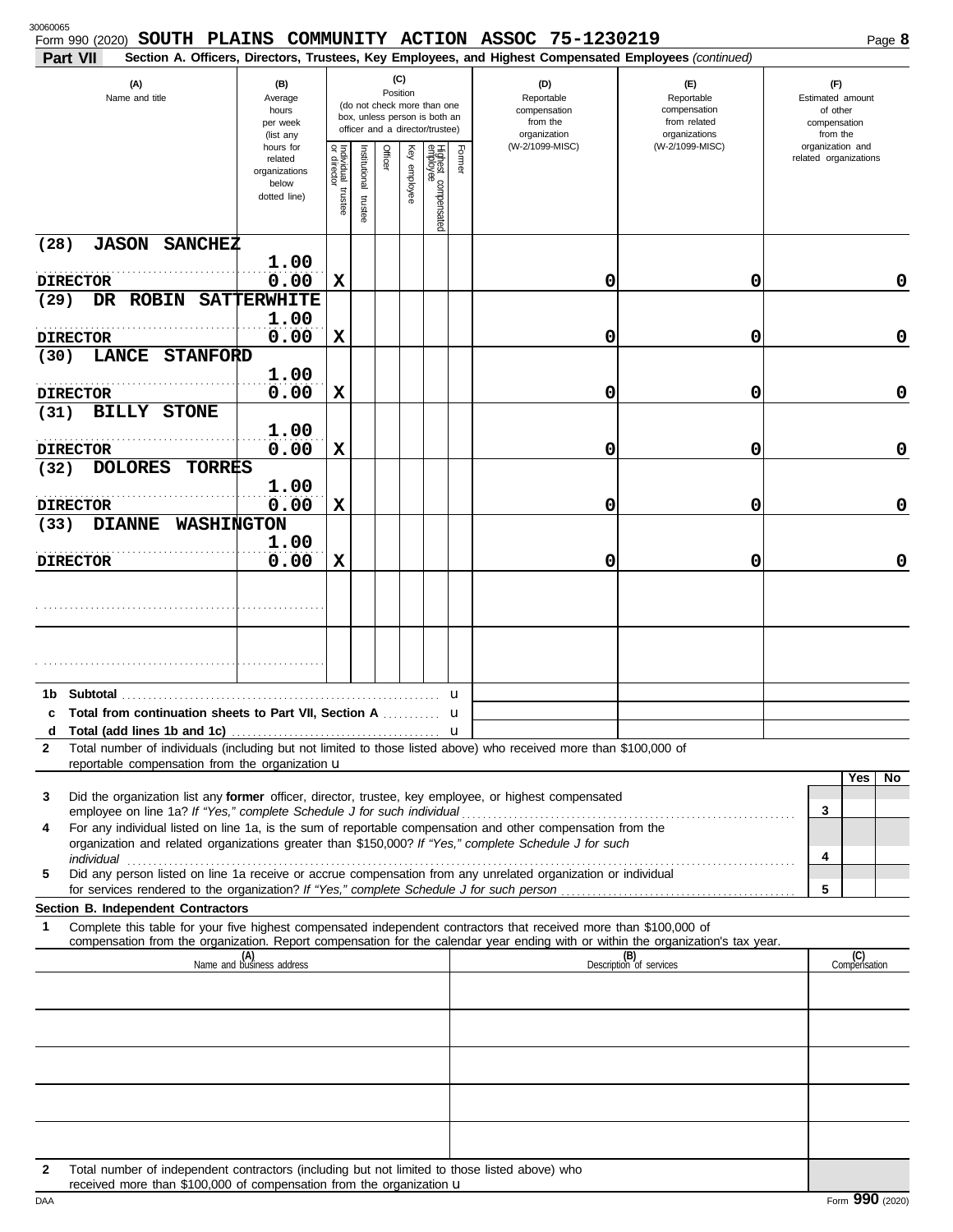Form 990 (2020) **SOUTH PLAINS COMMUNITY ACTION ASSOC 75-1230219**

**Part VII** **Section A. Officers, Directors, Trustees, Key Employees, and Highest Compensated Employees** *(continued)*

| (A) Name and title | (B) Average hours per week (list any hours for related organizations below dotted line) | (C) Position: Individual trustee or director | Institutional trustee | Officer | Key employee | Highest compensated employee | Former | (D) Reportable compensation from the organization (W-2/1099-MISC) | (E) Reportable compensation from related organizations (W-2/1099-MISC) | (F) Estimated amount of other compensation from the organization and related organizations |
|---|---|---|---|---|---|---|---|---|---|---|
| (28) JASON SANCHEZ<br>DIRECTOR | 1.00<br>0.00 | X | | | | | | 0 | 0 | 0 |
| (29) DR ROBIN SATTERWHITE<br>DIRECTOR | 1.00<br>0.00 | X | | | | | | 0 | 0 | 0 |
| (30) LANCE STANFORD<br>DIRECTOR | 1.00<br>0.00 | X | | | | | | 0 | 0 | 0 |
| (31) BILLY STONE<br>DIRECTOR | 1.00<br>0.00 | X | | | | | | 0 | 0 | 0 |
| (32) DOLORES TORRES<br>DIRECTOR | 1.00<br>0.00 | X | | | | | | 0 | 0 | 0 |
| (33) DIANNE WASHINGTON<br>DIRECTOR | 1.00<br>0.00 | X | | | | | | 0 | 0 | 0 |
| | | | | | | | | | | |
| | | | | | | | | | | |

**1b Subtotal** u

**c Total from continuation sheets to Part VII, Section A** u

**d Total (add lines 1b and 1c)** u

**2** Total number of individuals (including but not limited to those listed above) who received more than $100,000 of reportable compensation from the organization u

| | | Yes | No |
|---|---|---|---|
| **3** Did the organization list any **former** officer, director, trustee, key employee, or highest compensated employee on line 1a? *If "Yes," complete Schedule J for such individual* | 3 | | |
| **4** For any individual listed on line 1a, is the sum of reportable compensation and other compensation from the organization and related organizations greater than $150,000? *If "Yes," complete Schedule J for such individual* | 4 | | |
| **5** Did any person listed on line 1a receive or accrue compensation from any unrelated organization or individual for services rendered to the organization? *If "Yes," complete Schedule J for such person* | 5 | | |

**Section B. Independent Contractors**

**1** Complete this table for your five highest compensated independent contractors that received more than $100,000 of compensation from the organization. Report compensation for the calendar year ending with or within the organization's tax year.

| (A) Name and business address | (B) Description of services | (C) Compensation |
|---|---|---|
| | | |
| | | |
| | | |
| | | |
| | | |

**2** Total number of independent contractors (including but not limited to those listed above) who received more than $100,000 of compensation from the organization u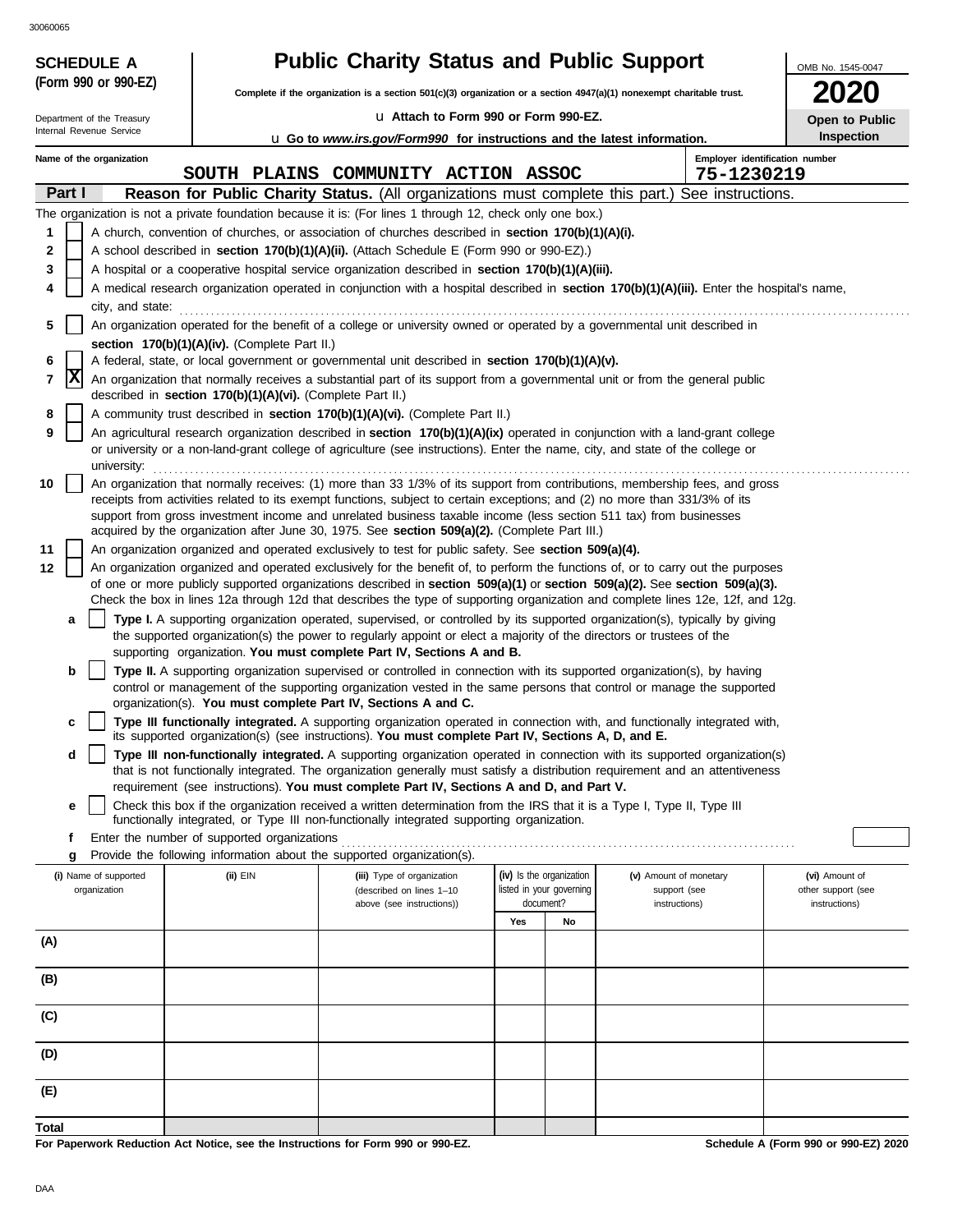30060065

**SCHEDULE A**
**(Form 990 or 990-EZ)**

Department of the Treasury
Internal Revenue Service

# Public Charity Status and Public Support

**Complete if the organization is a section 501(c)(3) organization or a section 4947(a)(1) nonexempt charitable trust.**

u **Attach to Form 990 or Form 990-EZ.**

u **Go to *www.irs.gov/Form990* for instructions and the latest information.**

OMB No. 1545-0047

**2020**

**Open to Public Inspection**

**Name of the organization**
SOUTH PLAINS COMMUNITY ACTION ASSOC

**Employer identification number**
75-1230219

**Part I** **Reason for Public Charity Status.** (All organizations must complete this part.) See instructions.

The organization is not a private foundation because it is: (For lines 1 through 12, check only one box.)

1 [ ] A church, convention of churches, or association of churches described in **section 170(b)(1)(A)(i).**

2 [ ] A school described in **section 170(b)(1)(A)(ii).** (Attach Schedule E (Form 990 or 990-EZ).)

3 [ ] A hospital or a cooperative hospital service organization described in **section 170(b)(1)(A)(iii).**

4 [ ] A medical research organization operated in conjunction with a hospital described in **section 170(b)(1)(A)(iii).** Enter the hospital's name, city, and state:

5 [ ] An organization operated for the benefit of a college or university owned or operated by a governmental unit described in **section 170(b)(1)(A)(iv).** (Complete Part II.)

6 [ ] A federal, state, or local government or governmental unit described in **section 170(b)(1)(A)(v).**

7 [X] An organization that normally receives a substantial part of its support from a governmental unit or from the general public described in **section 170(b)(1)(A)(vi).** (Complete Part II.)

8 [ ] A community trust described in **section 170(b)(1)(A)(vi).** (Complete Part II.)

9 [ ] An agricultural research organization described in **section 170(b)(1)(A)(ix)** operated in conjunction with a land-grant college or university or a non-land-grant college of agriculture (see instructions). Enter the name, city, and state of the college or university:

10 [ ] An organization that normally receives: (1) more than 33 1/3% of its support from contributions, membership fees, and gross receipts from activities related to its exempt functions, subject to certain exceptions; and (2) no more than 331/3% of its support from gross investment income and unrelated business taxable income (less section 511 tax) from businesses acquired by the organization after June 30, 1975. See **section 509(a)(2).** (Complete Part III.)

11 [ ] An organization organized and operated exclusively to test for public safety. See **section 509(a)(4).**

12 [ ] An organization organized and operated exclusively for the benefit of, to perform the functions of, or to carry out the purposes of one or more publicly supported organizations described in **section 509(a)(1)** or **section 509(a)(2).** See **section 509(a)(3).** Check the box in lines 12a through 12d that describes the type of supporting organization and complete lines 12e, 12f, and 12g.

a [ ] **Type I.** A supporting organization operated, supervised, or controlled by its supported organization(s), typically by giving the supported organization(s) the power to regularly appoint or elect a majority of the directors or trustees of the supporting organization. **You must complete Part IV, Sections A and B.**

b [ ] **Type II.** A supporting organization supervised or controlled in connection with its supported organization(s), by having control or management of the supporting organization vested in the same persons that control or manage the supported organization(s). **You must complete Part IV, Sections A and C.**

c [ ] **Type III functionally integrated.** A supporting organization operated in connection with, and functionally integrated with, its supported organization(s) (see instructions). **You must complete Part IV, Sections A, D, and E.**

d [ ] **Type III non-functionally integrated.** A supporting organization operated in connection with its supported organization(s) that is not functionally integrated. The organization generally must satisfy a distribution requirement and an attentiveness requirement (see instructions). **You must complete Part IV, Sections A and D, and Part V.**

e [ ] Check this box if the organization received a written determination from the IRS that it is a Type I, Type II, Type III functionally integrated, or Type III non-functionally integrated supporting organization.

f Enter the number of supported organizations

g Provide the following information about the supported organization(s).

| (i) Name of supported organization | (ii) EIN | (iii) Type of organization (described on lines 1–10 above (see instructions)) | (iv) Is the organization listed in your governing document? Yes | No | (v) Amount of monetary support (see instructions) | (vi) Amount of other support (see instructions) |
|---|---|---|---|---|---|---|
| (A) | | | | | | |
| (B) | | | | | | |
| (C) | | | | | | |
| (D) | | | | | | |
| (E) | | | | | | |
| **Total** | | | | | | |

**For Paperwork Reduction Act Notice, see the Instructions for Form 990 or 990-EZ.**

**Schedule A (Form 990 or 990-EZ) 2020**

DAA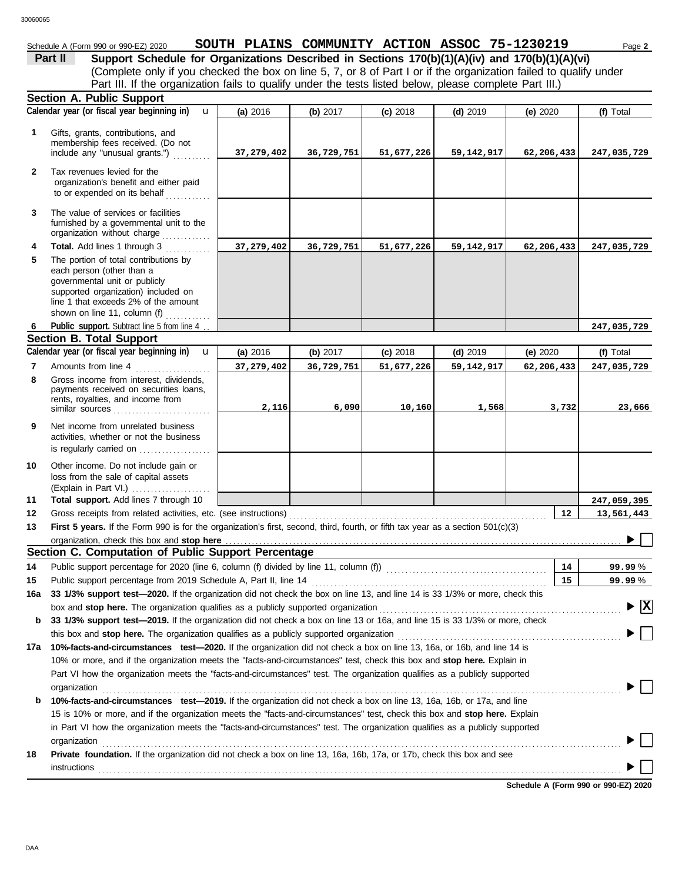Schedule A (Form 990 or 990-EZ) 2020 **SOUTH PLAINS COMMUNITY ACTION ASSOC 75-1230219**

**Part II** **Support Schedule for Organizations Described in Sections 170(b)(1)(A)(iv) and 170(b)(1)(A)(vi)**
(Complete only if you checked the box on line 5, 7, or 8 of Part I or if the organization failed to qualify under Part III. If the organization fails to qualify under the tests listed below, please complete Part III.)

**Section A. Public Support**

| | Calendar year (or fiscal year beginning in) | (a) 2016 | (b) 2017 | (c) 2018 | (d) 2019 | (e) 2020 | (f) Total |
|---|---|---|---|---|---|---|---|
| 1 | Gifts, grants, contributions, and membership fees received. (Do not include any "unusual grants.") | 37,279,402 | 36,729,751 | 51,677,226 | 59,142,917 | 62,206,433 | 247,035,729 |
| 2 | Tax revenues levied for the organization's benefit and either paid to or expended on its behalf | | | | | | |
| 3 | The value of services or facilities furnished by a governmental unit to the organization without charge | | | | | | |
| 4 | **Total.** Add lines 1 through 3 | 37,279,402 | 36,729,751 | 51,677,226 | 59,142,917 | 62,206,433 | 247,035,729 |
| 5 | The portion of total contributions by each person (other than a governmental unit or publicly supported organization) included on line 1 that exceeds 2% of the amount shown on line 11, column (f) | | | | | | |
| 6 | **Public support.** Subtract line 5 from line 4 | | | | | | 247,035,729 |

**Section B. Total Support**

| | Calendar year (or fiscal year beginning in) | (a) 2016 | (b) 2017 | (c) 2018 | (d) 2019 | (e) 2020 | (f) Total |
|---|---|---|---|---|---|---|---|
| 7 | Amounts from line 4 | 37,279,402 | 36,729,751 | 51,677,226 | 59,142,917 | 62,206,433 | 247,035,729 |
| 8 | Gross income from interest, dividends, payments received on securities loans, rents, royalties, and income from similar sources | 2,116 | 6,090 | 10,160 | 1,568 | 3,732 | 23,666 |
| 9 | Net income from unrelated business activities, whether or not the business is regularly carried on | | | | | | |
| 10 | Other income. Do not include gain or loss from the sale of capital assets (Explain in Part VI.) | | | | | | |
| 11 | **Total support.** Add lines 7 through 10 | | | | | | 247,059,395 |
| 12 | Gross receipts from related activities, etc. (see instructions) | | | | | 12 | 13,561,443 |

**13** **First 5 years.** If the Form 990 is for the organization's first, second, third, fourth, or fifth tax year as a section 501(c)(3) organization, check this box and **stop here** ☐

**Section C. Computation of Public Support Percentage**

**14** Public support percentage for 2020 (line 6, column (f) divided by line 11, column (f)) — **14** — 99.99 %

**15** Public support percentage from 2019 Schedule A, Part II, line 14 — **15** — 99.99 %

**16a** **33 1/3% support test—2020.** If the organization did not check the box on line 13, and line 14 is 33 1/3% or more, check this box and **stop here.** The organization qualifies as a publicly supported organization ☒

**b** **33 1/3% support test—2019.** If the organization did not check a box on line 13 or 16a, and line 15 is 33 1/3% or more, check this box and **stop here.** The organization qualifies as a publicly supported organization ☐

**17a** **10%-facts-and-circumstances test—2020.** If the organization did not check a box on line 13, 16a, or 16b, and line 14 is 10% or more, and if the organization meets the "facts-and-circumstances" test, check this box and **stop here.** Explain in Part VI how the organization meets the "facts-and-circumstances" test. The organization qualifies as a publicly supported organization ☐

**b** **10%-facts-and-circumstances test—2019.** If the organization did not check a box on line 13, 16a, 16b, or 17a, and line 15 is 10% or more, and if the organization meets the "facts-and-circumstances" test, check this box and **stop here.** Explain in Part VI how the organization meets the "facts-and-circumstances" test. The organization qualifies as a publicly supported organization ☐

**18** **Private foundation.** If the organization did not check a box on line 13, 16a, 16b, 17a, or 17b, check this box and see instructions ☐

**Schedule A (Form 990 or 990-EZ) 2020**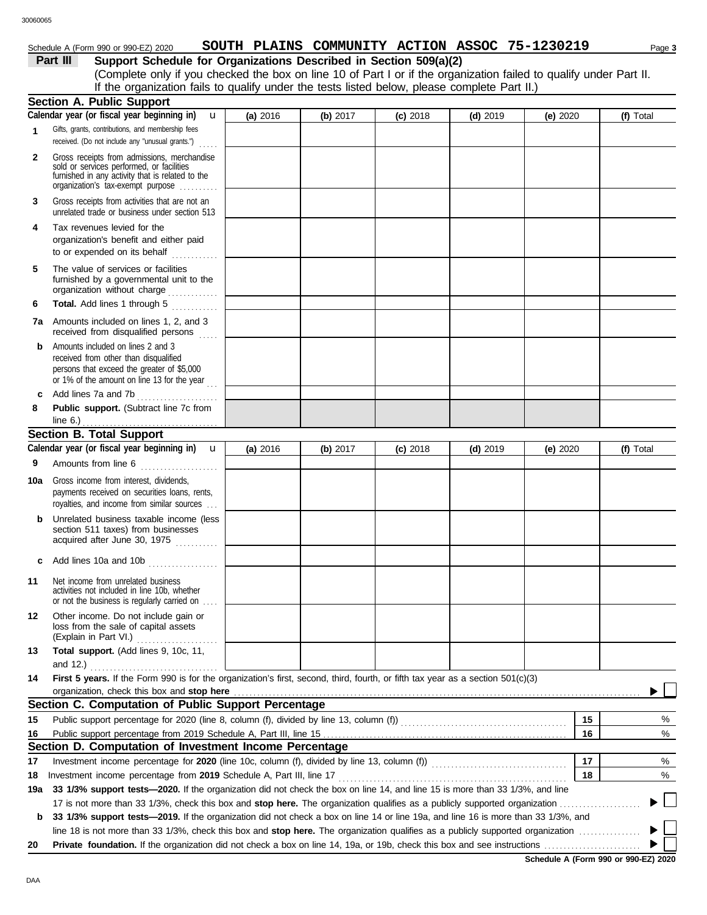Schedule A (Form 990 or 990-EZ) 2020 **SOUTH PLAINS COMMUNITY ACTION ASSOC 75-1230219**

**Part III — Support Schedule for Organizations Described in Section 509(a)(2)**

(Complete only if you checked the box on line 10 of Part I or if the organization failed to qualify under Part II. If the organization fails to qualify under the tests listed below, please complete Part II.)

## Section A. Public Support

| Calendar year (or fiscal year beginning in) | (a) 2016 | (b) 2017 | (c) 2018 | (d) 2019 | (e) 2020 | (f) Total |
|---|---|---|---|---|---|---|
| **1** Gifts, grants, contributions, and membership fees received. (Do not include any "unusual grants.") | | | | | | |
| **2** Gross receipts from admissions, merchandise sold or services performed, or facilities furnished in any activity that is related to the organization's tax-exempt purpose | | | | | | |
| **3** Gross receipts from activities that are not an unrelated trade or business under section 513 | | | | | | |
| **4** Tax revenues levied for the organization's benefit and either paid to or expended on its behalf | | | | | | |
| **5** The value of services or facilities furnished by a governmental unit to the organization without charge | | | | | | |
| **6** **Total.** Add lines 1 through 5 | | | | | | |
| **7a** Amounts included on lines 1, 2, and 3 received from disqualified persons | | | | | | |
| **b** Amounts included on lines 2 and 3 received from other than disqualified persons that exceed the greater of $5,000 or 1% of the amount on line 13 for the year | | | | | | |
| **c** Add lines 7a and 7b | | | | | | |
| **8** **Public support.** (Subtract line 7c from line 6.) | | | | | | |

## Section B. Total Support

| Calendar year (or fiscal year beginning in) | (a) 2016 | (b) 2017 | (c) 2018 | (d) 2019 | (e) 2020 | (f) Total |
|---|---|---|---|---|---|---|
| **9** Amounts from line 6 | | | | | | |
| **10a** Gross income from interest, dividends, payments received on securities loans, rents, royalties, and income from similar sources | | | | | | |
| **b** Unrelated business taxable income (less section 511 taxes) from businesses acquired after June 30, 1975 | | | | | | |
| **c** Add lines 10a and 10b | | | | | | |
| **11** Net income from unrelated business activities not included in line 10b, whether or not the business is regularly carried on | | | | | | |
| **12** Other income. Do not include gain or loss from the sale of capital assets (Explain in Part VI.) | | | | | | |
| **13** **Total support.** (Add lines 9, 10c, 11, and 12.) | | | | | | |

**14** **First 5 years.** If the Form 990 is for the organization's first, second, third, fourth, or fifth tax year as a section 501(c)(3) organization, check this box and **stop here** ☐

## Section C. Computation of Public Support Percentage

| | | | |
|---|---|---|---|
| **15** | Public support percentage for 2020 (line 8, column (f), divided by line 13, column (f)) | 15 | % |
| **16** | Public support percentage from 2019 Schedule A, Part III, line 15 | 16 | % |

## Section D. Computation of Investment Income Percentage

| | | | |
|---|---|---|---|
| **17** | Investment income percentage for **2020** (line 10c, column (f), divided by line 13, column (f)) | 17 | % |
| **18** | Investment income percentage from **2019** Schedule A, Part III, line 17 | 18 | % |

**19a** **33 1/3% support tests—2020.** If the organization did not check the box on line 14, and line 15 is more than 33 1/3%, and line 17 is not more than 33 1/3%, check this box and **stop here.** The organization qualifies as a publicly supported organization ☐

**b** **33 1/3% support tests—2019.** If the organization did not check a box on line 14 or line 19a, and line 16 is more than 33 1/3%, and line 18 is not more than 33 1/3%, check this box and **stop here.** The organization qualifies as a publicly supported organization ☐

**20** **Private foundation.** If the organization did not check a box on line 14, 19a, or 19b, check this box and see instructions ☐

**Schedule A (Form 990 or 990-EZ) 2020**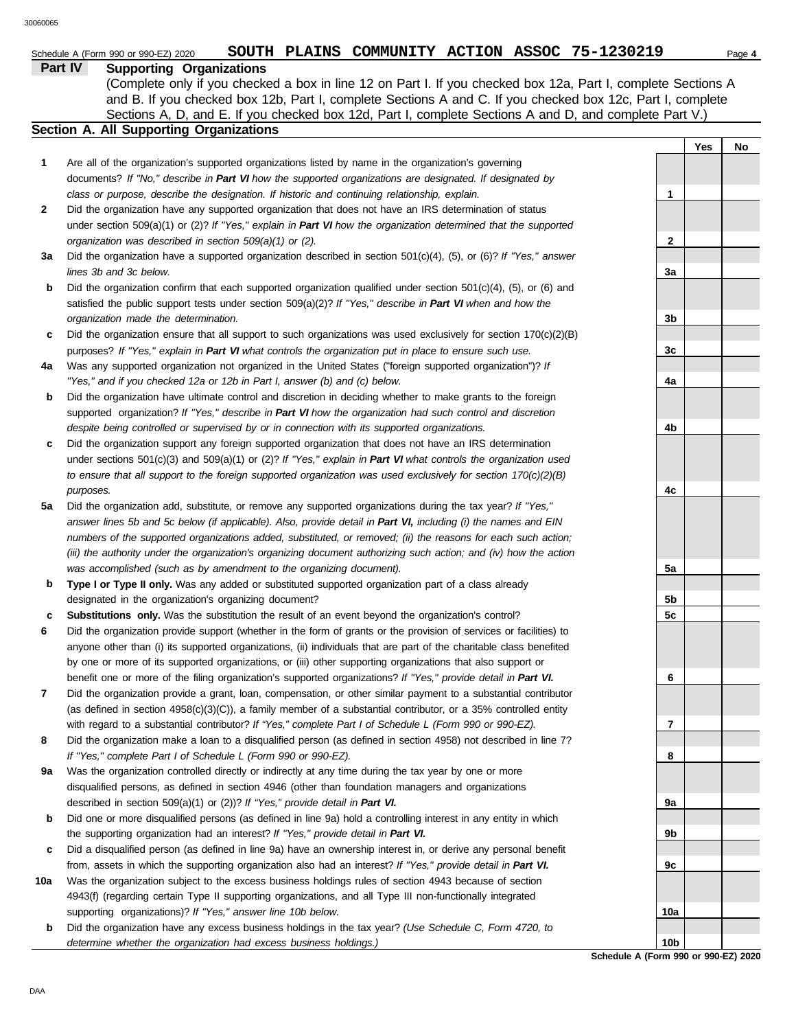Schedule A (Form 990 or 990-EZ) 2020 **SOUTH PLAINS COMMUNITY ACTION ASSOC 75-1230219**

## Part IV Supporting Organizations

(Complete only if you checked a box in line 12 on Part I. If you checked box 12a, Part I, complete Sections A and B. If you checked box 12b, Part I, complete Sections A and C. If you checked box 12c, Part I, complete Sections A, D, and E. If you checked box 12d, Part I, complete Sections A and D, and complete Part V.)

### Section A. All Supporting Organizations

| | | | Yes | No |
|---|---|---|---|---|
| **1** | Are all of the organization's supported organizations listed by name in the organization's governing documents? *If "No," describe in* ***Part VI*** *how the supported organizations are designated. If designated by class or purpose, describe the designation. If historic and continuing relationship, explain.* | **1** | | |
| **2** | Did the organization have any supported organization that does not have an IRS determination of status under section 509(a)(1) or (2)? *If "Yes," explain in* ***Part VI*** *how the organization determined that the supported organization was described in section 509(a)(1) or (2).* | **2** | | |
| **3a** | Did the organization have a supported organization described in section 501(c)(4), (5), or (6)? *If "Yes," answer lines 3b and 3c below.* | **3a** | | |
| **b** | Did the organization confirm that each supported organization qualified under section 501(c)(4), (5), or (6) and satisfied the public support tests under section 509(a)(2)? *If "Yes," describe in* ***Part VI*** *when and how the organization made the determination.* | **3b** | | |
| **c** | Did the organization ensure that all support to such organizations was used exclusively for section 170(c)(2)(B) purposes? *If "Yes," explain in* ***Part VI*** *what controls the organization put in place to ensure such use.* | **3c** | | |
| **4a** | Was any supported organization not organized in the United States ("foreign supported organization")? *If "Yes," and if you checked 12a or 12b in Part I, answer (b) and (c) below.* | **4a** | | |
| **b** | Did the organization have ultimate control and discretion in deciding whether to make grants to the foreign supported organization? *If "Yes," describe in* ***Part VI*** *how the organization had such control and discretion despite being controlled or supervised by or in connection with its supported organizations.* | **4b** | | |
| **c** | Did the organization support any foreign supported organization that does not have an IRS determination under sections 501(c)(3) and 509(a)(1) or (2)? *If "Yes," explain in* ***Part VI*** *what controls the organization used to ensure that all support to the foreign supported organization was used exclusively for section 170(c)(2)(B) purposes.* | **4c** | | |
| **5a** | Did the organization add, substitute, or remove any supported organizations during the tax year? *If "Yes," answer lines 5b and 5c below (if applicable). Also, provide detail in* ***Part VI,*** *including (i) the names and EIN numbers of the supported organizations added, substituted, or removed; (ii) the reasons for each such action; (iii) the authority under the organization's organizing document authorizing such action; and (iv) how the action was accomplished (such as by amendment to the organizing document).* | **5a** | | |
| **b** | **Type I or Type II only.** Was any added or substituted supported organization part of a class already designated in the organization's organizing document? | **5b** | | |
| **c** | **Substitutions only.** Was the substitution the result of an event beyond the organization's control? | **5c** | | |
| **6** | Did the organization provide support (whether in the form of grants or the provision of services or facilities) to anyone other than (i) its supported organizations, (ii) individuals that are part of the charitable class benefited by one or more of its supported organizations, or (iii) other supporting organizations that also support or benefit one or more of the filing organization's supported organizations? *If "Yes," provide detail in* ***Part VI.*** | **6** | | |
| **7** | Did the organization provide a grant, loan, compensation, or other similar payment to a substantial contributor (as defined in section 4958(c)(3)(C)), a family member of a substantial contributor, or a 35% controlled entity with regard to a substantial contributor? *If "Yes," complete Part I of Schedule L (Form 990 or 990-EZ).* | **7** | | |
| **8** | Did the organization make a loan to a disqualified person (as defined in section 4958) not described in line 7? *If "Yes," complete Part I of Schedule L (Form 990 or 990-EZ).* | **8** | | |
| **9a** | Was the organization controlled directly or indirectly at any time during the tax year by one or more disqualified persons, as defined in section 4946 (other than foundation managers and organizations described in section 509(a)(1) or (2))? *If "Yes," provide detail in* ***Part VI.*** | **9a** | | |
| **b** | Did one or more disqualified persons (as defined in line 9a) hold a controlling interest in any entity in which the supporting organization had an interest? *If "Yes," provide detail in* ***Part VI.*** | **9b** | | |
| **c** | Did a disqualified person (as defined in line 9a) have an ownership interest in, or derive any personal benefit from, assets in which the supporting organization also had an interest? *If "Yes," provide detail in* ***Part VI.*** | **9c** | | |
| **10a** | Was the organization subject to the excess business holdings rules of section 4943 because of section 4943(f) (regarding certain Type II supporting organizations, and all Type III non-functionally integrated supporting organizations)? *If "Yes," answer line 10b below.* | **10a** | | |
| **b** | Did the organization have any excess business holdings in the tax year? *(Use Schedule C, Form 4720, to determine whether the organization had excess business holdings.)* | **10b** | | |

Schedule A (Form 990 or 990-EZ) 2020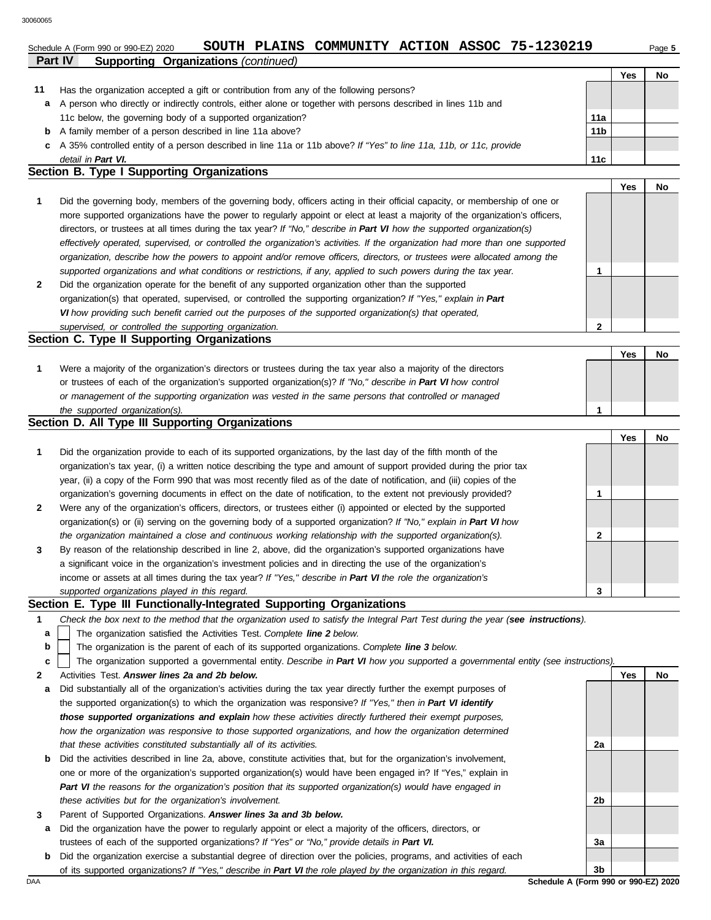Schedule A (Form 990 or 990-EZ) 2020 **SOUTH PLAINS COMMUNITY ACTION ASSOC 75-1230219**

**Part IV Supporting Organizations** *(continued)*

| | | | Yes | No |
|---|---|---|---|---|
| **11** | Has the organization accepted a gift or contribution from any of the following persons? | | | |
| **a** | A person who directly or indirectly controls, either alone or together with persons described in lines 11b and 11c below, the governing body of a supported organization? | **11a** | | |
| **b** | A family member of a person described in line 11a above? | **11b** | | |
| **c** | A 35% controlled entity of a person described in line 11a or 11b above? *If "Yes" to line 11a, 11b, or 11c, provide detail in **Part VI.*** | **11c** | | |

## Section B. Type I Supporting Organizations

| | | | Yes | No |
|---|---|---|---|---|
| **1** | Did the governing body, members of the governing body, officers acting in their official capacity, or membership of one or more supported organizations have the power to regularly appoint or elect at least a majority of the organization's officers, directors, or trustees at all times during the tax year? *If "No," describe in **Part VI** how the supported organization(s) effectively operated, supervised, or controlled the organization's activities. If the organization had more than one supported organization, describe how the powers to appoint and/or remove officers, directors, or trustees were allocated among the supported organizations and what conditions or restrictions, if any, applied to such powers during the tax year.* | **1** | | |
| **2** | Did the organization operate for the benefit of any supported organization other than the supported organization(s) that operated, supervised, or controlled the supporting organization? *If "Yes," explain in **Part VI** how providing such benefit carried out the purposes of the supported organization(s) that operated, supervised, or controlled the supporting organization.* | **2** | | |

## Section C. Type II Supporting Organizations

| | | | Yes | No |
|---|---|---|---|---|
| **1** | Were a majority of the organization's directors or trustees during the tax year also a majority of the directors or trustees of each of the organization's supported organization(s)? *If "No," describe in **Part VI** how control or management of the supporting organization was vested in the same persons that controlled or managed the supported organization(s).* | **1** | | |

## Section D. All Type III Supporting Organizations

| | | | Yes | No |
|---|---|---|---|---|
| **1** | Did the organization provide to each of its supported organizations, by the last day of the fifth month of the organization's tax year, (i) a written notice describing the type and amount of support provided during the prior tax year, (ii) a copy of the Form 990 that was most recently filed as of the date of notification, and (iii) copies of the organization's governing documents in effect on the date of notification, to the extent not previously provided? | **1** | | |
| **2** | Were any of the organization's officers, directors, or trustees either (i) appointed or elected by the supported organization(s) or (ii) serving on the governing body of a supported organization? *If "No," explain in **Part VI** how the organization maintained a close and continuous working relationship with the supported organization(s).* | **2** | | |
| **3** | By reason of the relationship described in line 2, above, did the organization's supported organizations have a significant voice in the organization's investment policies and in directing the use of the organization's income or assets at all times during the tax year? *If "Yes," describe in **Part VI** the role the organization's supported organizations played in this regard.* | **3** | | |

## Section E. Type III Functionally-Integrated Supporting Organizations

**1** *Check the box next to the method that the organization used to satisfy the Integral Part Test during the year (**see instructions**).*

- **a** ☐ The organization satisfied the Activities Test. *Complete **line 2** below.*
- **b** ☐ The organization is the parent of each of its supported organizations. *Complete **line 3** below.*
- **c** ☐ The organization supported a governmental entity. *Describe in **Part VI** how you supported a governmental entity (see instructions).*

| | | | Yes | No |
|---|---|---|---|---|
| **2** | Activities Test. ***Answer lines 2a and 2b below.*** | | | |
| **a** | Did substantially all of the organization's activities during the tax year directly further the exempt purposes of the supported organization(s) to which the organization was responsive? *If "Yes," then in **Part VI identify those supported organizations and explain** how these activities directly furthered their exempt purposes, how the organization was responsive to those supported organizations, and how the organization determined that these activities constituted substantially all of its activities.* | **2a** | | |
| **b** | Did the activities described in line 2a, above, constitute activities that, but for the organization's involvement, one or more of the organization's supported organization(s) would have been engaged in? If "Yes," explain in ***Part VI** the reasons for the organization's position that its supported organization(s) would have engaged in these activities but for the organization's involvement.* | **2b** | | |
| **3** | Parent of Supported Organizations. ***Answer lines 3a and 3b below.*** | | | |
| **a** | Did the organization have the power to regularly appoint or elect a majority of the officers, directors, or trustees of each of the supported organizations? *If "Yes" or "No," provide details in **Part VI.*** | **3a** | | |
| **b** | Did the organization exercise a substantial degree of direction over the policies, programs, and activities of each of its supported organizations? *If "Yes," describe in **Part VI** the role played by the organization in this regard.* | **3b** | | |

**Schedule A (Form 990 or 990-EZ) 2020**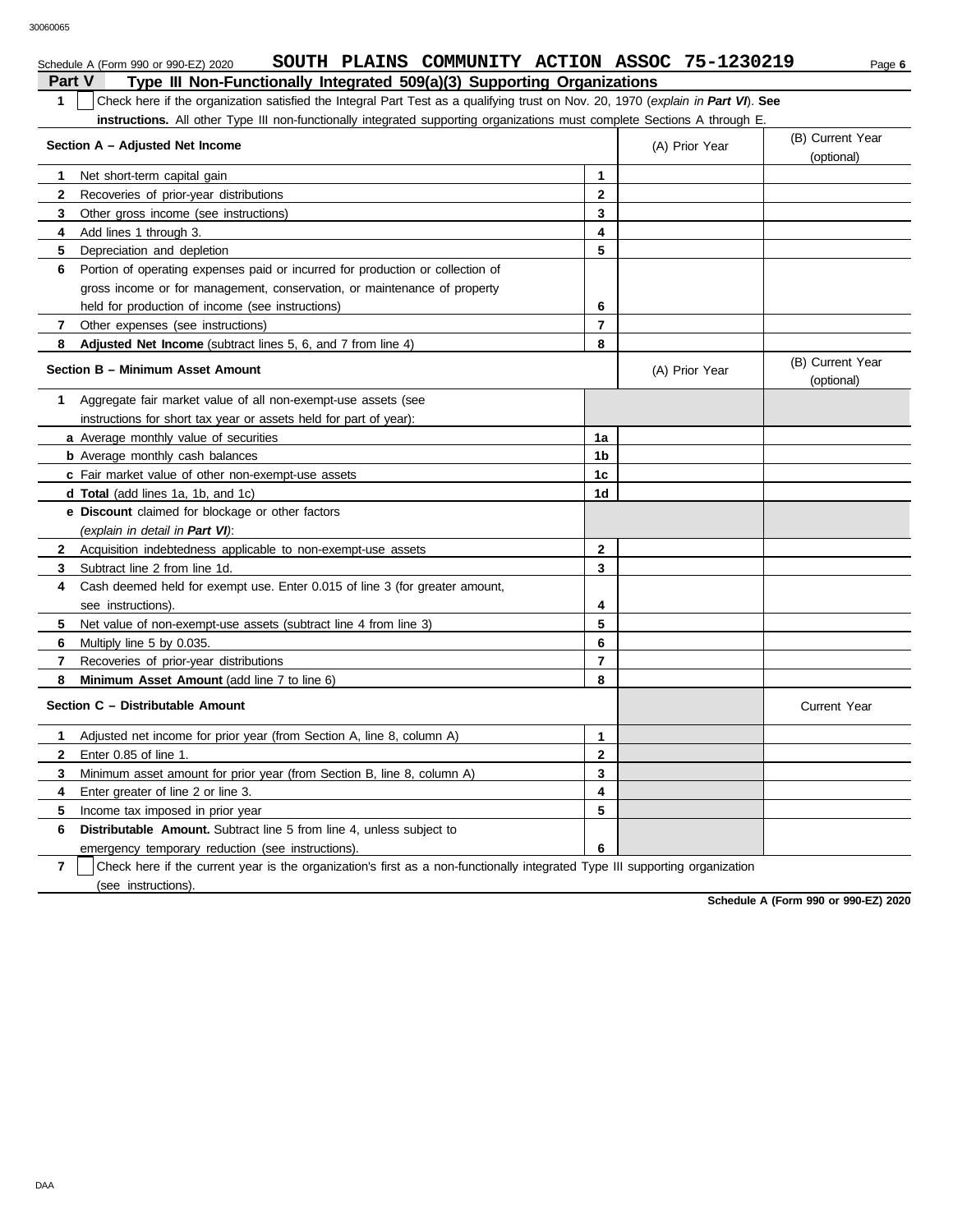Schedule A (Form 990 or 990-EZ) 2020 **SOUTH PLAINS COMMUNITY ACTION ASSOC 75-1230219**

## Part V Type III Non-Functionally Integrated 509(a)(3) Supporting Organizations

**1** ☐ Check here if the organization satisfied the Integral Part Test as a qualifying trust on Nov. 20, 1970 (*explain in **Part VI***). **See instructions.** All other Type III non-functionally integrated supporting organizations must complete Sections A through E.

| **Section A – Adjusted Net Income** | | (A) Prior Year | (B) Current Year (optional) |
|---|---|---|---|
| **1** Net short-term capital gain | 1 | | |
| **2** Recoveries of prior-year distributions | 2 | | |
| **3** Other gross income (see instructions) | 3 | | |
| **4** Add lines 1 through 3. | 4 | | |
| **5** Depreciation and depletion | 5 | | |
| **6** Portion of operating expenses paid or incurred for production or collection of gross income or for management, conservation, or maintenance of property held for production of income (see instructions) | 6 | | |
| **7** Other expenses (see instructions) | 7 | | |
| **8** **Adjusted Net Income** (subtract lines 5, 6, and 7 from line 4) | 8 | | |

| **Section B – Minimum Asset Amount** | | (A) Prior Year | (B) Current Year (optional) |
|---|---|---|---|
| **1** Aggregate fair market value of all non-exempt-use assets (see instructions for short tax year or assets held for part of year): | | | |
| **a** Average monthly value of securities | 1a | | |
| **b** Average monthly cash balances | 1b | | |
| **c** Fair market value of other non-exempt-use assets | 1c | | |
| **d** **Total** (add lines 1a, 1b, and 1c) | 1d | | |
| **e** **Discount** claimed for blockage or other factors (*explain in detail in **Part VI***): | | | |
| **2** Acquisition indebtedness applicable to non-exempt-use assets | 2 | | |
| **3** Subtract line 2 from line 1d. | 3 | | |
| **4** Cash deemed held for exempt use. Enter 0.015 of line 3 (for greater amount, see instructions). | 4 | | |
| **5** Net value of non-exempt-use assets (subtract line 4 from line 3) | 5 | | |
| **6** Multiply line 5 by 0.035. | 6 | | |
| **7** Recoveries of prior-year distributions | 7 | | |
| **8** **Minimum Asset Amount** (add line 7 to line 6) | 8 | | |

| **Section C – Distributable Amount** | | | Current Year |
|---|---|---|---|
| **1** Adjusted net income for prior year (from Section A, line 8, column A) | 1 | | |
| **2** Enter 0.85 of line 1. | 2 | | |
| **3** Minimum asset amount for prior year (from Section B, line 8, column A) | 3 | | |
| **4** Enter greater of line 2 or line 3. | 4 | | |
| **5** Income tax imposed in prior year | 5 | | |
| **6** **Distributable Amount.** Subtract line 5 from line 4, unless subject to emergency temporary reduction (see instructions). | 6 | | |

**7** ☐ Check here if the current year is the organization's first as a non-functionally integrated Type III supporting organization (see instructions).

**Schedule A (Form 990 or 990-EZ) 2020**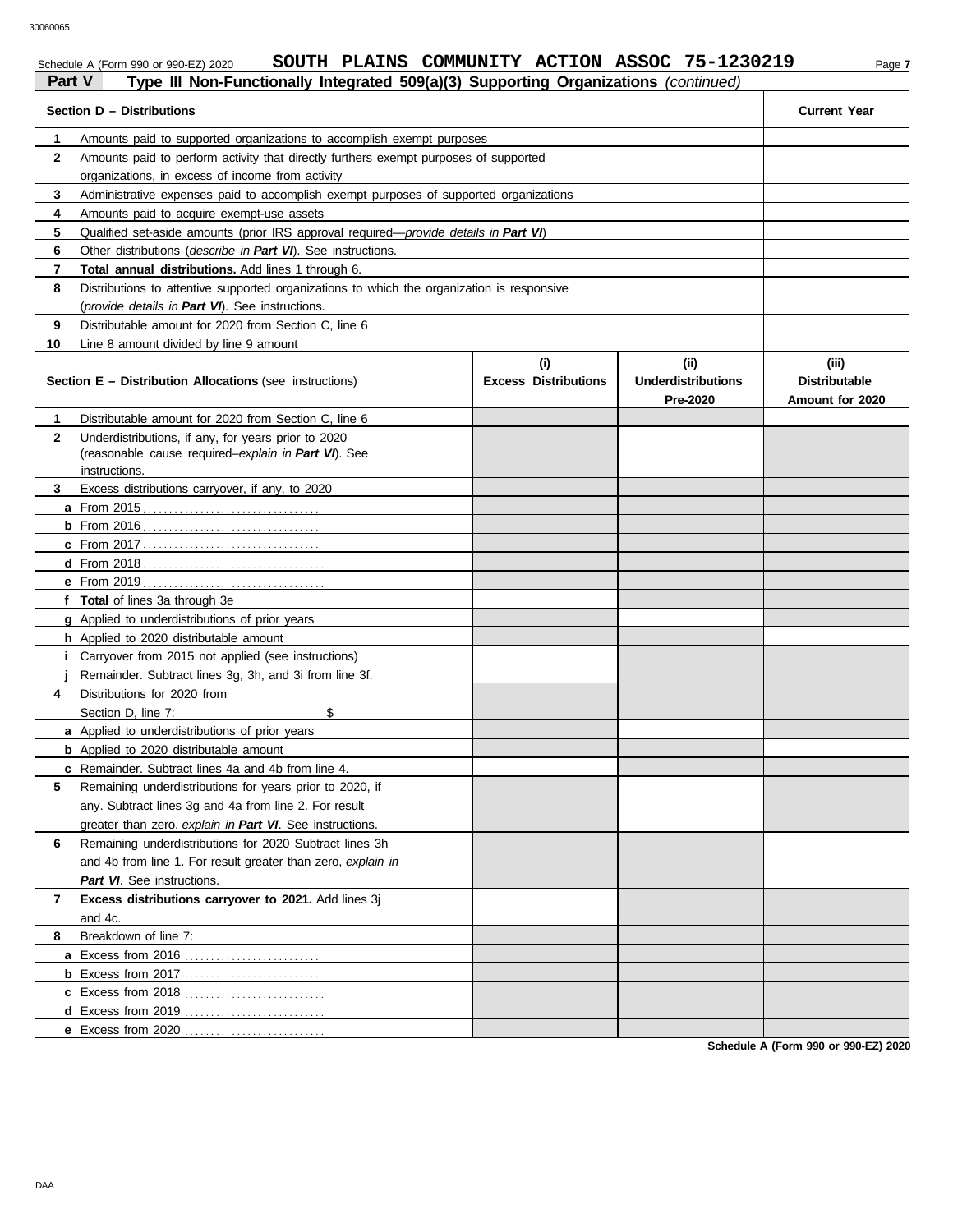Schedule A (Form 990 or 990-EZ) 2020 **SOUTH PLAINS COMMUNITY ACTION ASSOC 75-1230219**

## Part V — Type III Non-Functionally Integrated 509(a)(3) Supporting Organizations *(continued)*

| Section D – Distributions | | Current Year |
|---|---|---|
| 1 | Amounts paid to supported organizations to accomplish exempt purposes | |
| 2 | Amounts paid to perform activity that directly furthers exempt purposes of supported organizations, in excess of income from activity | |
| 3 | Administrative expenses paid to accomplish exempt purposes of supported organizations | |
| 4 | Amounts paid to acquire exempt-use assets | |
| 5 | Qualified set-aside amounts (prior IRS approval required—*provide details in **Part VI***) | |
| 6 | Other distributions (*describe in **Part VI***). See instructions. | |
| 7 | **Total annual distributions.** Add lines 1 through 6. | |
| 8 | Distributions to attentive supported organizations to which the organization is responsive (*provide details in **Part VI***). See instructions. | |
| 9 | Distributable amount for 2020 from Section C, line 6 | |
| 10 | Line 8 amount divided by line 9 amount | |

| Section E – Distribution Allocations (see instructions) | (i) Excess Distributions | (ii) Underdistributions Pre-2020 | (iii) Distributable Amount for 2020 |
|---|---|---|---|
| **1** Distributable amount for 2020 from Section C, line 6 | | | |
| **2** Underdistributions, if any, for years prior to 2020 (reasonable cause required–*explain in **Part VI***). See instructions. | | | |
| **3** Excess distributions carryover, if any, to 2020 | | | |
| **a** From 2015 | | | |
| **b** From 2016 | | | |
| **c** From 2017 | | | |
| **d** From 2018 | | | |
| **e** From 2019 | | | |
| **f** **Total** of lines 3a through 3e | | | |
| **g** Applied to underdistributions of prior years | | | |
| **h** Applied to 2020 distributable amount | | | |
| **i** Carryover from 2015 not applied (see instructions) | | | |
| **j** Remainder. Subtract lines 3g, 3h, and 3i from line 3f. | | | |
| **4** Distributions for 2020 from Section D, line 7: $ | | | |
| **a** Applied to underdistributions of prior years | | | |
| **b** Applied to 2020 distributable amount | | | |
| **c** Remainder. Subtract lines 4a and 4b from line 4. | | | |
| **5** Remaining underdistributions for years prior to 2020, if any. Subtract lines 3g and 4a from line 2. For result greater than zero, *explain in **Part VI***. See instructions. | | | |
| **6** Remaining underdistributions for 2020 Subtract lines 3h and 4b from line 1. For result greater than zero, *explain in **Part VI***. See instructions. | | | |
| **7** **Excess distributions carryover to 2021.** Add lines 3j and 4c. | | | |
| **8** Breakdown of line 7: | | | |
| **a** Excess from 2016 | | | |
| **b** Excess from 2017 | | | |
| **c** Excess from 2018 | | | |
| **d** Excess from 2019 | | | |
| **e** Excess from 2020 | | | |

**Schedule A (Form 990 or 990-EZ) 2020**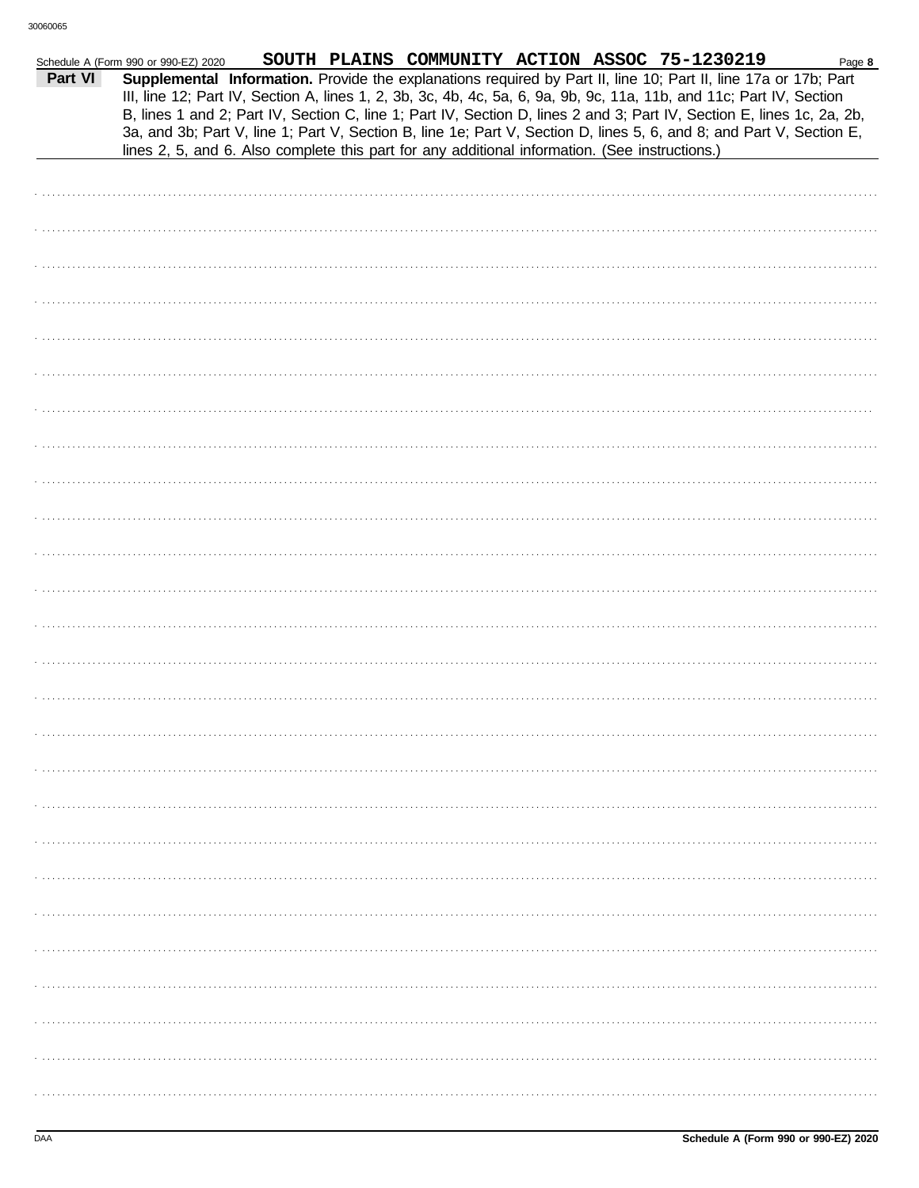Schedule A (Form 990 or 990-EZ) 2020 **SOUTH PLAINS COMMUNITY ACTION ASSOC 75-1230219** Page **8**

**Part VI** **Supplemental Information.** Provide the explanations required by Part II, line 10; Part II, line 17a or 17b; Part III, line 12; Part IV, Section A, lines 1, 2, 3b, 3c, 4b, 4c, 5a, 6, 9a, 9b, 9c, 11a, 11b, and 11c; Part IV, Section B, lines 1 and 2; Part IV, Section C, line 1; Part IV, Section D, lines 2 and 3; Part IV, Section E, lines 1c, 2a, 2b, 3a, and 3b; Part V, line 1; Part V, Section B, line 1e; Part V, Section D, lines 5, 6, and 8; and Part V, Section E, lines 2, 5, and 6. Also complete this part for any additional information. (See instructions.)

DAA **Schedule A (Form 990 or 990-EZ) 2020**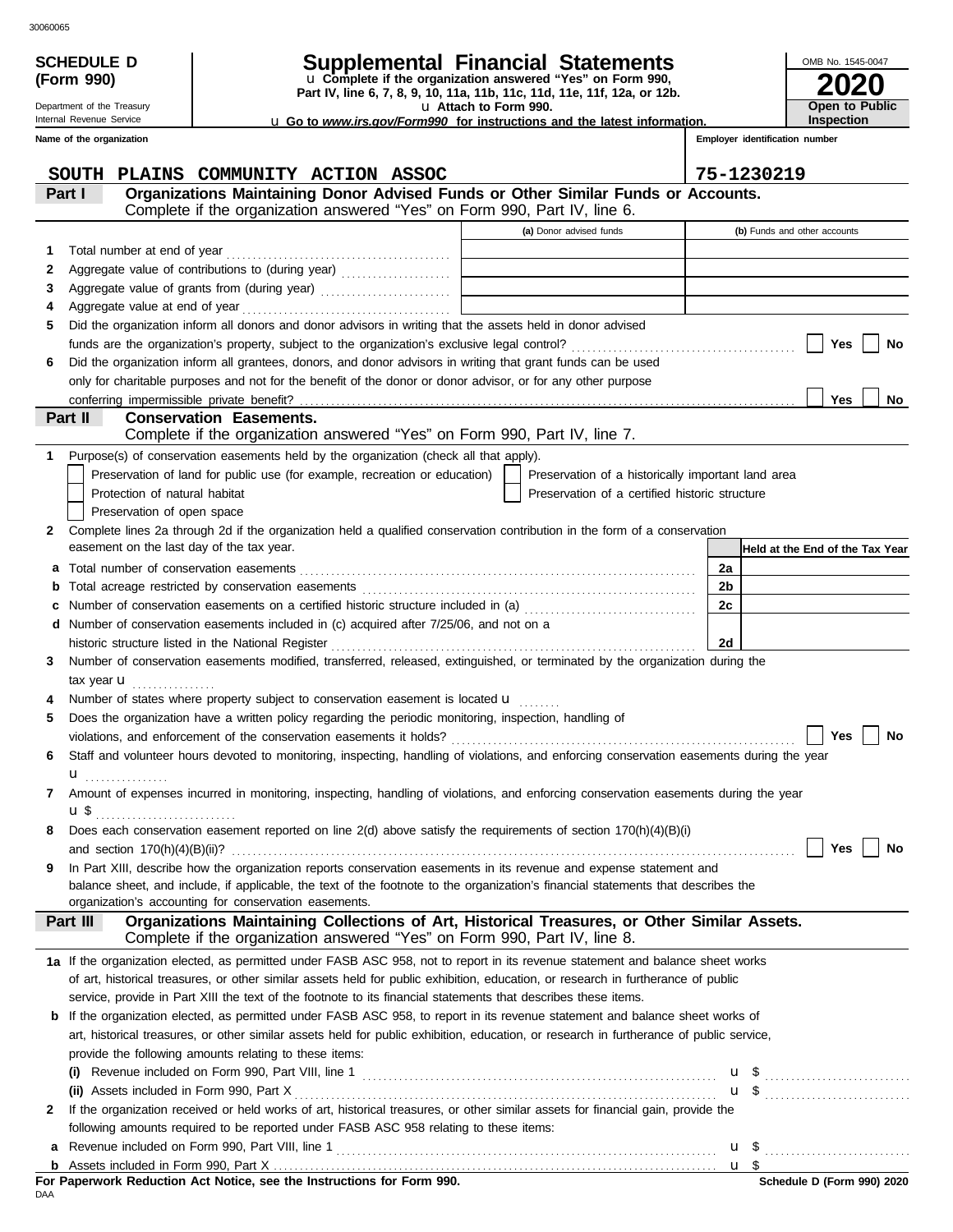**SCHEDULE D (Form 990)**

Department of the Treasury
Internal Revenue Service

# Supplemental Financial Statements

u Complete if the organization answered "Yes" on Form 990, Part IV, line 6, 7, 8, 9, 10, 11a, 11b, 11c, 11d, 11e, 11f, 12a, or 12b.

u Attach to Form 990.

u Go to *www.irs.gov/Form990* for instructions and the latest information.

OMB No. 1545-0047

**2020**

**Open to Public Inspection**

**Name of the organization**: SOUTH PLAINS COMMUNITY ACTION ASSOC

**Employer identification number**: 75-1230219

## Part I Organizations Maintaining Donor Advised Funds or Other Similar Funds or Accounts.

Complete if the organization answered "Yes" on Form 990, Part IV, line 6.

| | | (a) Donor advised funds | (b) Funds and other accounts |
|---|---|---|---|
| 1 | Total number at end of year | | |
| 2 | Aggregate value of contributions to (during year) | | |
| 3 | Aggregate value of grants from (during year) | | |
| 4 | Aggregate value at end of year | | |

5 Did the organization inform all donors and donor advisors in writing that the assets held in donor advised funds are the organization's property, subject to the organization's exclusive legal control? ☐ Yes ☐ No

6 Did the organization inform all grantees, donors, and donor advisors in writing that grant funds can be used only for charitable purposes and not for the benefit of the donor or donor advisor, or for any other purpose conferring impermissible private benefit? ☐ Yes ☐ No

## Part II Conservation Easements.

Complete if the organization answered "Yes" on Form 990, Part IV, line 7.

1 Purpose(s) of conservation easements held by the organization (check all that apply).

- ☐ Preservation of land for public use (for example, recreation or education)
- ☐ Preservation of a historically important land area
- ☐ Protection of natural habitat
- ☐ Preservation of a certified historic structure
- ☐ Preservation of open space

2 Complete lines 2a through 2d if the organization held a qualified conservation contribution in the form of a conservation easement on the last day of the tax year.

| | | | Held at the End of the Tax Year |
|---|---|---|---|
| a | Total number of conservation easements | 2a | |
| b | Total acreage restricted by conservation easements | 2b | |
| c | Number of conservation easements on a certified historic structure included in (a) | 2c | |
| d | Number of conservation easements included in (c) acquired after 7/25/06, and not on a historic structure listed in the National Register | 2d | |

3 Number of conservation easements modified, transferred, released, extinguished, or terminated by the organization during the tax year u

4 Number of states where property subject to conservation easement is located u

5 Does the organization have a written policy regarding the periodic monitoring, inspection, handling of violations, and enforcement of the conservation easements it holds? ☐ Yes ☐ No

6 Staff and volunteer hours devoted to monitoring, inspecting, handling of violations, and enforcing conservation easements during the year u

7 Amount of expenses incurred in monitoring, inspecting, handling of violations, and enforcing conservation easements during the year u $

8 Does each conservation easement reported on line 2(d) above satisfy the requirements of section 170(h)(4)(B)(i) and section 170(h)(4)(B)(ii)? ☐ Yes ☐ No

9 In Part XIII, describe how the organization reports conservation easements in its revenue and expense statement and balance sheet, and include, if applicable, the text of the footnote to the organization's financial statements that describes the organization's accounting for conservation easements.

## Part III Organizations Maintaining Collections of Art, Historical Treasures, or Other Similar Assets.

Complete if the organization answered "Yes" on Form 990, Part IV, line 8.

1a If the organization elected, as permitted under FASB ASC 958, not to report in its revenue statement and balance sheet works of art, historical treasures, or other similar assets held for public exhibition, education, or research in furtherance of public service, provide in Part XIII the text of the footnote to its financial statements that describes these items.

b If the organization elected, as permitted under FASB ASC 958, to report in its revenue statement and balance sheet works of art, historical treasures, or other similar assets held for public exhibition, education, or research in furtherance of public service, provide the following amounts relating to these items:

(i) Revenue included on Form 990, Part VIII, line 1 u $

(ii) Assets included in Form 990, Part X u $

2 If the organization received or held works of art, historical treasures, or other similar assets for financial gain, provide the following amounts required to be reported under FASB ASC 958 relating to these items:

a Revenue included on Form 990, Part VIII, line 1 u $

b Assets included in Form 990, Part X u $

**For Paperwork Reduction Act Notice, see the Instructions for Form 990.**

DAA

**Schedule D (Form 990) 2020**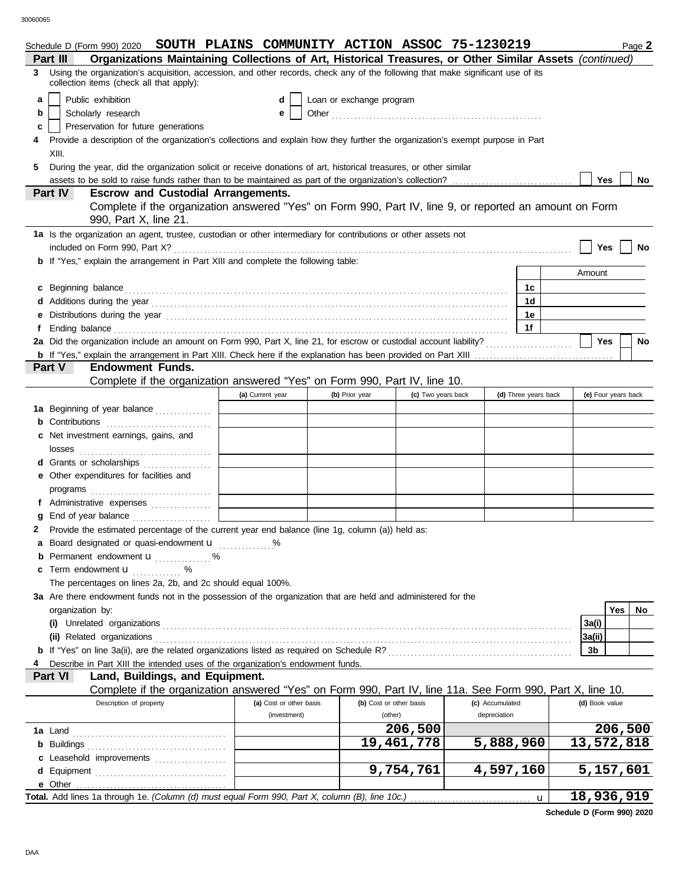Schedule D (Form 990) 2020 **SOUTH PLAINS COMMUNITY ACTION ASSOC 75-1230219** Page **2**

**Part III** **Organizations Maintaining Collections of Art, Historical Treasures, or Other Similar Assets** *(continued)*

**3** Using the organization's acquisition, accession, and other records, check any of the following that make significant use of its collection items (check all that apply):

- **a** ☐ Public exhibition
- **b** ☐ Scholarly research
- **c** ☐ Preservation for future generations
- **d** ☐ Loan or exchange program
- **e** ☐ Other ........................................................

**4** Provide a description of the organization's collections and explain how they further the organization's exempt purpose in Part XIII.

**5** During the year, did the organization solicit or receive donations of art, historical treasures, or other similar assets to be sold to raise funds rather than to be maintained as part of the organization's collection? ☐ Yes ☐ No

**Part IV** **Escrow and Custodial Arrangements.**

Complete if the organization answered "Yes" on Form 990, Part IV, line 9, or reported an amount on Form 990, Part X, line 21.

**1a** Is the organization an agent, trustee, custodian or other intermediary for contributions or other assets not included on Form 990, Part X? ☐ Yes ☐ No

**b** If "Yes," explain the arrangement in Part XIII and complete the following table:

| | | Amount |
|---|---|---|
| **c** Beginning balance | 1c | |
| **d** Additions during the year | 1d | |
| **e** Distributions during the year | 1e | |
| **f** Ending balance | 1f | |

**2a** Did the organization include an amount on Form 990, Part X, line 21, for escrow or custodial account liability? ☐ Yes ☐ No

**b** If "Yes," explain the arrangement in Part XIII. Check here if the explanation has been provided on Part XIII ☐

**Part V** **Endowment Funds.**

Complete if the organization answered "Yes" on Form 990, Part IV, line 10.

| | (a) Current year | (b) Prior year | (c) Two years back | (d) Three years back | (e) Four years back |
|---|---|---|---|---|---|
| **1a** Beginning of year balance | | | | | |
| **b** Contributions | | | | | |
| **c** Net investment earnings, gains, and losses | | | | | |
| **d** Grants or scholarships | | | | | |
| **e** Other expenditures for facilities and programs | | | | | |
| **f** Administrative expenses | | | | | |
| **g** End of year balance | | | | | |

**2** Provide the estimated percentage of the current year end balance (line 1g, column (a)) held as:

- **a** Board designated or quasi-endowment u ............. %
- **b** Permanent endowment u ............. %
- **c** Term endowment u ............. %

The percentages on lines 2a, 2b, and 2c should equal 100%.

**3a** Are there endowment funds not in the possession of the organization that are held and administered for the organization by:

| | | Yes | No |
|---|---|---|---|
| **(i)** Unrelated organizations | 3a(i) | | |
| **(ii)** Related organizations | 3a(ii) | | |
| **b** If "Yes" on line 3a(ii), are the related organizations listed as required on Schedule R? | 3b | | |

**4** Describe in Part XIII the intended uses of the organization's endowment funds.

**Part VI** **Land, Buildings, and Equipment.**

Complete if the organization answered "Yes" on Form 990, Part IV, line 11a. See Form 990, Part X, line 10.

| Description of property | (a) Cost or other basis (investment) | (b) Cost or other basis (other) | (c) Accumulated depreciation | (d) Book value |
|---|---|---|---|---|
| **1a** Land | | 206,500 | | 206,500 |
| **b** Buildings | | 19,461,778 | 5,888,960 | 13,572,818 |
| **c** Leasehold improvements | | | | |
| **d** Equipment | | 9,754,761 | 4,597,160 | 5,157,601 |
| **e** Other | | | | |
| **Total.** Add lines 1a through 1e. *(Column (d) must equal Form 990, Part X, column (B), line 10c.)* u | | | | 18,936,919 |

**Schedule D (Form 990) 2020**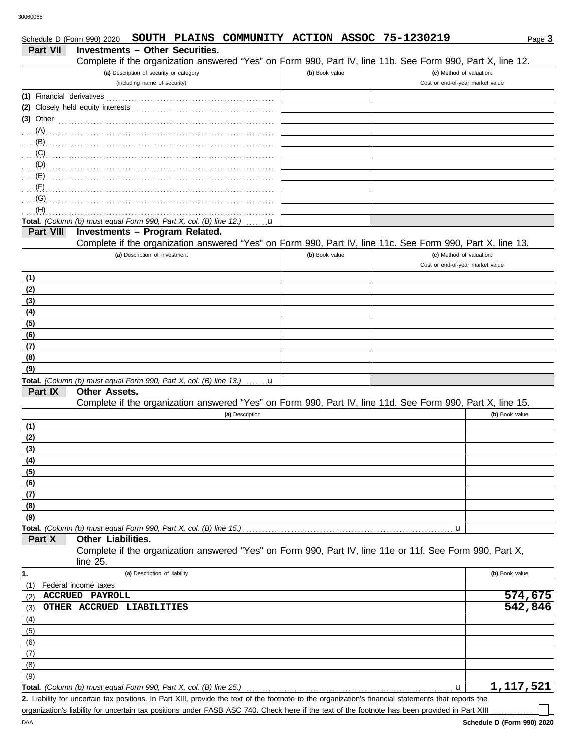Schedule D (Form 990) 2020 **SOUTH PLAINS COMMUNITY ACTION ASSOC 75-1230219** Page **3**

## Part VII Investments – Other Securities.

Complete if the organization answered "Yes" on Form 990, Part IV, line 11b. See Form 990, Part X, line 12.

| (a) Description of security or category (including name of security) | (b) Book value | (c) Method of valuation: Cost or end-of-year market value |
|---|---|---|
| (1) Financial derivatives | | |
| (2) Closely held equity interests | | |
| (3) Other | | |
| (A) | | |
| (B) | | |
| (C) | | |
| (D) | | |
| (E) | | |
| (F) | | |
| (G) | | |
| (H) | | |
| **Total.** *(Column (b) must equal Form 990, Part X, col. (B) line 12.)* u | | |

## Part VIII Investments – Program Related.

Complete if the organization answered "Yes" on Form 990, Part IV, line 11c. See Form 990, Part X, line 13.

| (a) Description of investment | (b) Book value | (c) Method of valuation: Cost or end-of-year market value |
|---|---|---|
| (1) | | |
| (2) | | |
| (3) | | |
| (4) | | |
| (5) | | |
| (6) | | |
| (7) | | |
| (8) | | |
| (9) | | |
| **Total.** *(Column (b) must equal Form 990, Part X, col. (B) line 13.)* u | | |

## Part IX Other Assets.

Complete if the organization answered "Yes" on Form 990, Part IV, line 11d. See Form 990, Part X, line 15.

| (a) Description | (b) Book value |
|---|---|
| (1) | |
| (2) | |
| (3) | |
| (4) | |
| (5) | |
| (6) | |
| (7) | |
| (8) | |
| (9) | |
| **Total.** *(Column (b) must equal Form 990, Part X, col. (B) line 15.)* u | |

## Part X Other Liabilities.

Complete if the organization answered "Yes" on Form 990, Part IV, line 11e or 11f. See Form 990, Part X, line 25.

| 1. (a) Description of liability | (b) Book value |
|---|---|
| (1) Federal income taxes | |
| (2) ACCRUED PAYROLL | 574,675 |
| (3) OTHER ACCRUED LIABILITIES | 542,846 |
| (4) | |
| (5) | |
| (6) | |
| (7) | |
| (8) | |
| (9) | |
| **Total.** *(Column (b) must equal Form 990, Part X, col. (B) line 25.)* u | 1,117,521 |

**2.** Liability for uncertain tax positions. In Part XIII, provide the text of the footnote to the organization's financial statements that reports the organization's liability for uncertain tax positions under FASB ASC 740. Check here if the text of the footnote has been provided in Part XIII ☐

DAA **Schedule D (Form 990) 2020**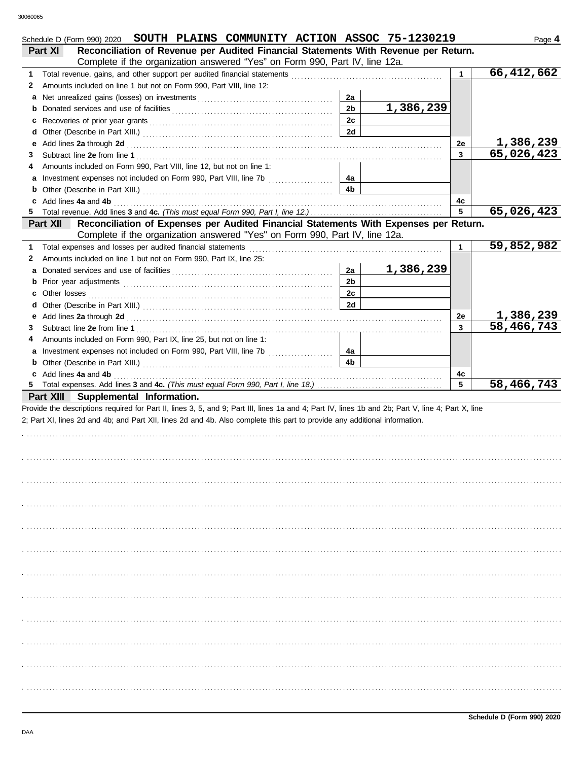Schedule D (Form 990) 2020 **SOUTH PLAINS COMMUNITY ACTION ASSOC 75-1230219**

## Part XI — Reconciliation of Revenue per Audited Financial Statements With Revenue per Return.

Complete if the organization answered "Yes" on Form 990, Part IV, line 12a.

| | | | | | |
|---|---|---|---|---|---|
| **1** | Total revenue, gains, and other support per audited financial statements | | | 1 | **66,412,662** |
| **2** | Amounts included on line 1 but not on Form 990, Part VIII, line 12: | | | | |
| **a** | Net unrealized gains (losses) on investments | 2a | | | |
| **b** | Donated services and use of facilities | 2b | **1,386,239** | | |
| **c** | Recoveries of prior year grants | 2c | | | |
| **d** | Other (Describe in Part XIII.) | 2d | | | |
| **e** | Add lines **2a** through **2d** | | | 2e | **1,386,239** |
| **3** | Subtract line **2e** from line **1** | | | 3 | **65,026,423** |
| **4** | Amounts included on Form 990, Part VIII, line 12, but not on line 1: | | | | |
| **a** | Investment expenses not included on Form 990, Part VIII, line 7b | 4a | | | |
| **b** | Other (Describe in Part XIII.) | 4b | | | |
| **c** | Add lines **4a** and **4b** | | | 4c | |
| **5** | Total revenue. Add lines **3** and **4c.** *(This must equal Form 990, Part I, line 12.)* | | | 5 | **65,026,423** |

## Part XII — Reconciliation of Expenses per Audited Financial Statements With Expenses per Return.

Complete if the organization answered "Yes" on Form 990, Part IV, line 12a.

| | | | | | |
|---|---|---|---|---|---|
| **1** | Total expenses and losses per audited financial statements | | | 1 | **59,852,982** |
| **2** | Amounts included on line 1 but not on Form 990, Part IX, line 25: | | | | |
| **a** | Donated services and use of facilities | 2a | **1,386,239** | | |
| **b** | Prior year adjustments | 2b | | | |
| **c** | Other losses | 2c | | | |
| **d** | Other (Describe in Part XIII.) | 2d | | | |
| **e** | Add lines **2a** through **2d** | | | 2e | **1,386,239** |
| **3** | Subtract line **2e** from line **1** | | | 3 | **58,466,743** |
| **4** | Amounts included on Form 990, Part IX, line 25, but not on line 1: | | | | |
| **a** | Investment expenses not included on Form 990, Part VIII, line 7b | 4a | | | |
| **b** | Other (Describe in Part XIII.) | 4b | | | |
| **c** | Add lines **4a** and **4b** | | | 4c | |
| **5** | Total expenses. Add lines **3** and **4c.** *(This must equal Form 990, Part I, line 18.)* | | | 5 | **58,466,743** |

## Part XIII — Supplemental Information.

Provide the descriptions required for Part II, lines 3, 5, and 9; Part III, lines 1a and 4; Part IV, lines 1b and 2b; Part V, line 4; Part X, line 2; Part XI, lines 2d and 4b; and Part XII, lines 2d and 4b. Also complete this part to provide any additional information.

**Schedule D (Form 990) 2020**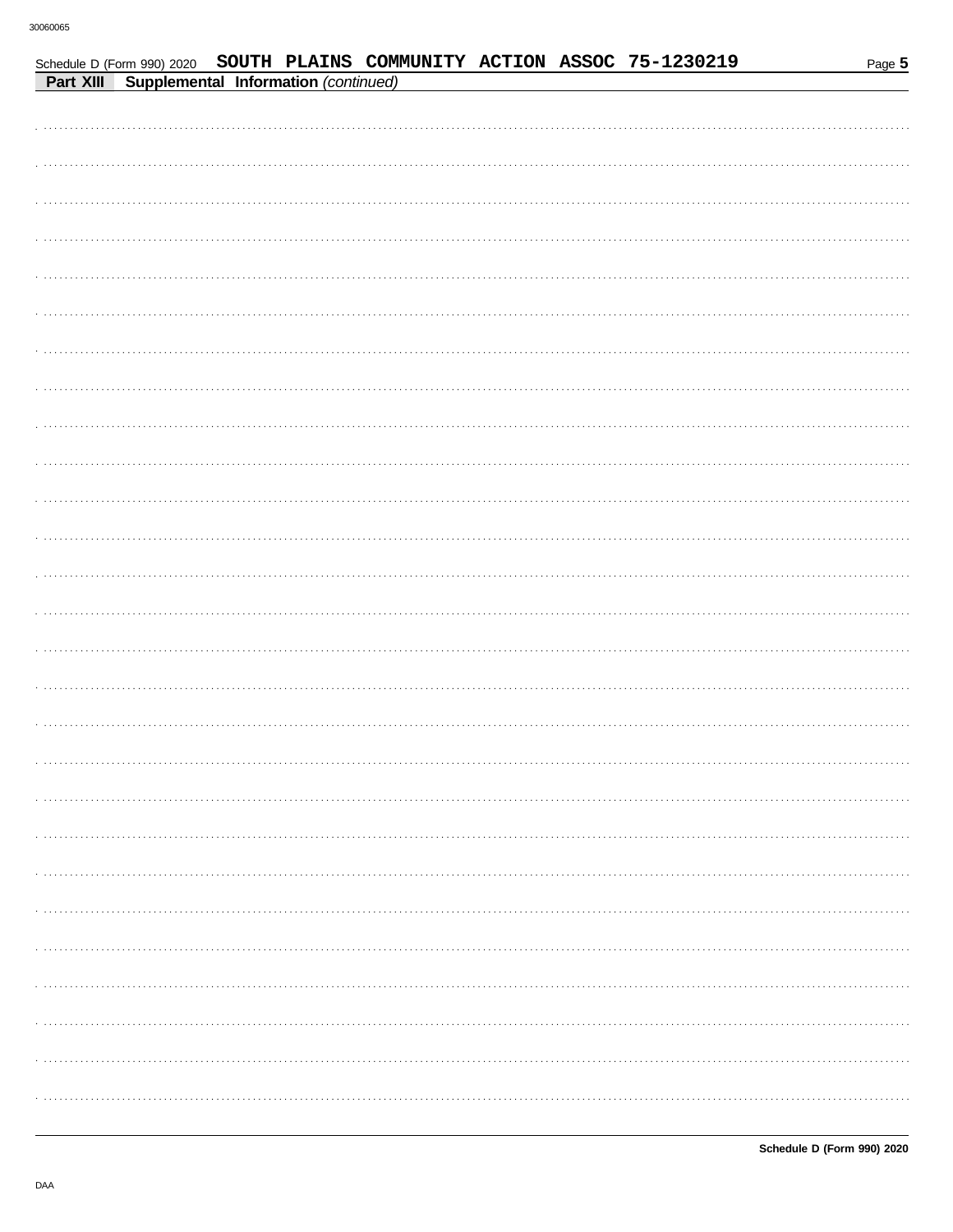Schedule D (Form 990) 2020 SOUTH PLAINS COMMUNITY ACTION ASSOC 75-1230219

**Part XIII Supplemental Information** *(continued)*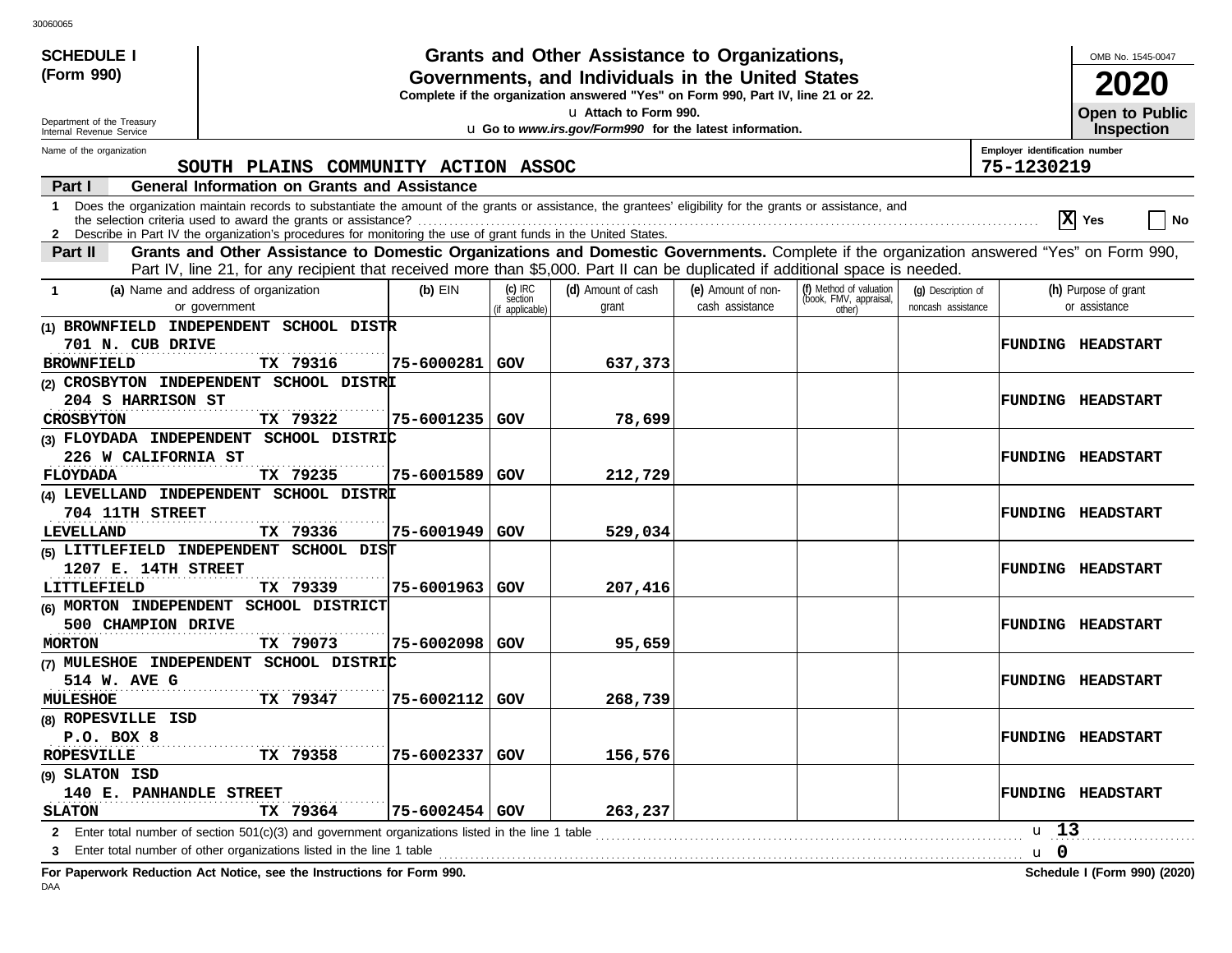**SCHEDULE I (Form 990)**

# Grants and Other Assistance to Organizations, Governments, and Individuals in the United States

**Complete if the organization answered "Yes" on Form 990, Part IV, line 21 or 22.**

u **Attach to Form 990.**

u **Go to *www.irs.gov/Form990* for the latest information.**

OMB No. 1545-0047

**2020**

**Open to Public Inspection**

Department of the Treasury
Internal Revenue Service

Name of the organization: SOUTH PLAINS COMMUNITY ACTION ASSOC

Employer identification number: 75-1230219

**Part I General Information on Grants and Assistance**

1 Does the organization maintain records to substantiate the amount of the grants or assistance, the grantees' eligibility for the grants or assistance, and the selection criteria used to award the grants or assistance? [X] Yes [ ] No

2 Describe in Part IV the organization's procedures for monitoring the use of grant funds in the United States.

**Part II Grants and Other Assistance to Domestic Organizations and Domestic Governments.** Complete if the organization answered "Yes" on Form 990, Part IV, line 21, for any recipient that received more than $5,000. Part II can be duplicated if additional space is needed.

| 1 (a) Name and address of organization or government | (b) EIN | (c) IRC section (if applicable) | (d) Amount of cash grant | (e) Amount of non-cash assistance | (f) Method of valuation (book, FMV, appraisal, other) | (g) Description of noncash assistance | (h) Purpose of grant or assistance |
|---|---|---|---|---|---|---|---|
| (1) BROWNFIELD INDEPENDENT SCHOOL DISTR 701 N. CUB DRIVE BROWNFIELD TX 79316 | 75-6000281 | GOV | 637,373 | | | | FUNDING HEADSTART |
| (2) CROSBYTON INDEPENDENT SCHOOL DISTRI 204 S HARRISON ST CROSBYTON TX 79322 | 75-6001235 | GOV | 78,699 | | | | FUNDING HEADSTART |
| (3) FLOYDADA INDEPENDENT SCHOOL DISTRIC 226 W CALIFORNIA ST FLOYDADA TX 79235 | 75-6001589 | GOV | 212,729 | | | | FUNDING HEADSTART |
| (4) LEVELLAND INDEPENDENT SCHOOL DISTRI 704 11TH STREET LEVELLAND TX 79336 | 75-6001949 | GOV | 529,034 | | | | FUNDING HEADSTART |
| (5) LITTLEFIELD INDEPENDENT SCHOOL DIST 1207 E. 14TH STREET LITTLEFIELD TX 79339 | 75-6001963 | GOV | 207,416 | | | | FUNDING HEADSTART |
| (6) MORTON INDEPENDENT SCHOOL DISTRICT 500 CHAMPION DRIVE MORTON TX 79073 | 75-6002098 | GOV | 95,659 | | | | FUNDING HEADSTART |
| (7) MULESHOE INDEPENDENT SCHOOL DISTRIC 514 W. AVE G MULESHOE TX 79347 | 75-6002112 | GOV | 268,739 | | | | FUNDING HEADSTART |
| (8) ROPESVILLE ISD P.O. BOX 8 ROPESVILLE TX 79358 | 75-6002337 | GOV | 156,576 | | | | FUNDING HEADSTART |
| (9) SLATON ISD 140 E. PANHANDLE STREET SLATON TX 79364 | 75-6002454 | GOV | 263,237 | | | | FUNDING HEADSTART |

2 Enter total number of section 501(c)(3) and government organizations listed in the line 1 table u 13

3 Enter total number of other organizations listed in the line 1 table u 0

**For Paperwork Reduction Act Notice, see the Instructions for Form 990.** **Schedule I (Form 990) (2020)**

DAA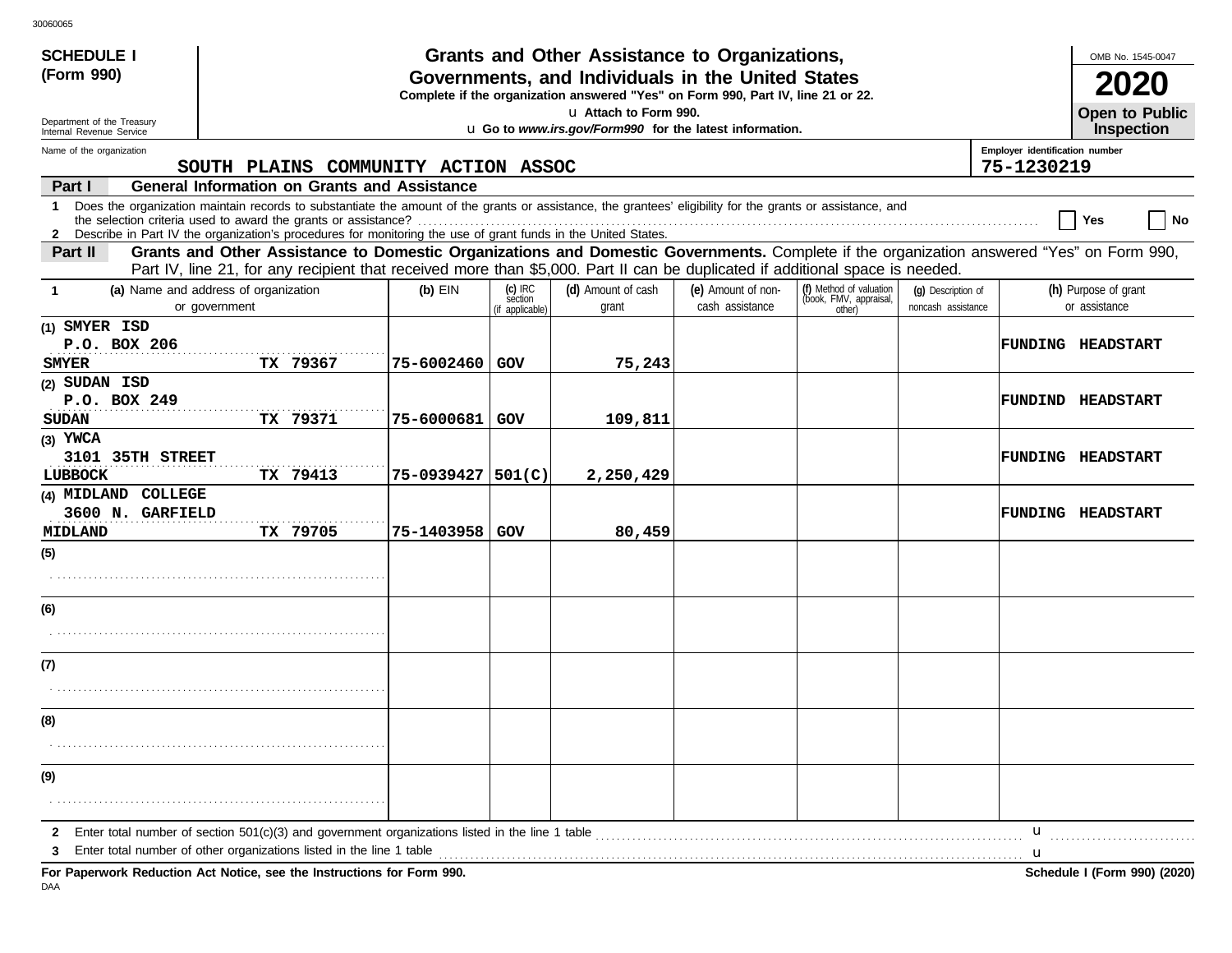30060065

**SCHEDULE I**
**(Form 990)**

Department of the Treasury
Internal Revenue Service

# Grants and Other Assistance to Organizations, Governments, and Individuals in the United States

**Complete if the organization answered "Yes" on Form 990, Part IV, line 21 or 22.**
**u Attach to Form 990.**
**u Go to *www.irs.gov/Form990* for the latest information.**

OMB No. 1545-0047
**2020**
**Open to Public Inspection**

Name of the organization: SOUTH PLAINS COMMUNITY ACTION ASSOC
Employer identification number: 75-1230219

## Part I General Information on Grants and Assistance

1 Does the organization maintain records to substantiate the amount of the grants or assistance, the grantees' eligibility for the grants or assistance, and the selection criteria used to award the grants or assistance? ☐ Yes ☐ No

2 Describe in Part IV the organization's procedures for monitoring the use of grant funds in the United States.

## Part II Grants and Other Assistance to Domestic Organizations and Domestic Governments.

Complete if the organization answered "Yes" on Form 990, Part IV, line 21, for any recipient that received more than $5,000. Part II can be duplicated if additional space is needed.

| 1 (a) Name and address of organization or government | (b) EIN | (c) IRC section (if applicable) | (d) Amount of cash grant | (e) Amount of non-cash assistance | (f) Method of valuation (book, FMV, appraisal, other) | (g) Description of noncash assistance | (h) Purpose of grant or assistance |
|---|---|---|---|---|---|---|---|
| (1) SMYER ISD<br>P.O. BOX 206<br>SMYER TX 79367 | 75-6002460 | GOV | 75,243 | | | | FUNDING HEADSTART |
| (2) SUDAN ISD<br>P.O. BOX 249<br>SUDAN TX 79371 | 75-6000681 | GOV | 109,811 | | | | FUNDIND HEADSTART |
| (3) YWCA<br>3101 35TH STREET<br>LUBBOCK TX 79413 | 75-0939427 | 501(C) | 2,250,429 | | | | FUNDING HEADSTART |
| (4) MIDLAND COLLEGE<br>3600 N. GARFIELD<br>MIDLAND TX 79705 | 75-1403958 | GOV | 80,459 | | | | FUNDING HEADSTART |
| (5) | | | | | | | |
| (6) | | | | | | | |
| (7) | | | | | | | |
| (8) | | | | | | | |
| (9) | | | | | | | |

2 Enter total number of section 501(c)(3) and government organizations listed in the line 1 table u

3 Enter total number of other organizations listed in the line 1 table u

**For Paperwork Reduction Act Notice, see the Instructions for Form 990.** **Schedule I (Form 990) (2020)**

DAA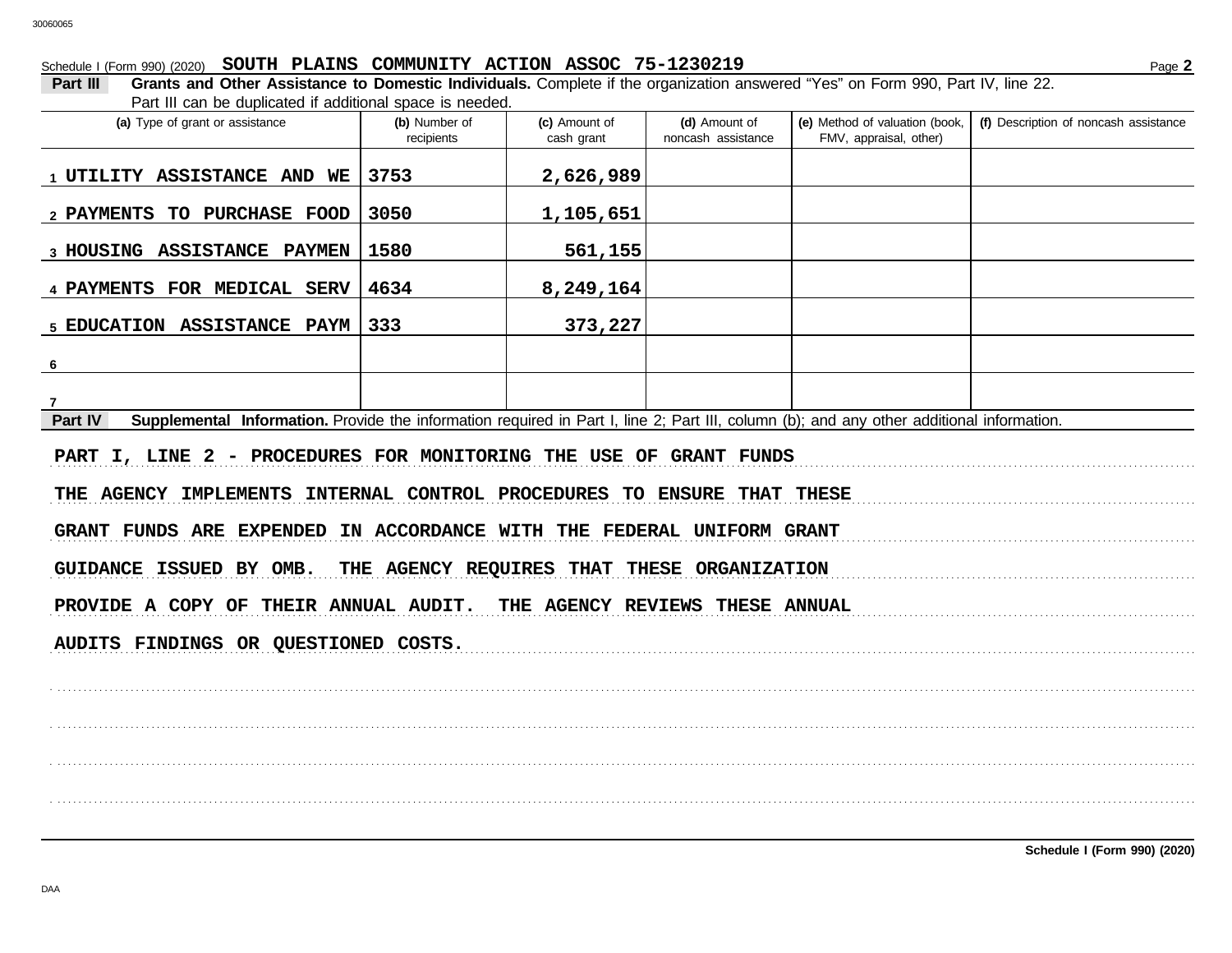Schedule I (Form 990) (2020) **SOUTH PLAINS COMMUNITY ACTION ASSOC 75-1230219** Page **2**

**Part III** **Grants and Other Assistance to Domestic Individuals.** Complete if the organization answered "Yes" on Form 990, Part IV, line 22. Part III can be duplicated if additional space is needed.

| | (a) Type of grant or assistance | (b) Number of recipients | (c) Amount of cash grant | (d) Amount of noncash assistance | (e) Method of valuation (book, FMV, appraisal, other) | (f) Description of noncash assistance |
|---|---|---|---|---|---|---|
| 1 | UTILITY ASSISTANCE AND WE | 3753 | 2,626,989 | | | |
| 2 | PAYMENTS TO PURCHASE FOOD | 3050 | 1,105,651 | | | |
| 3 | HOUSING ASSISTANCE PAYMEN | 1580 | 561,155 | | | |
| 4 | PAYMENTS FOR MEDICAL SERV | 4634 | 8,249,164 | | | |
| 5 | EDUCATION ASSISTANCE PAYM | 333 | 373,227 | | | |
| 6 | | | | | | |
| 7 | | | | | | |

**Part IV** **Supplemental Information.** Provide the information required in Part I, line 2; Part III, column (b); and any other additional information.

PART I, LINE 2 - PROCEDURES FOR MONITORING THE USE OF GRANT FUNDS

THE AGENCY IMPLEMENTS INTERNAL CONTROL PROCEDURES TO ENSURE THAT THESE GRANT FUNDS ARE EXPENDED IN ACCORDANCE WITH THE FEDERAL UNIFORM GRANT GUIDANCE ISSUED BY OMB. THE AGENCY REQUIRES THAT THESE ORGANIZATION PROVIDE A COPY OF THEIR ANNUAL AUDIT. THE AGENCY REVIEWS THESE ANNUAL AUDITS FINDINGS OR QUESTIONED COSTS.

**Schedule I (Form 990) (2020)**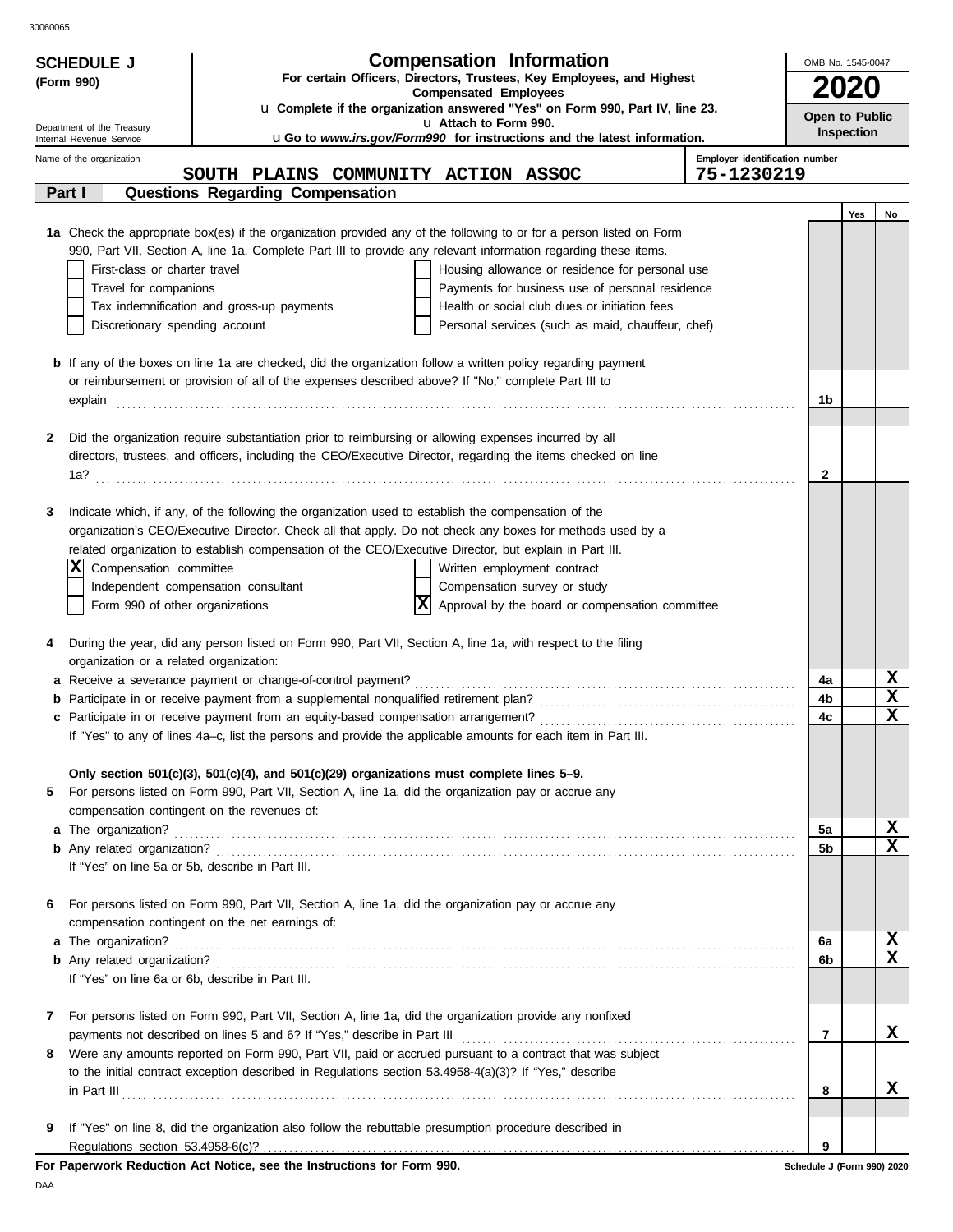30060065

**SCHEDULE J (Form 990)**

Department of the Treasury
Internal Revenue Service

# Compensation Information

**For certain Officers, Directors, Trustees, Key Employees, and Highest Compensated Employees**

u **Complete if the organization answered "Yes" on Form 990, Part IV, line 23.**
u **Attach to Form 990.**
u **Go to *www.irs.gov/Form990* for instructions and the latest information.**

OMB No. 1545-0047

**2020**

**Open to Public Inspection**

Name of the organization: **SOUTH PLAINS COMMUNITY ACTION ASSOC**

Employer identification number: **75-1230219**

## Part I Questions Regarding Compensation

| | | Yes | No |
|---|---|---|---|
| **1a** Check the appropriate box(es) if the organization provided any of the following to or for a person listed on Form 990, Part VII, Section A, line 1a. Complete Part III to provide any relevant information regarding these items. | | | |
| ☐ First-class or charter travel ☐ Housing allowance or residence for personal use | | | |
| ☐ Travel for companions ☐ Payments for business use of personal residence | | | |
| ☐ Tax indemnification and gross-up payments ☐ Health or social club dues or initiation fees | | | |
| ☐ Discretionary spending account ☐ Personal services (such as maid, chauffeur, chef) | | | |
| **b** If any of the boxes on line 1a are checked, did the organization follow a written policy regarding payment or reimbursement or provision of all of the expenses described above? If "No," complete Part III to explain | 1b | | |
| **2** Did the organization require substantiation prior to reimbursing or allowing expenses incurred by all directors, trustees, and officers, including the CEO/Executive Director, regarding the items checked on line 1a? | 2 | | |
| **3** Indicate which, if any, of the following the organization used to establish the compensation of the organization's CEO/Executive Director. Check all that apply. Do not check any boxes for methods used by a related organization to establish compensation of the CEO/Executive Director, but explain in Part III. | | | |
| ☒ Compensation committee ☐ Written employment contract | | | |
| ☐ Independent compensation consultant ☐ Compensation survey or study | | | |
| ☐ Form 990 of other organizations ☒ Approval by the board or compensation committee | | | |
| **4** During the year, did any person listed on Form 990, Part VII, Section A, line 1a, with respect to the filing organization or a related organization: | | | |
| **a** Receive a severance payment or change-of-control payment? | 4a | | X |
| **b** Participate in or receive payment from a supplemental nonqualified retirement plan? | 4b | | X |
| **c** Participate in or receive payment from an equity-based compensation arrangement? | 4c | | X |
| If "Yes" to any of lines 4a–c, list the persons and provide the applicable amounts for each item in Part III. | | | |
| **Only section 501(c)(3), 501(c)(4), and 501(c)(29) organizations must complete lines 5–9.** | | | |
| **5** For persons listed on Form 990, Part VII, Section A, line 1a, did the organization pay or accrue any compensation contingent on the revenues of: | | | |
| **a** The organization? | 5a | | X |
| **b** Any related organization? | 5b | | X |
| If "Yes" on line 5a or 5b, describe in Part III. | | | |
| **6** For persons listed on Form 990, Part VII, Section A, line 1a, did the organization pay or accrue any compensation contingent on the net earnings of: | | | |
| **a** The organization? | 6a | | X |
| **b** Any related organization? | 6b | | X |
| If "Yes" on line 6a or 6b, describe in Part III. | | | |
| **7** For persons listed on Form 990, Part VII, Section A, line 1a, did the organization provide any nonfixed payments not described on lines 5 and 6? If "Yes," describe in Part III | 7 | | X |
| **8** Were any amounts reported on Form 990, Part VII, paid or accrued pursuant to a contract that was subject to the initial contract exception described in Regulations section 53.4958-4(a)(3)? If "Yes," describe in Part III | 8 | | X |
| **9** If "Yes" on line 8, did the organization also follow the rebuttable presumption procedure described in Regulations section 53.4958-6(c)? | 9 | | |

**For Paperwork Reduction Act Notice, see the Instructions for Form 990.**

**Schedule J (Form 990) 2020**

DAA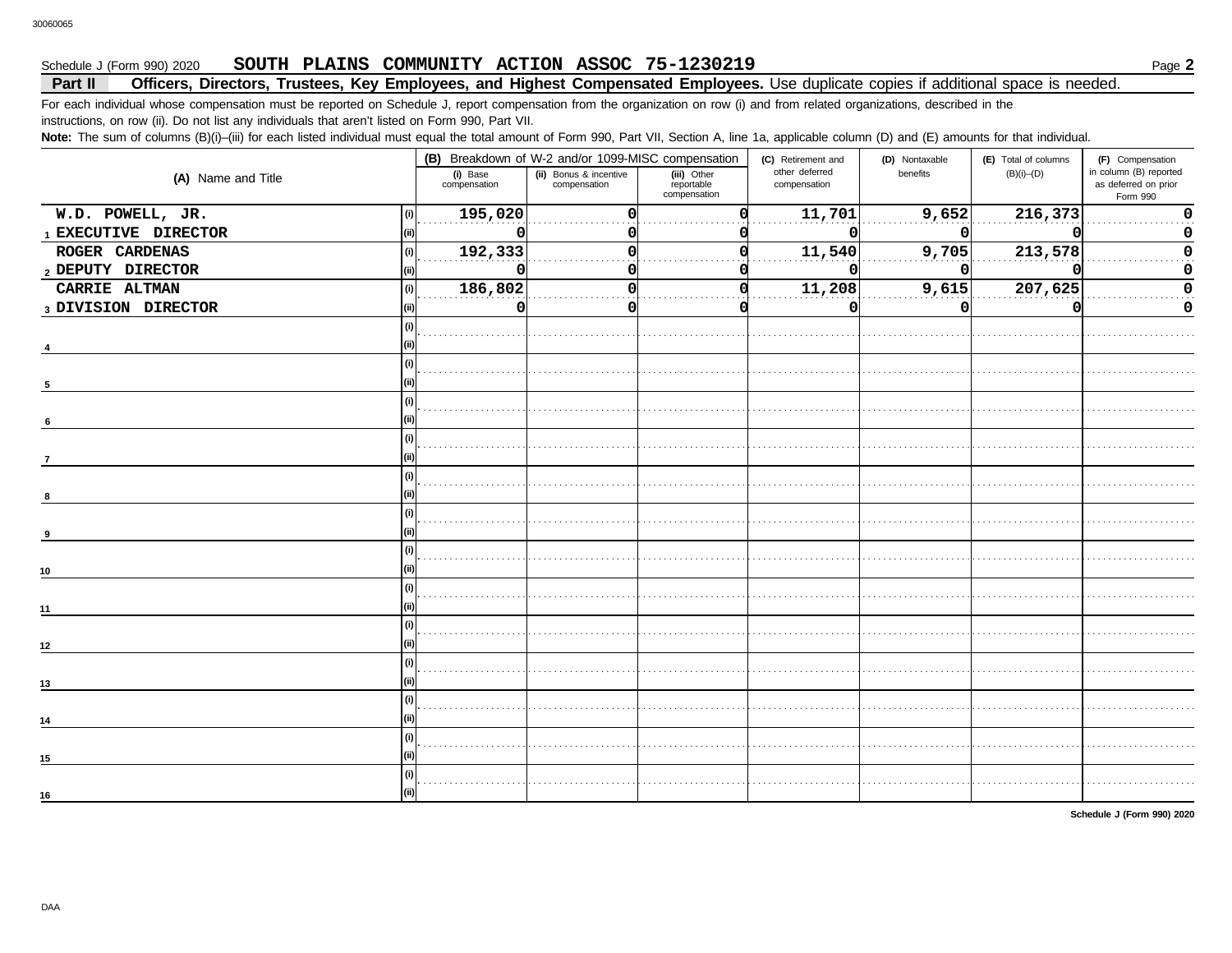Schedule J (Form 990) 2020 **SOUTH PLAINS COMMUNITY ACTION ASSOC 75-1230219** Page **2**

**Part II** **Officers, Directors, Trustees, Key Employees, and Highest Compensated Employees.** Use duplicate copies if additional space is needed.

For each individual whose compensation must be reported on Schedule J, report compensation from the organization on row (i) and from related organizations, described in the instructions, on row (ii). Do not list any individuals that aren't listed on Form 990, Part VII.

**Note:** The sum of columns (B)(i)–(iii) for each listed individual must equal the total amount of Form 990, Part VII, Section A, line 1a, applicable column (D) and (E) amounts for that individual.

| (A) Name and Title | | (B) Breakdown of W-2 and/or 1099-MISC compensation | | | (C) Retirement and other deferred compensation | (D) Nontaxable benefits | (E) Total of columns (B)(i)–(D) | (F) Compensation in column (B) reported as deferred on prior Form 990 |
|---|---|---|---|---|---|---|---|---|
| | | (i) Base compensation | (ii) Bonus & incentive compensation | (iii) Other reportable compensation | | | | |
| W.D. POWELL, JR. | (i) | 195,020 | 0 | 0 | 11,701 | 9,652 | 216,373 | 0 |
| 1 EXECUTIVE DIRECTOR | (ii) | 0 | 0 | 0 | 0 | 0 | 0 | 0 |
| ROGER CARDENAS | (i) | 192,333 | 0 | 0 | 11,540 | 9,705 | 213,578 | 0 |
| 2 DEPUTY DIRECTOR | (ii) | 0 | 0 | 0 | 0 | 0 | 0 | 0 |
| CARRIE ALTMAN | (i) | 186,802 | 0 | 0 | 11,208 | 9,615 | 207,625 | 0 |
| 3 DIVISION DIRECTOR | (ii) | 0 | 0 | 0 | 0 | 0 | 0 | 0 |
| | (i) | | | | | | | |
| 4 | (ii) | | | | | | | |
| | (i) | | | | | | | |
| 5 | (ii) | | | | | | | |
| | (i) | | | | | | | |
| 6 | (ii) | | | | | | | |
| | (i) | | | | | | | |
| 7 | (ii) | | | | | | | |
| | (i) | | | | | | | |
| 8 | (ii) | | | | | | | |
| | (i) | | | | | | | |
| 9 | (ii) | | | | | | | |
| | (i) | | | | | | | |
| 10 | (ii) | | | | | | | |
| | (i) | | | | | | | |
| 11 | (ii) | | | | | | | |
| | (i) | | | | | | | |
| 12 | (ii) | | | | | | | |
| | (i) | | | | | | | |
| 13 | (ii) | | | | | | | |
| | (i) | | | | | | | |
| 14 | (ii) | | | | | | | |
| | (i) | | | | | | | |
| 15 | (ii) | | | | | | | |
| | (i) | | | | | | | |
| 16 | (ii) | | | | | | | |

**Schedule J (Form 990) 2020**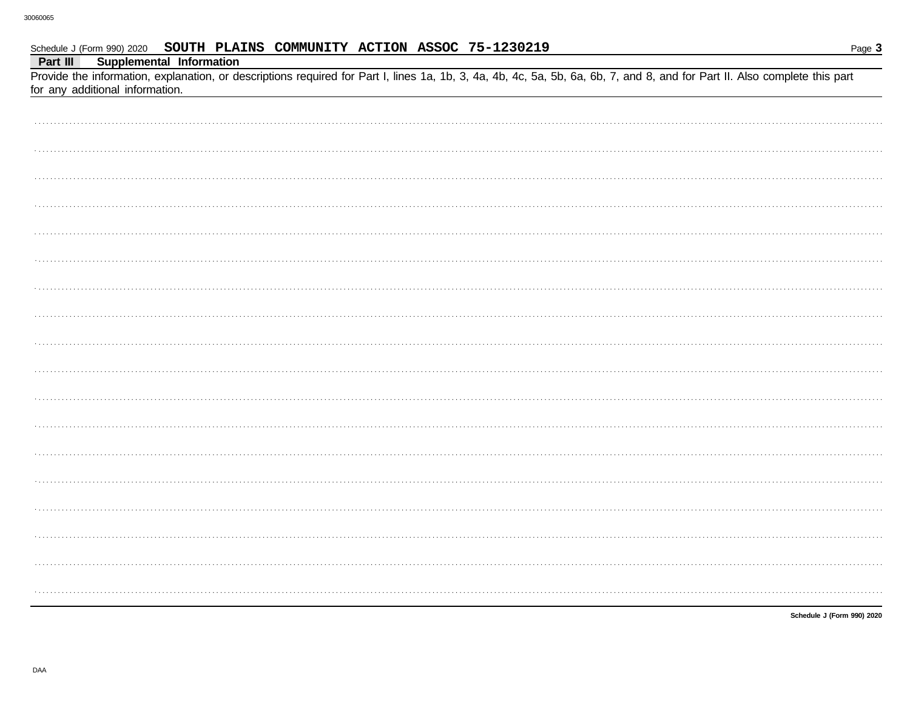Schedule J (Form 990) 2020 **SOUTH PLAINS COMMUNITY ACTION ASSOC 75-1230219**

**Part III** **Supplemental Information**

Provide the information, explanation, or descriptions required for Part I, lines 1a, 1b, 3, 4a, 4b, 4c, 5a, 5b, 6a, 6b, 7, and 8, and for Part II. Also complete this part for any additional information.

**Schedule J (Form 990) 2020**

DAA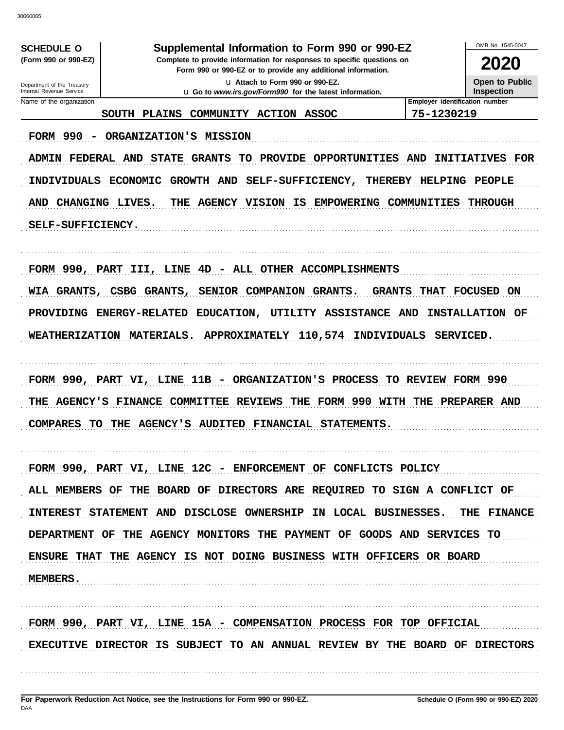**SCHEDULE O**
**(Form 990 or 990-EZ)**

Department of the Treasury
Internal Revenue Service

# Supplemental Information to Form 990 or 990-EZ

**Complete to provide information for responses to specific questions on Form 990 or 990-EZ or to provide any additional information.**

u Attach to Form 990 or 990-EZ.
u Go to *www.irs.gov/Form990* for the latest information.

OMB No. 1545-0047

**2020**

**Open to Public Inspection**

| Name of the organization | Employer identification number |
|---|---|
| SOUTH PLAINS COMMUNITY ACTION ASSOC | 75-1230219 |

FORM 990 - ORGANIZATION'S MISSION

ADMIN FEDERAL AND STATE GRANTS TO PROVIDE OPPORTUNITIES AND INITIATIVES FOR INDIVIDUALS ECONOMIC GROWTH AND SELF-SUFFICIENCY, THEREBY HELPING PEOPLE AND CHANGING LIVES. THE AGENCY VISION IS EMPOWERING COMMUNITIES THROUGH SELF-SUFFICIENCY.

FORM 990, PART III, LINE 4D - ALL OTHER ACCOMPLISHMENTS

WIA GRANTS, CSBG GRANTS, SENIOR COMPANION GRANTS. GRANTS THAT FOCUSED ON PROVIDING ENERGY-RELATED EDUCATION, UTILITY ASSISTANCE AND INSTALLATION OF WEATHERIZATION MATERIALS. APPROXIMATELY 110,574 INDIVIDUALS SERVICED.

FORM 990, PART VI, LINE 11B - ORGANIZATION'S PROCESS TO REVIEW FORM 990

THE AGENCY'S FINANCE COMMITTEE REVIEWS THE FORM 990 WITH THE PREPARER AND COMPARES TO THE AGENCY'S AUDITED FINANCIAL STATEMENTS.

FORM 990, PART VI, LINE 12C - ENFORCEMENT OF CONFLICTS POLICY

ALL MEMBERS OF THE BOARD OF DIRECTORS ARE REQUIRED TO SIGN A CONFLICT OF INTEREST STATEMENT AND DISCLOSE OWNERSHIP IN LOCAL BUSINESSES. THE FINANCE DEPARTMENT OF THE AGENCY MONITORS THE PAYMENT OF GOODS AND SERVICES TO ENSURE THAT THE AGENCY IS NOT DOING BUSINESS WITH OFFICERS OR BOARD MEMBERS.

FORM 990, PART VI, LINE 15A - COMPENSATION PROCESS FOR TOP OFFICIAL

EXECUTIVE DIRECTOR IS SUBJECT TO AN ANNUAL REVIEW BY THE BOARD OF DIRECTORS

**For Paperwork Reduction Act Notice, see the Instructions for Form 990 or 990-EZ.**

**Schedule O (Form 990 or 990-EZ) 2020**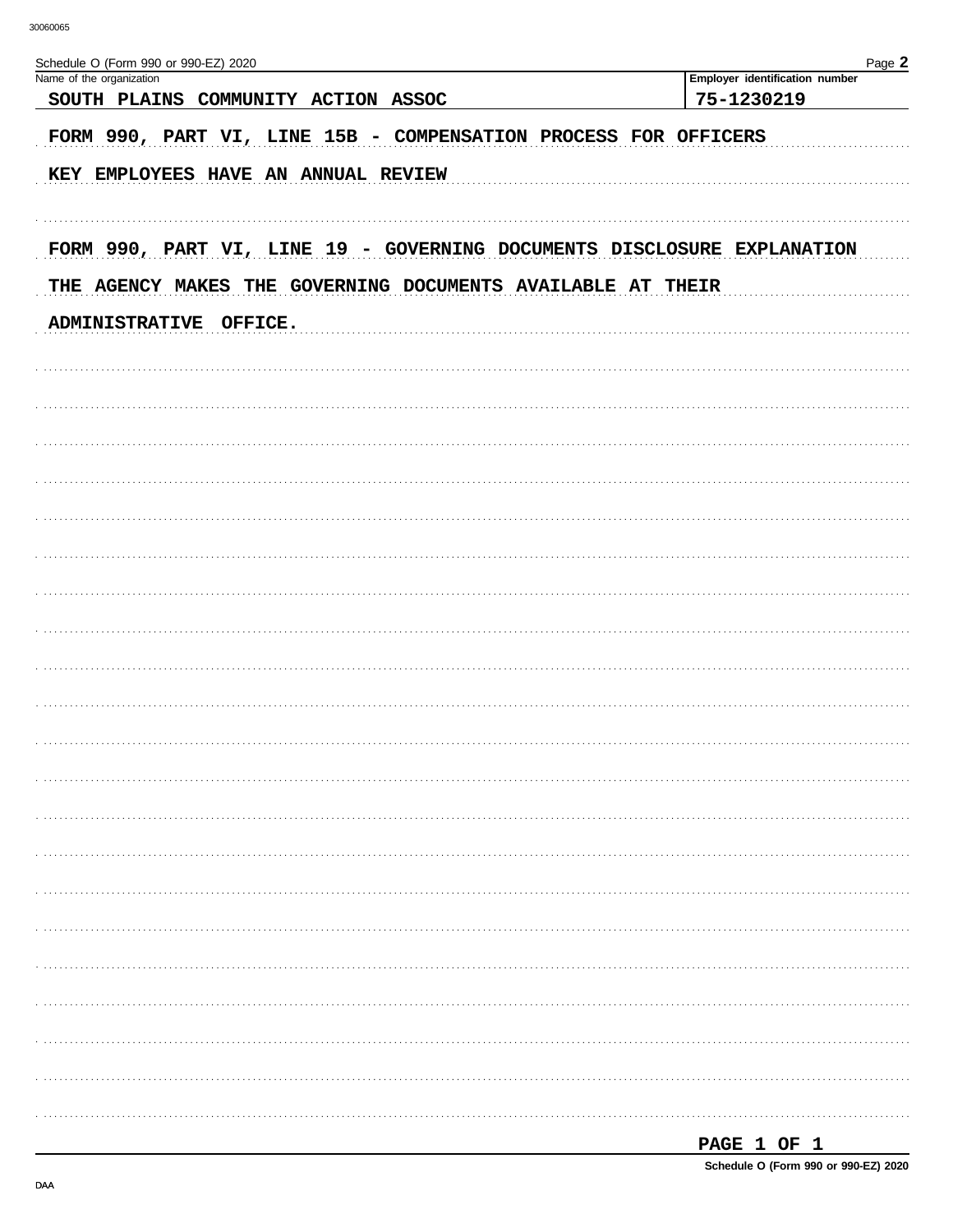Schedule O (Form 990 or 990-EZ) 2020

| Name of the organization | Employer identification number |
| --- | --- |
| SOUTH PLAINS COMMUNITY ACTION ASSOC | 75-1230219 |

FORM 990, PART VI, LINE 15B - COMPENSATION PROCESS FOR OFFICERS

KEY EMPLOYEES HAVE AN ANNUAL REVIEW

FORM 990, PART VI, LINE 19 - GOVERNING DOCUMENTS DISCLOSURE EXPLANATION

THE AGENCY MAKES THE GOVERNING DOCUMENTS AVAILABLE AT THEIR

ADMINISTRATIVE OFFICE.

Schedule O (Form 990 or 990-EZ) 2020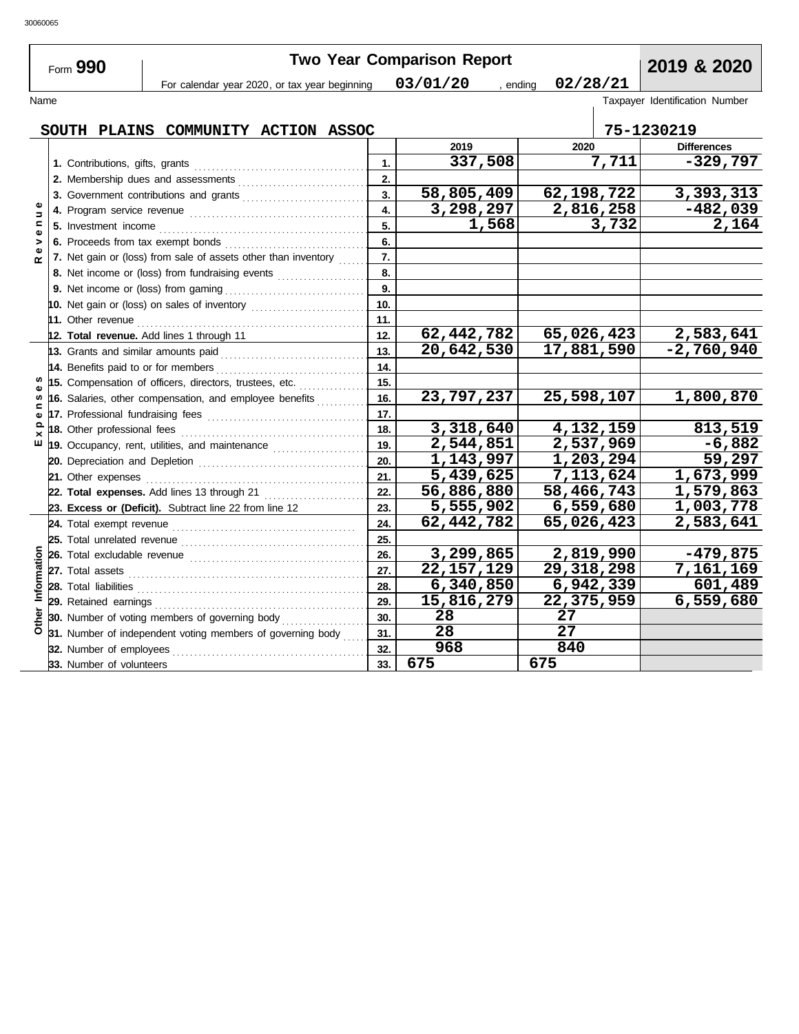30060065

# Two Year Comparison Report

Form **990**

For calendar year 2020, or tax year beginning **03/01/20** , ending **02/28/21**

**2019 & 2020**

Name: **SOUTH PLAINS COMMUNITY ACTION ASSOC**

Taxpayer Identification Number: **75-1230219**

| Section | Line | | 2019 | 2020 | Differences |
|---|---|---|---|---|---|
| Revenue | 1. Contributions, gifts, grants | 1. | 337,508 | 7,711 | -329,797 |
| | 2. Membership dues and assessments | 2. | | | |
| | 3. Government contributions and grants | 3. | 58,805,409 | 62,198,722 | 3,393,313 |
| | 4. Program service revenue | 4. | 3,298,297 | 2,816,258 | -482,039 |
| | 5. Investment income | 5. | 1,568 | 3,732 | 2,164 |
| | 6. Proceeds from tax exempt bonds | 6. | | | |
| | 7. Net gain or (loss) from sale of assets other than inventory | 7. | | | |
| | 8. Net income or (loss) from fundraising events | 8. | | | |
| | 9. Net income or (loss) from gaming | 9. | | | |
| | 10. Net gain or (loss) on sales of inventory | 10. | | | |
| | 11. Other revenue | 11. | | | |
| | **12. Total revenue.** Add lines 1 through 11 | 12. | 62,442,782 | 65,026,423 | 2,583,641 |
| Expenses | 13. Grants and similar amounts paid | 13. | 20,642,530 | 17,881,590 | -2,760,940 |
| | 14. Benefits paid to or for members | 14. | | | |
| | 15. Compensation of officers, directors, trustees, etc. | 15. | | | |
| | 16. Salaries, other compensation, and employee benefits | 16. | 23,797,237 | 25,598,107 | 1,800,870 |
| | 17. Professional fundraising fees | 17. | | | |
| | 18. Other professional fees | 18. | 3,318,640 | 4,132,159 | 813,519 |
| | 19. Occupancy, rent, utilities, and maintenance | 19. | 2,544,851 | 2,537,969 | -6,882 |
| | 20. Depreciation and Depletion | 20. | 1,143,997 | 1,203,294 | 59,297 |
| | 21. Other expenses | 21. | 5,439,625 | 7,113,624 | 1,673,999 |
| | **22. Total expenses.** Add lines 13 through 21 | 22. | 56,886,880 | 58,466,743 | 1,579,863 |
| | **23. Excess or (Deficit).** Subtract line 22 from line 12 | 23. | 5,555,902 | 6,559,680 | 1,003,778 |
| Other Information | 24. Total exempt revenue | 24. | 62,442,782 | 65,026,423 | 2,583,641 |
| | 25. Total unrelated revenue | 25. | | | |
| | 26. Total excludable revenue | 26. | 3,299,865 | 2,819,990 | -479,875 |
| | 27. Total assets | 27. | 22,157,129 | 29,318,298 | 7,161,169 |
| | 28. Total liabilities | 28. | 6,340,850 | 6,942,339 | 601,489 |
| | 29. Retained earnings | 29. | 15,816,279 | 22,375,959 | 6,559,680 |
| | 30. Number of voting members of governing body | 30. | 28 | 27 | |
| | 31. Number of independent voting members of governing body | 31. | 28 | 27 | |
| | 32. Number of employees | 32. | 968 | 840 | |
| | 33. Number of volunteers | 33. | 675 | 675 | |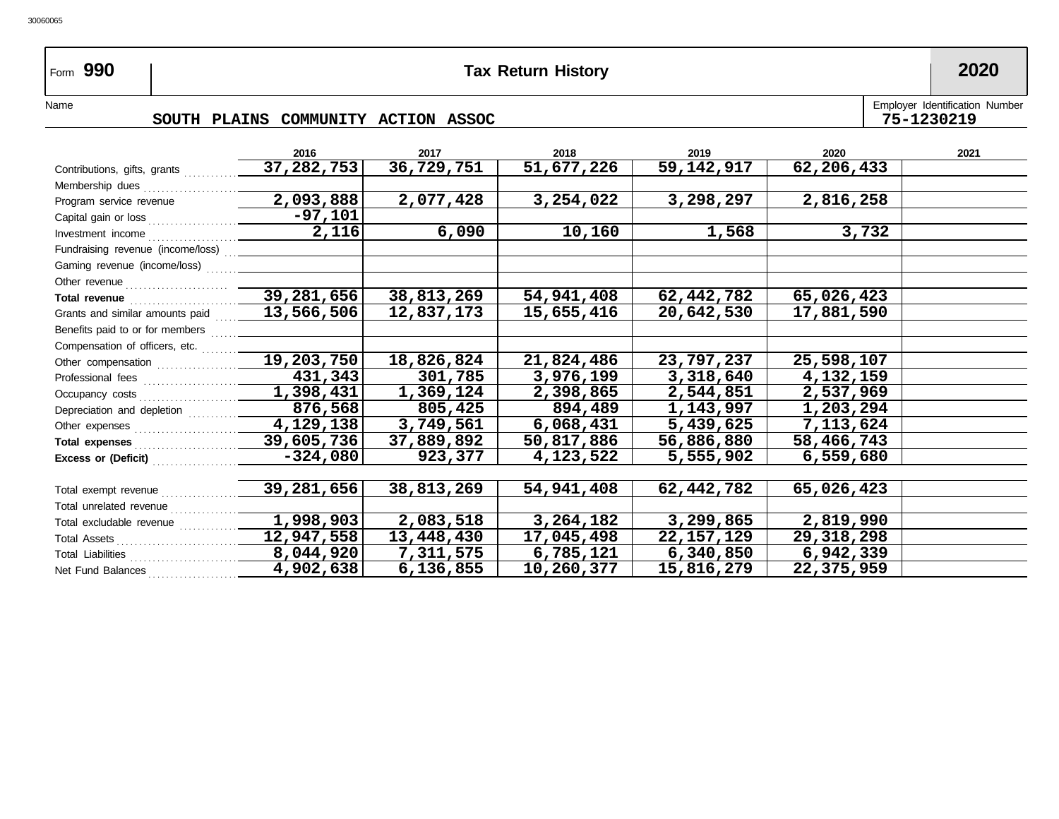# Form 990 — Tax Return History — 2020

Name: **SOUTH PLAINS COMMUNITY ACTION ASSOC**

Employer Identification Number: **75-1230219**

| | 2016 | 2017 | 2018 | 2019 | 2020 | 2021 |
|---|---|---|---|---|---|---|
| Contributions, gifts, grants | 37,282,753 | 36,729,751 | 51,677,226 | 59,142,917 | 62,206,433 | |
| Membership dues | | | | | | |
| Program service revenue | 2,093,888 | 2,077,428 | 3,254,022 | 3,298,297 | 2,816,258 | |
| Capital gain or loss | -97,101 | | | | | |
| Investment income | 2,116 | 6,090 | 10,160 | 1,568 | 3,732 | |
| Fundraising revenue (income/loss) | | | | | | |
| Gaming revenue (income/loss) | | | | | | |
| Other revenue | | | | | | |
| **Total revenue** | 39,281,656 | 38,813,269 | 54,941,408 | 62,442,782 | 65,026,423 | |
| Grants and similar amounts paid | 13,566,506 | 12,837,173 | 15,655,416 | 20,642,530 | 17,881,590 | |
| Benefits paid to or for members | | | | | | |
| Compensation of officers, etc. | | | | | | |
| Other compensation | 19,203,750 | 18,826,824 | 21,824,486 | 23,797,237 | 25,598,107 | |
| Professional fees | 431,343 | 301,785 | 3,976,199 | 3,318,640 | 4,132,159 | |
| Occupancy costs | 1,398,431 | 1,369,124 | 2,398,865 | 2,544,851 | 2,537,969 | |
| Depreciation and depletion | 876,568 | 805,425 | 894,489 | 1,143,997 | 1,203,294 | |
| Other expenses | 4,129,138 | 3,749,561 | 6,068,431 | 5,439,625 | 7,113,624 | |
| **Total expenses** | 39,605,736 | 37,889,892 | 50,817,886 | 56,886,880 | 58,466,743 | |
| **Excess or (Deficit)** | -324,080 | 923,377 | 4,123,522 | 5,555,902 | 6,559,680 | |
| | | | | | | |
| Total exempt revenue | 39,281,656 | 38,813,269 | 54,941,408 | 62,442,782 | 65,026,423 | |
| Total unrelated revenue | | | | | | |
| Total excludable revenue | 1,998,903 | 2,083,518 | 3,264,182 | 3,299,865 | 2,819,990 | |
| Total Assets | 12,947,558 | 13,448,430 | 17,045,498 | 22,157,129 | 29,318,298 | |
| Total Liabilities | 8,044,920 | 7,311,575 | 6,785,121 | 6,340,850 | 6,942,339 | |
| Net Fund Balances | 4,902,638 | 6,136,855 | 10,260,377 | 15,816,279 | 22,375,959 | |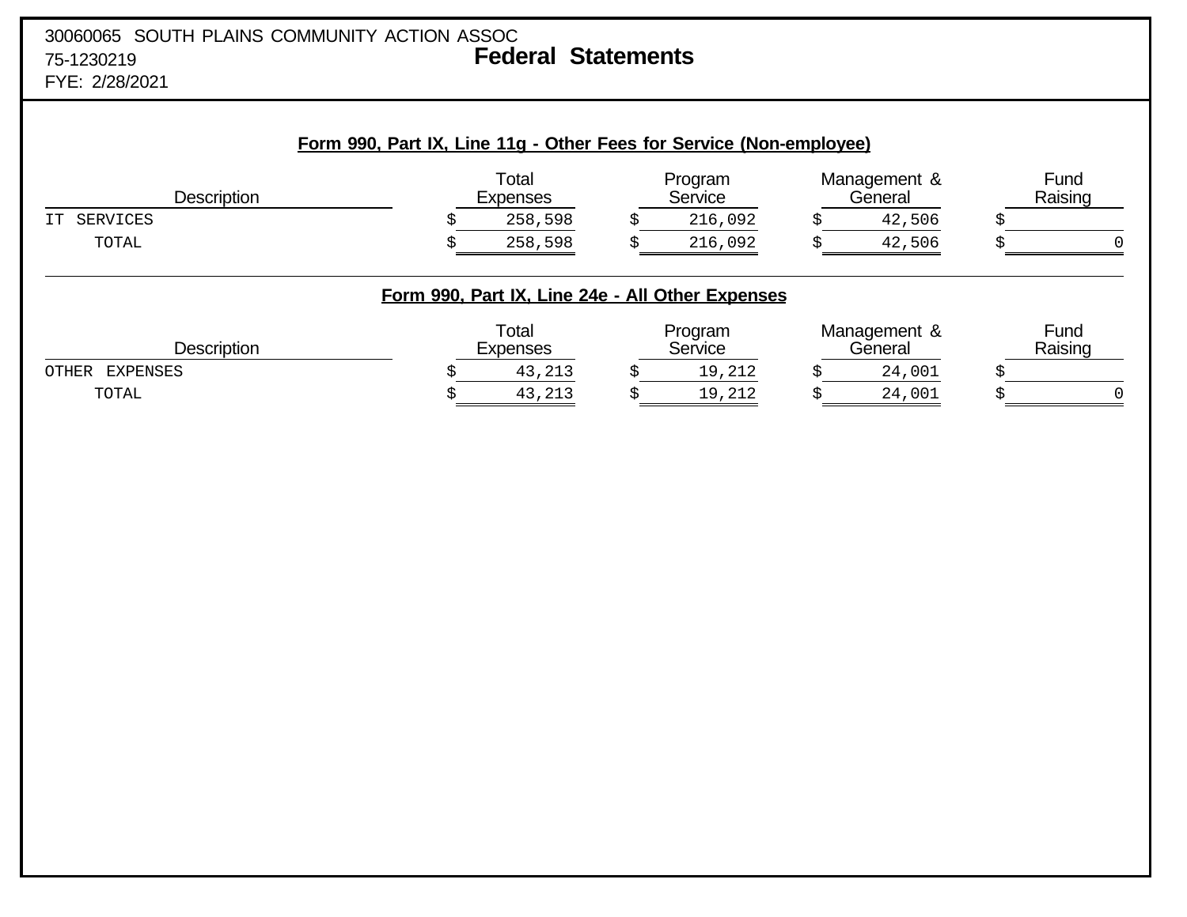30060065 SOUTH PLAINS COMMUNITY ACTION ASSOC
75-1230219
FYE: 2/28/2021

# Federal Statements

## Form 990, Part IX, Line 11g - Other Fees for Service (Non-employee)

| Description | Total Expenses | Program Service | Management & General | Fund Raising |
|---|---|---|---|---|
| IT SERVICES | $ 258,598 | $ 216,092 | $ 42,506 | $ |
| TOTAL | $ 258,598 | $ 216,092 | $ 42,506 | $ 0 |

## Form 990, Part IX, Line 24e - All Other Expenses

| Description | Total Expenses | Program Service | Management & General | Fund Raising |
|---|---|---|---|---|
| OTHER EXPENSES | $ 43,213 | $ 19,212 | $ 24,001 | $ |
| TOTAL | $ 43,213 | $ 19,212 | $ 24,001 | $ 0 |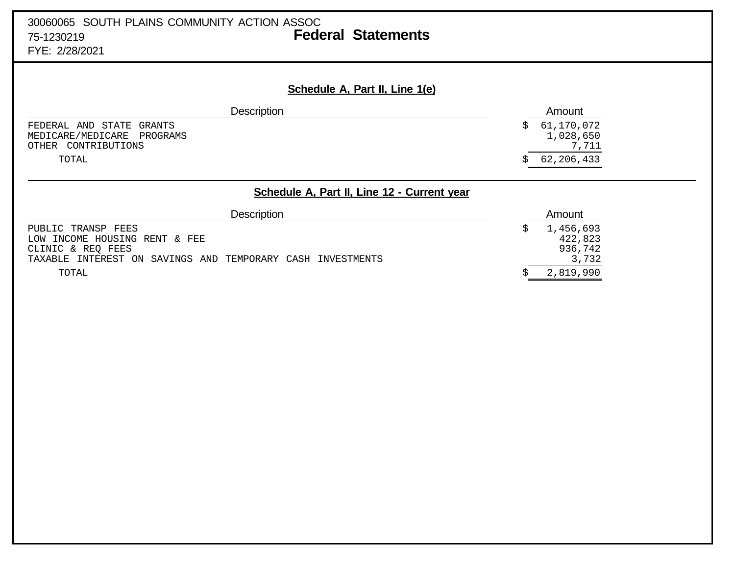30060065 SOUTH PLAINS COMMUNITY ACTION ASSOC
75-1230219
FYE: 2/28/2021

# Federal Statements

## Schedule A, Part II, Line 1(e)

| Description | Amount |
|---|---|
| FEDERAL AND STATE GRANTS | $ 61,170,072 |
| MEDICARE/MEDICARE PROGRAMS | 1,028,650 |
| OTHER CONTRIBUTIONS | 7,711 |
| TOTAL | $ 62,206,433 |

## Schedule A, Part II, Line 12 - Current year

| Description | Amount |
|---|---|
| PUBLIC TRANSP FEES | $ 1,456,693 |
| LOW INCOME HOUSING RENT & FEE | 422,823 |
| CLINIC & REQ FEES | 936,742 |
| TAXABLE INTEREST ON SAVINGS AND TEMPORARY CASH INVESTMENTS | 3,732 |
| TOTAL | $ 2,819,990 |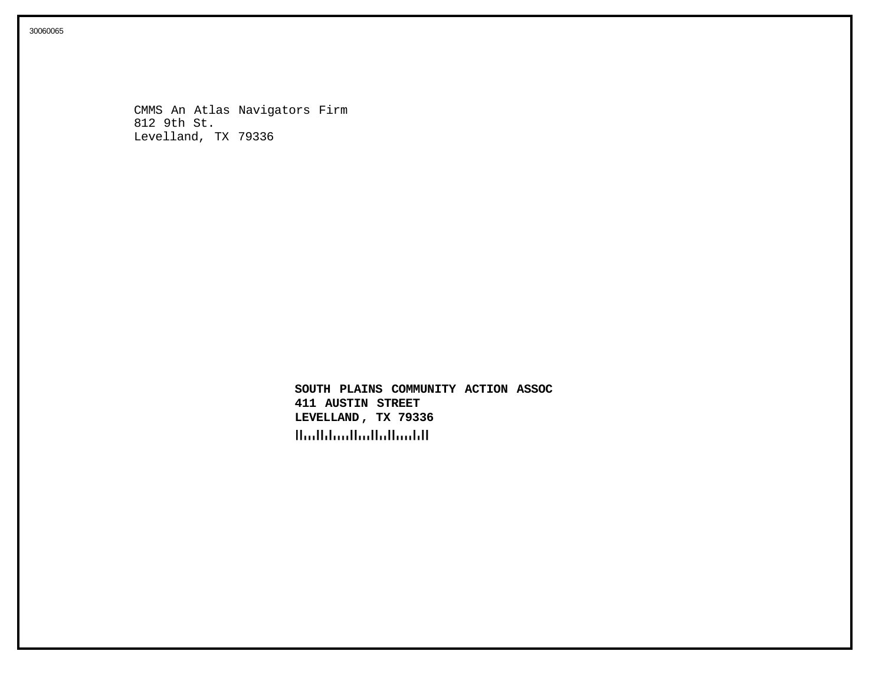30060065

CMMS An Atlas Navigators Firm
812 9th St.
Levelland, TX 79336

**SOUTH PLAINS COMMUNITY ACTION ASSOC**
**411 AUSTIN STREET**
**LEVELLAND, TX 79336**